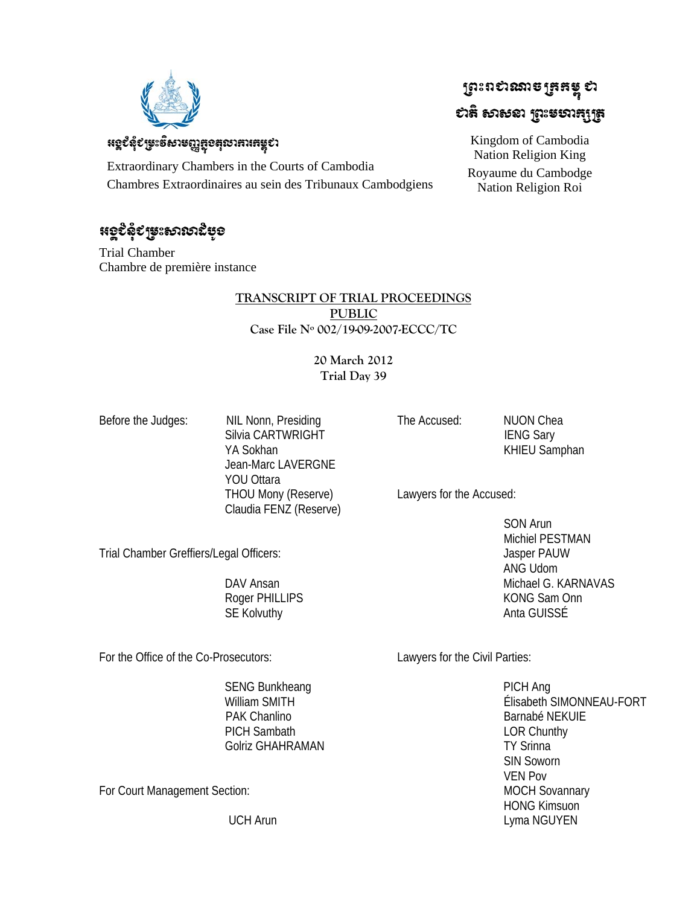អង្គជំនុំជម្រះវិសាមញ្ញក្នុងតុលាការកម្ពុជា

Extraordinary Chambers in the Courts of Cambodia
Chambres Extraordinaires au sein des Tribunaux Cambodgiens

ព្រះរាជាណាចក្រកម្ពុជា
ជាតិ សាសនា ព្រះមហាក្សត្រ

Kingdom of Cambodia
Nation Religion King
Royaume du Cambodge
Nation Religion Roi

អង្គជំនុំជម្រះសាលាដំបូង

Trial Chamber
Chambre de première instance

**TRANSCRIPT OF TRIAL PROCEEDINGS**
**PUBLIC**
**Case File Nº 002/19-09-2007-ECCC/TC**

**20 March 2012**
**Trial Day 39**

Before the Judges:
NIL Nonn, Presiding
Silvia CARTWRIGHT
YA Sokhan
Jean-Marc LAVERGNE
YOU Ottara
THOU Mony (Reserve)
Claudia FENZ (Reserve)

Trial Chamber Greffiers/Legal Officers:
DAV Ansan
Roger PHILLIPS
SE Kolvuthy

For the Office of the Co-Prosecutors:
SENG Bunkheang
William SMITH
PAK Chanlino
PICH Sambath
Golriz GHAHRAMAN

For Court Management Section:
UCH Arun

The Accused:
NUON Chea
IENG Sary
KHIEU Samphan

Lawyers for the Accused:
SON Arun
Michiel PESTMAN
Jasper PAUW
ANG Udom
Michael G. KARNAVAS
KONG Sam Onn
Anta GUISSÉ

Lawyers for the Civil Parties:
PICH Ang
Élisabeth SIMONNEAU-FORT
Barnabé NEKUIE
LOR Chunthy
TY Srinna
SIN Soworn
VEN Pov
MOCH Sovannary
HONG Kimsuon
Lyma NGUYEN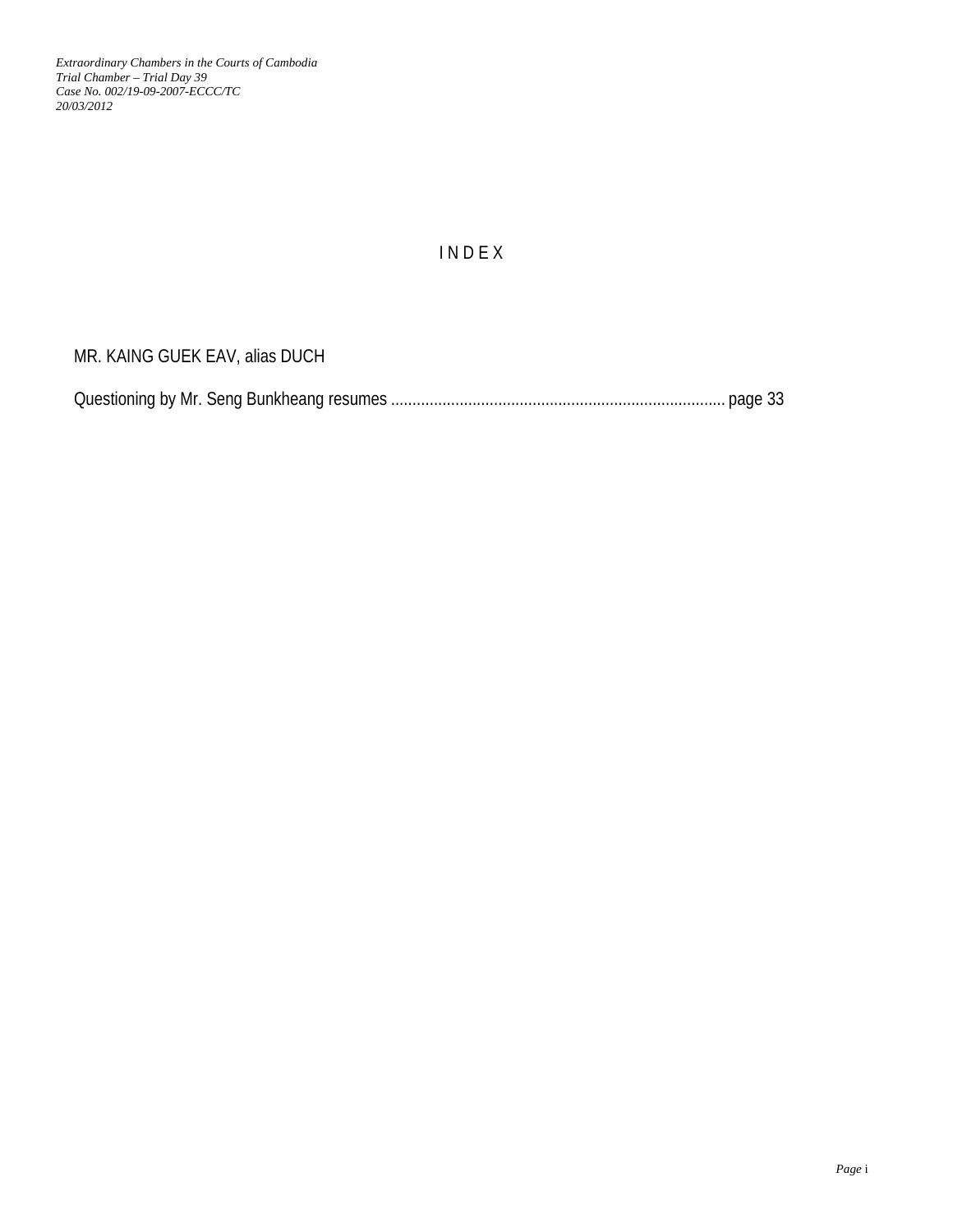# I N D E X

MR. KAING GUEK EAV, alias DUCH

Questioning by Mr. Seng Bunkheang resumes ............................................................................. page 33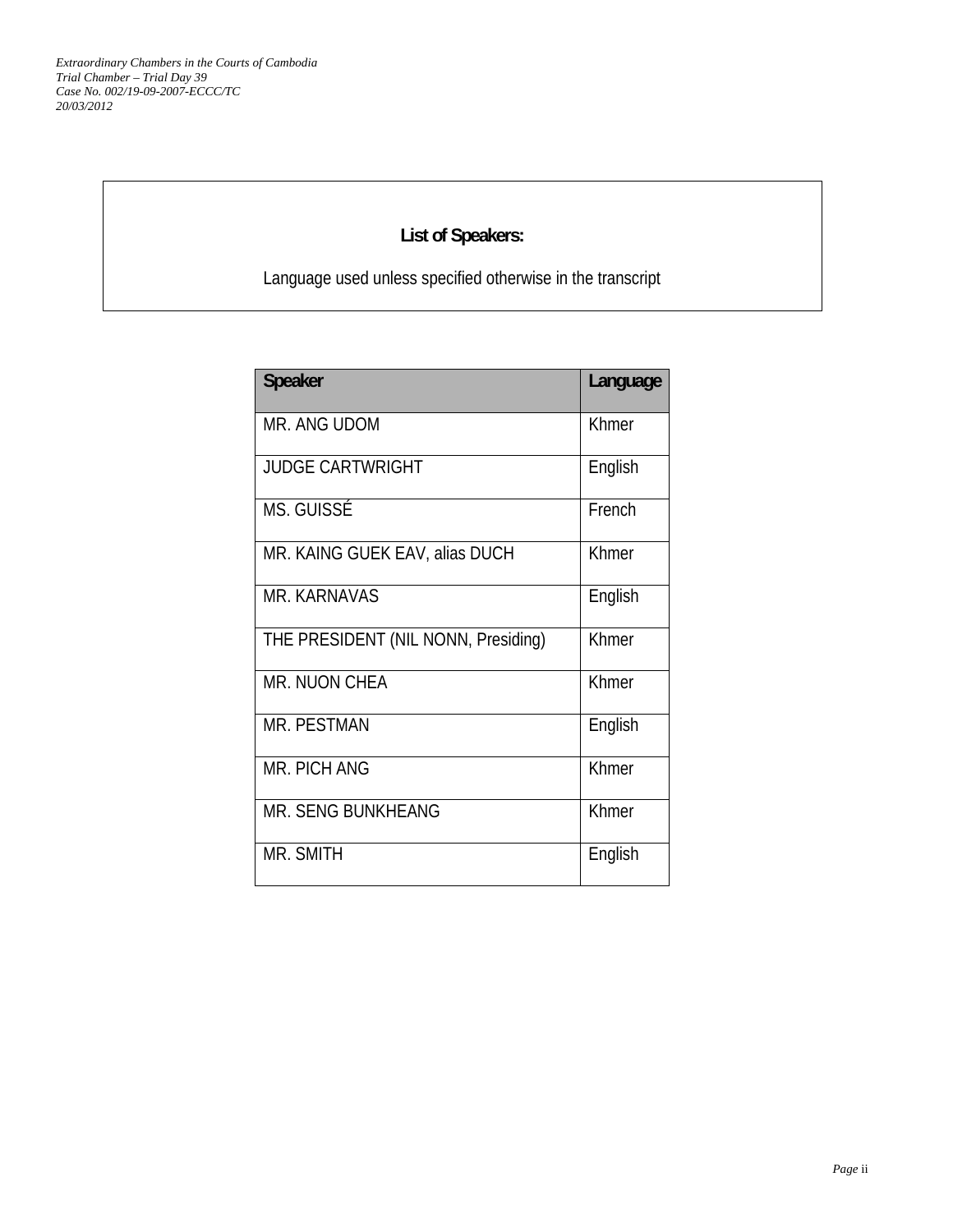## List of Speakers:

Language used unless specified otherwise in the transcript

| Speaker | Language |
|---|---|
| MR. ANG UDOM | Khmer |
| JUDGE CARTWRIGHT | English |
| MS. GUISSÉ | French |
| MR. KAING GUEK EAV, alias DUCH | Khmer |
| MR. KARNAVAS | English |
| THE PRESIDENT (NIL NONN, Presiding) | Khmer |
| MR. NUON CHEA | Khmer |
| MR. PESTMAN | English |
| MR. PICH ANG | Khmer |
| MR. SENG BUNKHEANG | Khmer |
| MR. SMITH | English |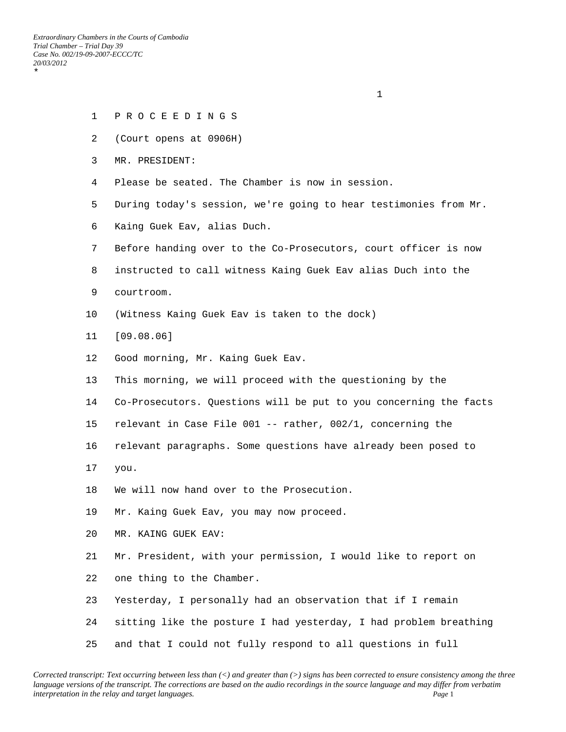P R O C E E D I N G S

(Court opens at 0906H)

MR. PRESIDENT:

Please be seated. The Chamber is now in session.

During today's session, we're going to hear testimonies from Mr. Kaing Guek Eav, alias Duch.

Before handing over to the Co-Prosecutors, court officer is now instructed to call witness Kaing Guek Eav alias Duch into the courtroom.

(Witness Kaing Guek Eav is taken to the dock)

[09.08.06]

Good morning, Mr. Kaing Guek Eav.

This morning, we will proceed with the questioning by the Co-Prosecutors. Questions will be put to you concerning the facts relevant in Case File 001 -- rather, 002/1, concerning the relevant paragraphs. Some questions have already been posed to you.

We will now hand over to the Prosecution.

Mr. Kaing Guek Eav, you may now proceed.

MR. KAING GUEK EAV:

Mr. President, with your permission, I would like to report on one thing to the Chamber.

Yesterday, I personally had an observation that if I remain sitting like the posture I had yesterday, I had problem breathing and that I could not fully respond to all questions in full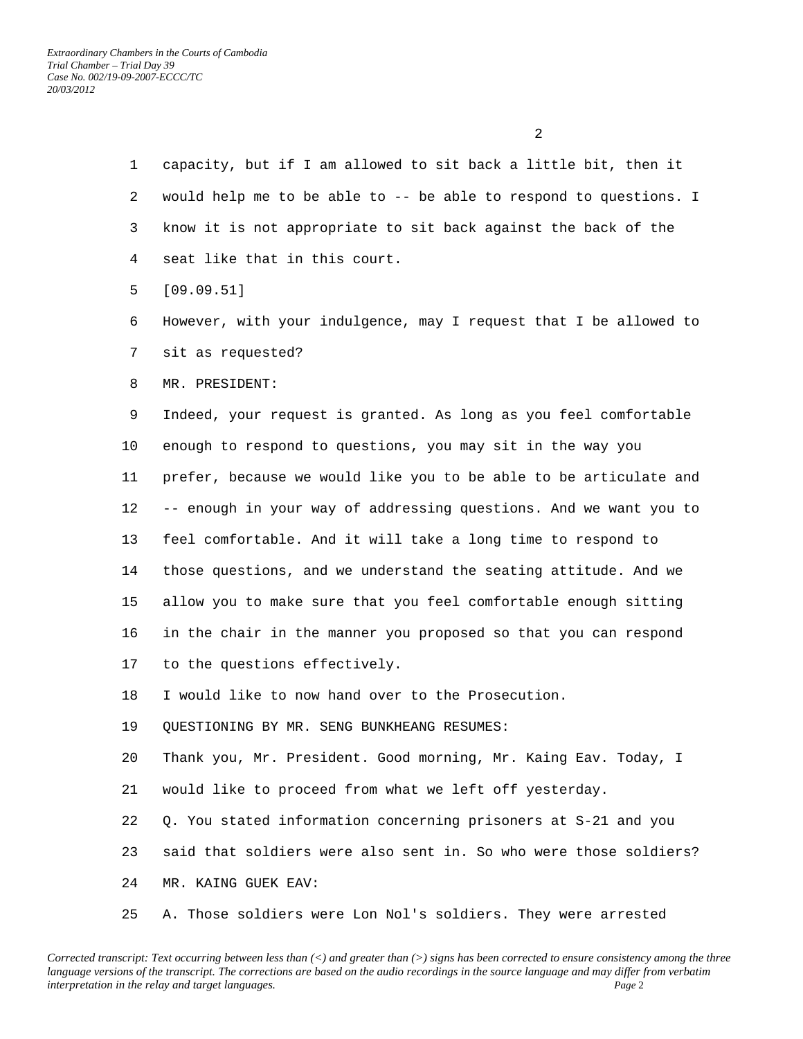capacity, but if I am allowed to sit back a little bit, then it would help me to be able to -- be able to respond to questions. I know it is not appropriate to sit back against the back of the seat like that in this court.

[09.09.51]

However, with your indulgence, may I request that I be allowed to sit as requested?

MR. PRESIDENT:

Indeed, your request is granted. As long as you feel comfortable enough to respond to questions, you may sit in the way you prefer, because we would like you to be able to be articulate and -- enough in your way of addressing questions. And we want you to feel comfortable. And it will take a long time to respond to those questions, and we understand the seating attitude. And we allow you to make sure that you feel comfortable enough sitting in the chair in the manner you proposed so that you can respond to the questions effectively.

I would like to now hand over to the Prosecution.

QUESTIONING BY MR. SENG BUNKHEANG RESUMES:

Thank you, Mr. President. Good morning, Mr. Kaing Eav. Today, I would like to proceed from what we left off yesterday.

Q. You stated information concerning prisoners at S-21 and you said that soldiers were also sent in. So who were those soldiers?

MR. KAING GUEK EAV:

A. Those soldiers were Lon Nol's soldiers. They were arrested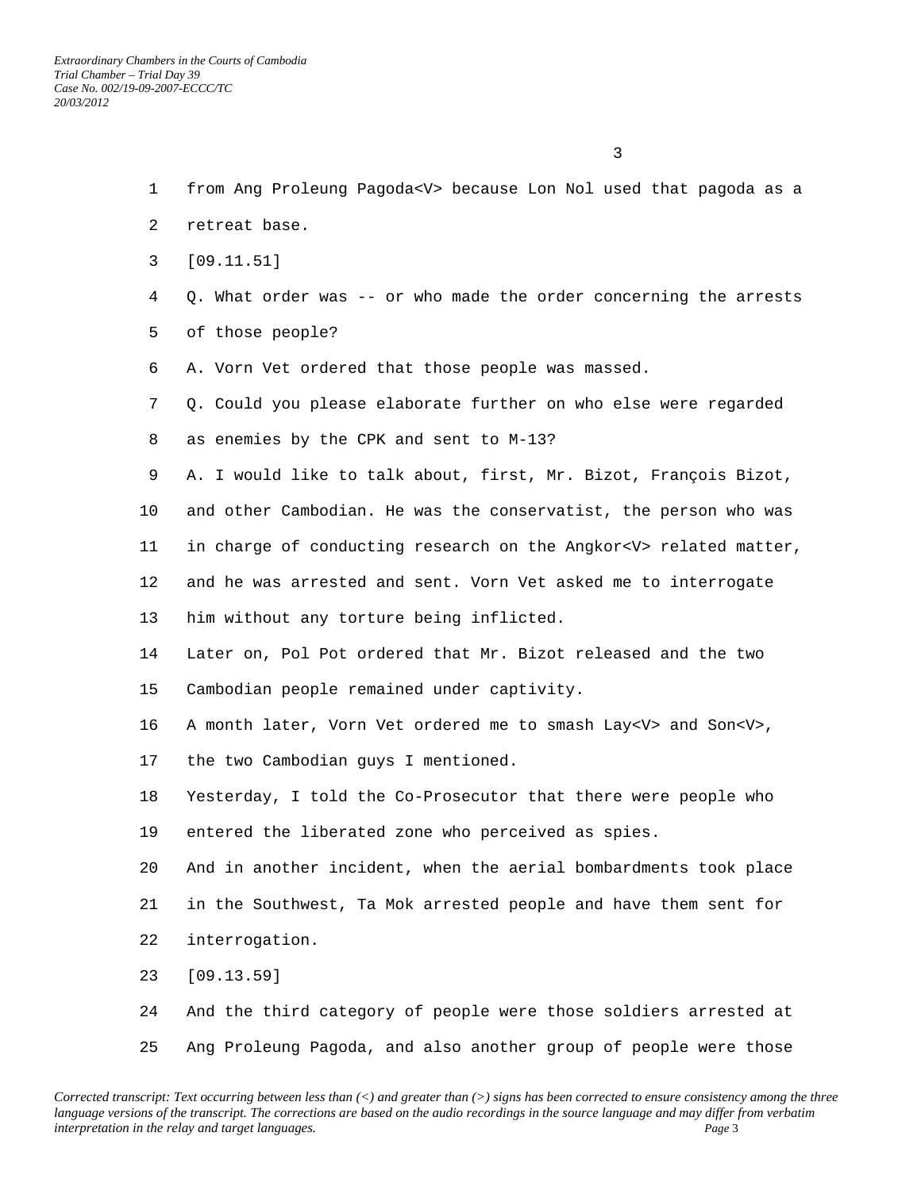1 from Ang Proleung Pagoda<V> because Lon Nol used that pagoda as a

2 retreat base.

3 [09.11.51]

4 Q. What order was -- or who made the order concerning the arrests

5 of those people?

6 A. Vorn Vet ordered that those people was massed.

7 Q. Could you please elaborate further on who else were regarded

8 as enemies by the CPK and sent to M-13?

9 A. I would like to talk about, first, Mr. Bizot, François Bizot,

10 and other Cambodian. He was the conservatist, the person who was

11 in charge of conducting research on the Angkor<V> related matter,

12 and he was arrested and sent. Vorn Vet asked me to interrogate

13 him without any torture being inflicted.

14 Later on, Pol Pot ordered that Mr. Bizot released and the two

15 Cambodian people remained under captivity.

16 A month later, Vorn Vet ordered me to smash Lay<V> and Son<V>,

17 the two Cambodian guys I mentioned.

18 Yesterday, I told the Co-Prosecutor that there were people who

19 entered the liberated zone who perceived as spies.

20 And in another incident, when the aerial bombardments took place

21 in the Southwest, Ta Mok arrested people and have them sent for

22 interrogation.

23 [09.13.59]

24 And the third category of people were those soldiers arrested at

25 Ang Proleung Pagoda, and also another group of people were those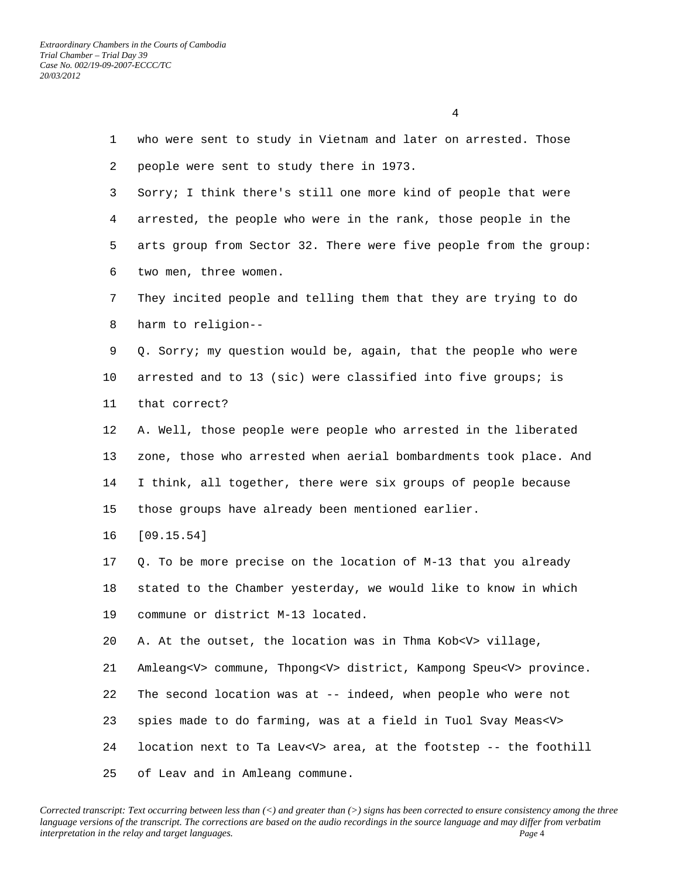who were sent to study in Vietnam and later on arrested. Those people were sent to study there in 1973.

Sorry; I think there's still one more kind of people that were arrested, the people who were in the rank, those people in the arts group from Sector 32. There were five people from the group: two men, three women.

They incited people and telling them that they are trying to do harm to religion--

Q. Sorry; my question would be, again, that the people who were arrested and to 13 (sic) were classified into five groups; is that correct?

A. Well, those people were people who arrested in the liberated zone, those who arrested when aerial bombardments took place. And I think, all together, there were six groups of people because those groups have already been mentioned earlier.

[09.15.54]

Q. To be more precise on the location of M-13 that you already stated to the Chamber yesterday, we would like to know in which commune or district M-13 located.

A. At the outset, the location was in Thma Kob<V> village, Amleang<V> commune, Thpong<V> district, Kampong Speu<V> province. The second location was at -- indeed, when people who were not spies made to do farming, was at a field in Tuol Svay Meas<V> location next to Ta Leav<V> area, at the footstep -- the foothill of Leav and in Amleang commune.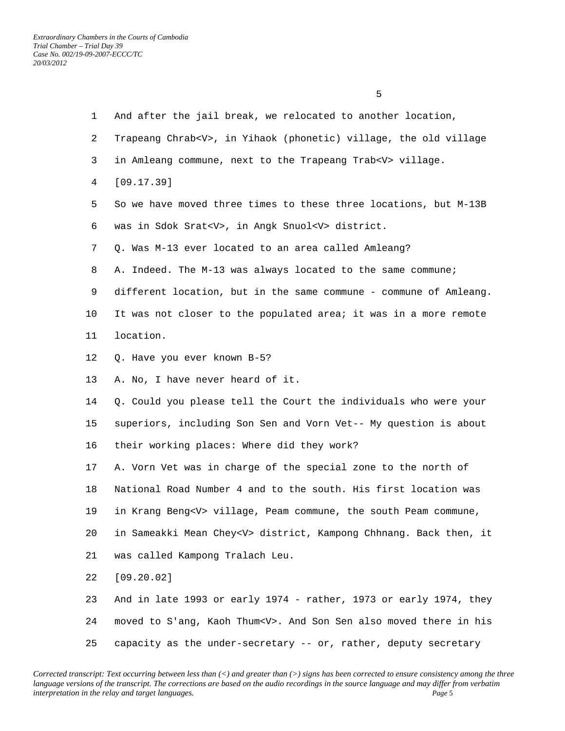1 And after the jail break, we relocated to another location,

2 Trapeang Chrab<V>, in Yihaok (phonetic) village, the old village

3 in Amleang commune, next to the Trapeang Trab<V> village.

4 [09.17.39]

5 So we have moved three times to these three locations, but M-13B

6 was in Sdok Srat<V>, in Angk Snuol<V> district.

7 Q. Was M-13 ever located to an area called Amleang?

8 A. Indeed. The M-13 was always located to the same commune;

9 different location, but in the same commune - commune of Amleang.

10 It was not closer to the populated area; it was in a more remote

11 location.

12 Q. Have you ever known B-5?

13 A. No, I have never heard of it.

14 Q. Could you please tell the Court the individuals who were your

15 superiors, including Son Sen and Vorn Vet-- My question is about

16 their working places: Where did they work?

17 A. Vorn Vet was in charge of the special zone to the north of

18 National Road Number 4 and to the south. His first location was

19 in Krang Beng<V> village, Peam commune, the south Peam commune,

20 in Sameakki Mean Chey<V> district, Kampong Chhnang. Back then, it

21 was called Kampong Tralach Leu.

22 [09.20.02]

23 And in late 1993 or early 1974 - rather, 1973 or early 1974, they

24 moved to S'ang, Kaoh Thum<V>. And Son Sen also moved there in his

25 capacity as the under-secretary -- or, rather, deputy secretary

*Corrected transcript: Text occurring between less than (<) and greater than (>) signs has been corrected to ensure consistency among the three language versions of the transcript. The corrections are based on the audio recordings in the source language and may differ from verbatim interpretation in the relay and target languages.*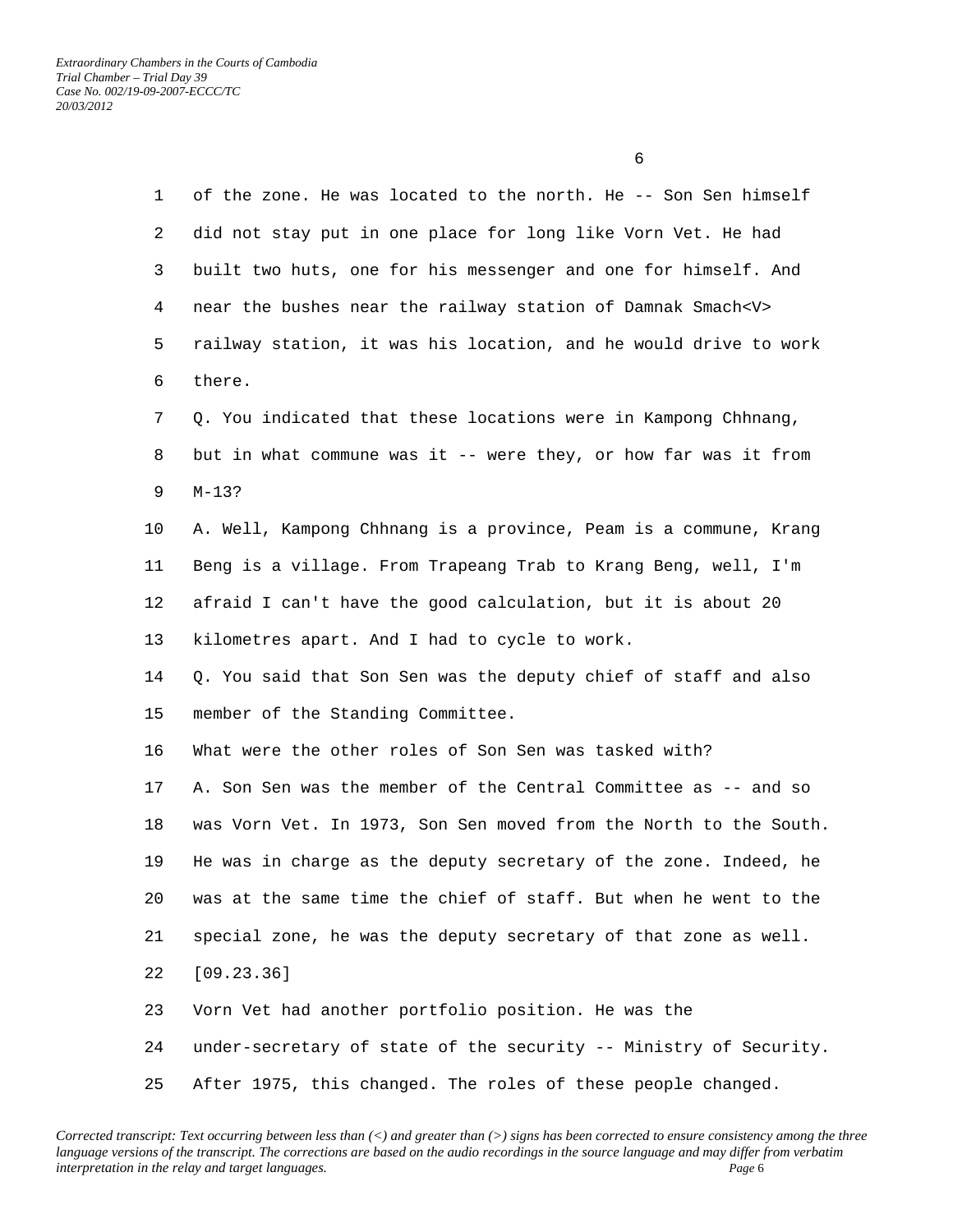of the zone. He was located to the north. He -- Son Sen himself did not stay put in one place for long like Vorn Vet. He had built two huts, one for his messenger and one for himself. And near the bushes near the railway station of Damnak Smach<V> railway station, it was his location, and he would drive to work there.

Q. You indicated that these locations were in Kampong Chhnang, but in what commune was it -- were they, or how far was it from M-13?

A. Well, Kampong Chhnang is a province, Peam is a commune, Krang Beng is a village. From Trapeang Trab to Krang Beng, well, I'm afraid I can't have the good calculation, but it is about 20 kilometres apart. And I had to cycle to work.

Q. You said that Son Sen was the deputy chief of staff and also member of the Standing Committee.

What were the other roles of Son Sen was tasked with?

A. Son Sen was the member of the Central Committee as -- and so was Vorn Vet. In 1973, Son Sen moved from the North to the South. He was in charge as the deputy secretary of the zone. Indeed, he was at the same time the chief of staff. But when he went to the special zone, he was the deputy secretary of that zone as well.

[09.23.36]

Vorn Vet had another portfolio position. He was the under-secretary of state of the security -- Ministry of Security. After 1975, this changed. The roles of these people changed.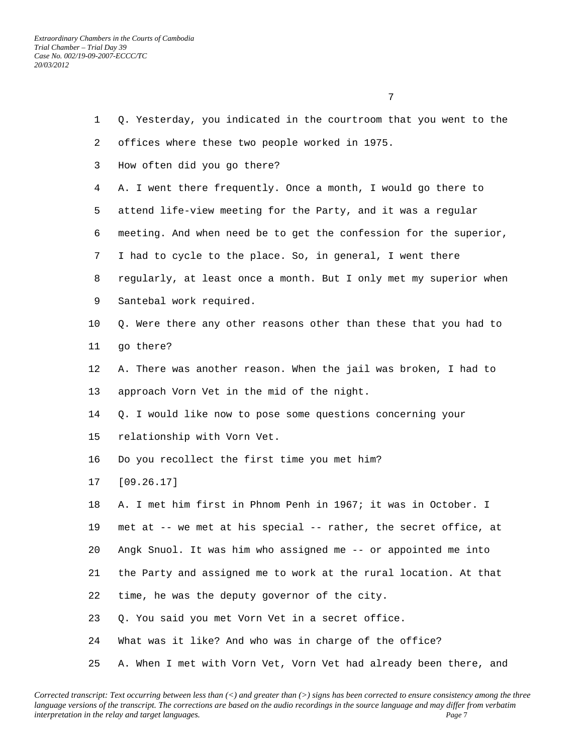Q. Yesterday, you indicated in the courtroom that you went to the offices where these two people worked in 1975.

How often did you go there?

A. I went there frequently. Once a month, I would go there to attend life-view meeting for the Party, and it was a regular meeting. And when need be to get the confession for the superior, I had to cycle to the place. So, in general, I went there regularly, at least once a month. But I only met my superior when Santebal work required.

Q. Were there any other reasons other than these that you had to go there?

A. There was another reason. When the jail was broken, I had to approach Vorn Vet in the mid of the night.

Q. I would like now to pose some questions concerning your relationship with Vorn Vet.

Do you recollect the first time you met him?

[09.26.17]

A. I met him first in Phnom Penh in 1967; it was in October. I met at -- we met at his special -- rather, the secret office, at Angk Snuol. It was him who assigned me -- or appointed me into the Party and assigned me to work at the rural location. At that time, he was the deputy governor of the city.

Q. You said you met Vorn Vet in a secret office.

What was it like? And who was in charge of the office?

A. When I met with Vorn Vet, Vorn Vet had already been there, and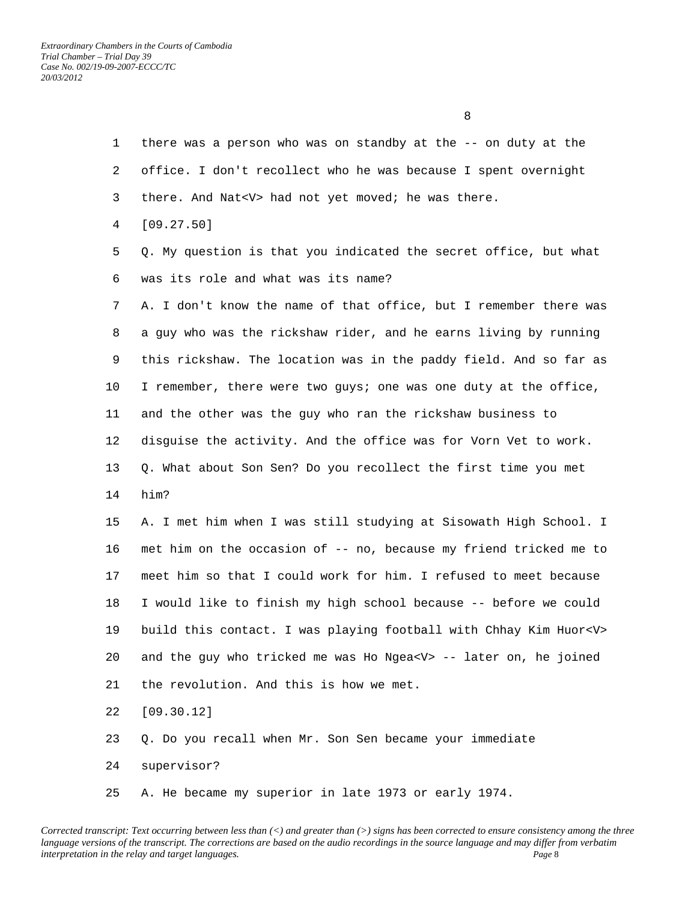there was a person who was on standby at the -- on duty at the office. I don't recollect who he was because I spent overnight there. And Nat<V> had not yet moved; he was there.

[09.27.50]

Q. My question is that you indicated the secret office, but what was its role and what was its name?

A. I don't know the name of that office, but I remember there was a guy who was the rickshaw rider, and he earns living by running this rickshaw. The location was in the paddy field. And so far as I remember, there were two guys; one was one duty at the office, and the other was the guy who ran the rickshaw business to disguise the activity. And the office was for Vorn Vet to work.

Q. What about Son Sen? Do you recollect the first time you met him?

A. I met him when I was still studying at Sisowath High School. I met him on the occasion of -- no, because my friend tricked me to meet him so that I could work for him. I refused to meet because I would like to finish my high school because -- before we could build this contact. I was playing football with Chhay Kim Huor<V> and the guy who tricked me was Ho Ngea<V> -- later on, he joined the revolution. And this is how we met.

[09.30.12]

Q. Do you recall when Mr. Son Sen became your immediate supervisor?

A. He became my superior in late 1973 or early 1974.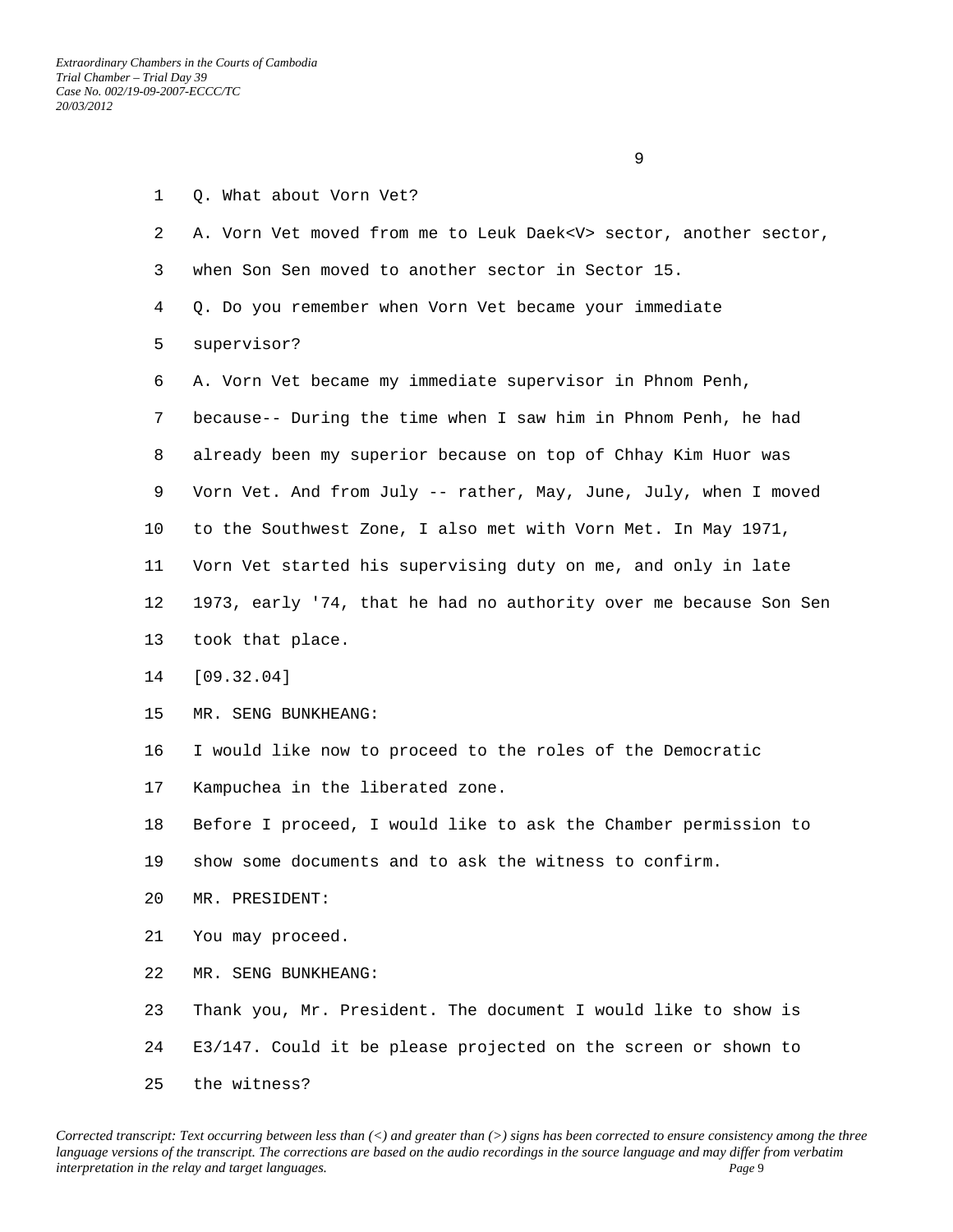Q. What about Vorn Vet?

A. Vorn Vet moved from me to Leuk Daek<V> sector, another sector, when Son Sen moved to another sector in Sector 15.

Q. Do you remember when Vorn Vet became your immediate supervisor?

A. Vorn Vet became my immediate supervisor in Phnom Penh, because-- During the time when I saw him in Phnom Penh, he had already been my superior because on top of Chhay Kim Huor was Vorn Vet. And from July -- rather, May, June, July, when I moved to the Southwest Zone, I also met with Vorn Met. In May 1971, Vorn Vet started his supervising duty on me, and only in late 1973, early '74, that he had no authority over me because Son Sen took that place.

[09.32.04]

MR. SENG BUNKHEANG:

I would like now to proceed to the roles of the Democratic Kampuchea in the liberated zone.

Before I proceed, I would like to ask the Chamber permission to show some documents and to ask the witness to confirm.

MR. PRESIDENT:

You may proceed.

MR. SENG BUNKHEANG:

Thank you, Mr. President. The document I would like to show is E3/147. Could it be please projected on the screen or shown to the witness?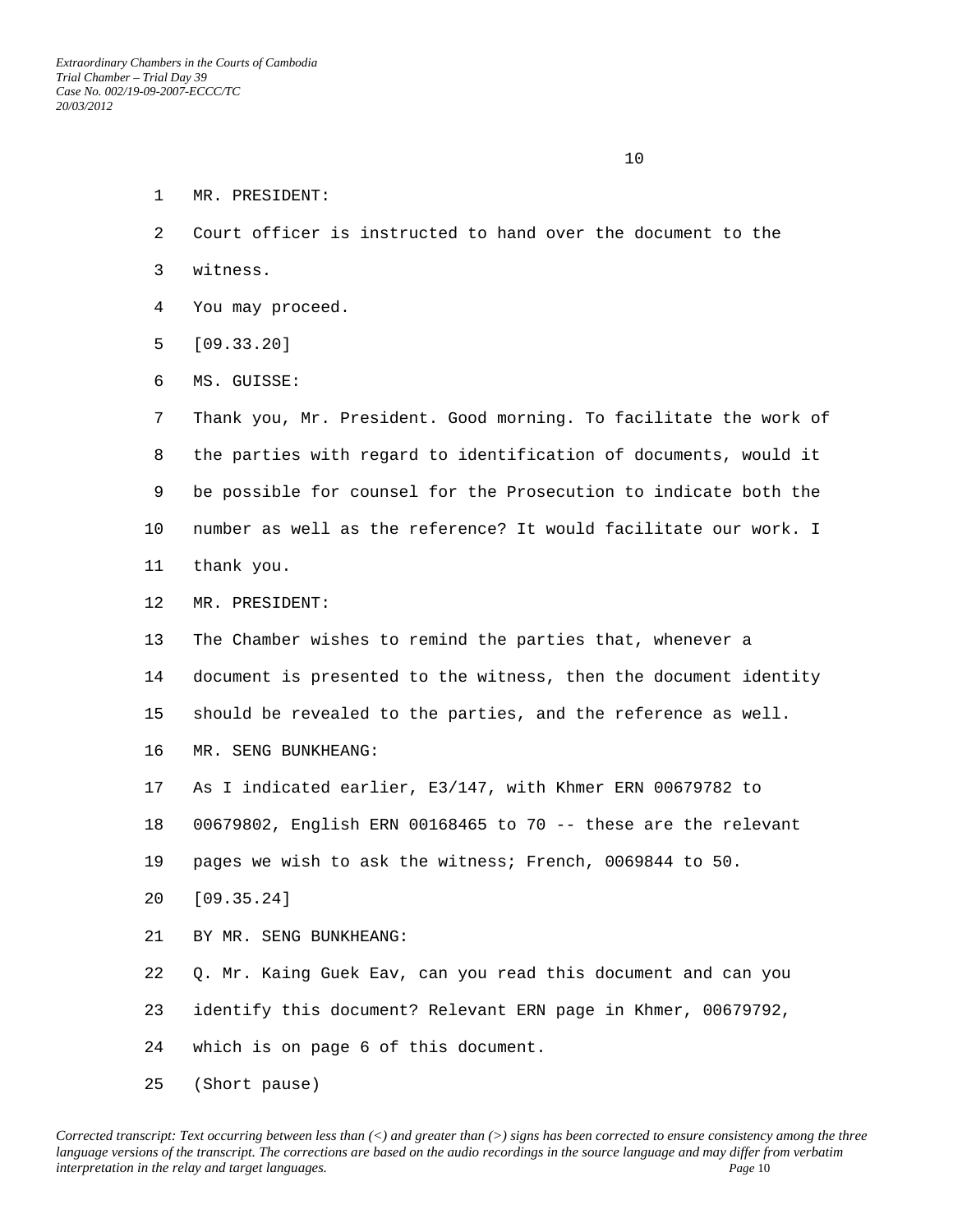MR. PRESIDENT:

Court officer is instructed to hand over the document to the witness.

You may proceed.

[09.33.20]

MS. GUISSE:

Thank you, Mr. President. Good morning. To facilitate the work of the parties with regard to identification of documents, would it be possible for counsel for the Prosecution to indicate both the number as well as the reference? It would facilitate our work. I thank you.

MR. PRESIDENT:

The Chamber wishes to remind the parties that, whenever a document is presented to the witness, then the document identity should be revealed to the parties, and the reference as well.

MR. SENG BUNKHEANG:

As I indicated earlier, E3/147, with Khmer ERN 00679782 to 00679802, English ERN 00168465 to 70 -- these are the relevant pages we wish to ask the witness; French, 0069844 to 50.

[09.35.24]

BY MR. SENG BUNKHEANG:

Q. Mr. Kaing Guek Eav, can you read this document and can you identify this document? Relevant ERN page in Khmer, 00679792, which is on page 6 of this document.

(Short pause)

*Corrected transcript: Text occurring between less than (<) and greater than (>) signs has been corrected to ensure consistency among the three language versions of the transcript. The corrections are based on the audio recordings in the source language and may differ from verbatim interpretation in the relay and target languages.*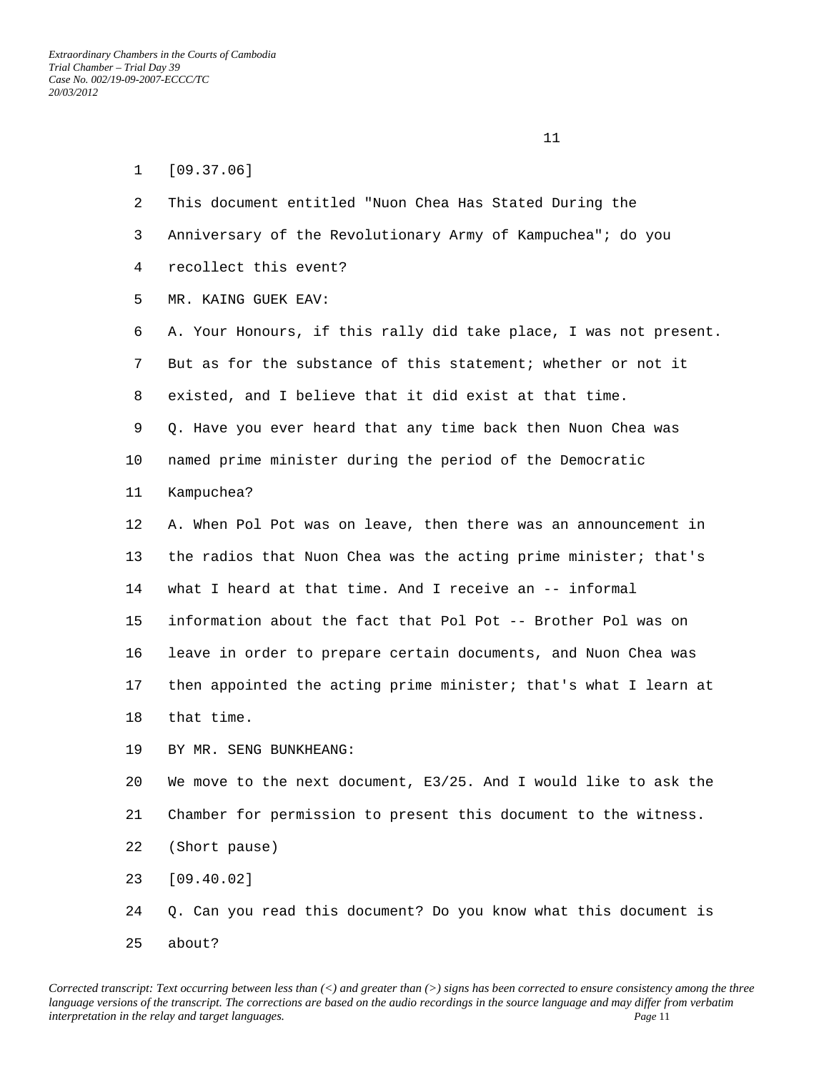[09.37.06]

This document entitled "Nuon Chea Has Stated During the Anniversary of the Revolutionary Army of Kampuchea"; do you recollect this event?

MR. KAING GUEK EAV:

A. Your Honours, if this rally did take place, I was not present. But as for the substance of this statement; whether or not it existed, and I believe that it did exist at that time.

Q. Have you ever heard that any time back then Nuon Chea was named prime minister during the period of the Democratic Kampuchea?

A. When Pol Pot was on leave, then there was an announcement in the radios that Nuon Chea was the acting prime minister; that's what I heard at that time. And I receive an -- informal information about the fact that Pol Pot -- Brother Pol was on leave in order to prepare certain documents, and Nuon Chea was then appointed the acting prime minister; that's what I learn at that time.

BY MR. SENG BUNKHEANG:

We move to the next document, E3/25. And I would like to ask the Chamber for permission to present this document to the witness.

(Short pause)

[09.40.02]

Q. Can you read this document? Do you know what this document is about?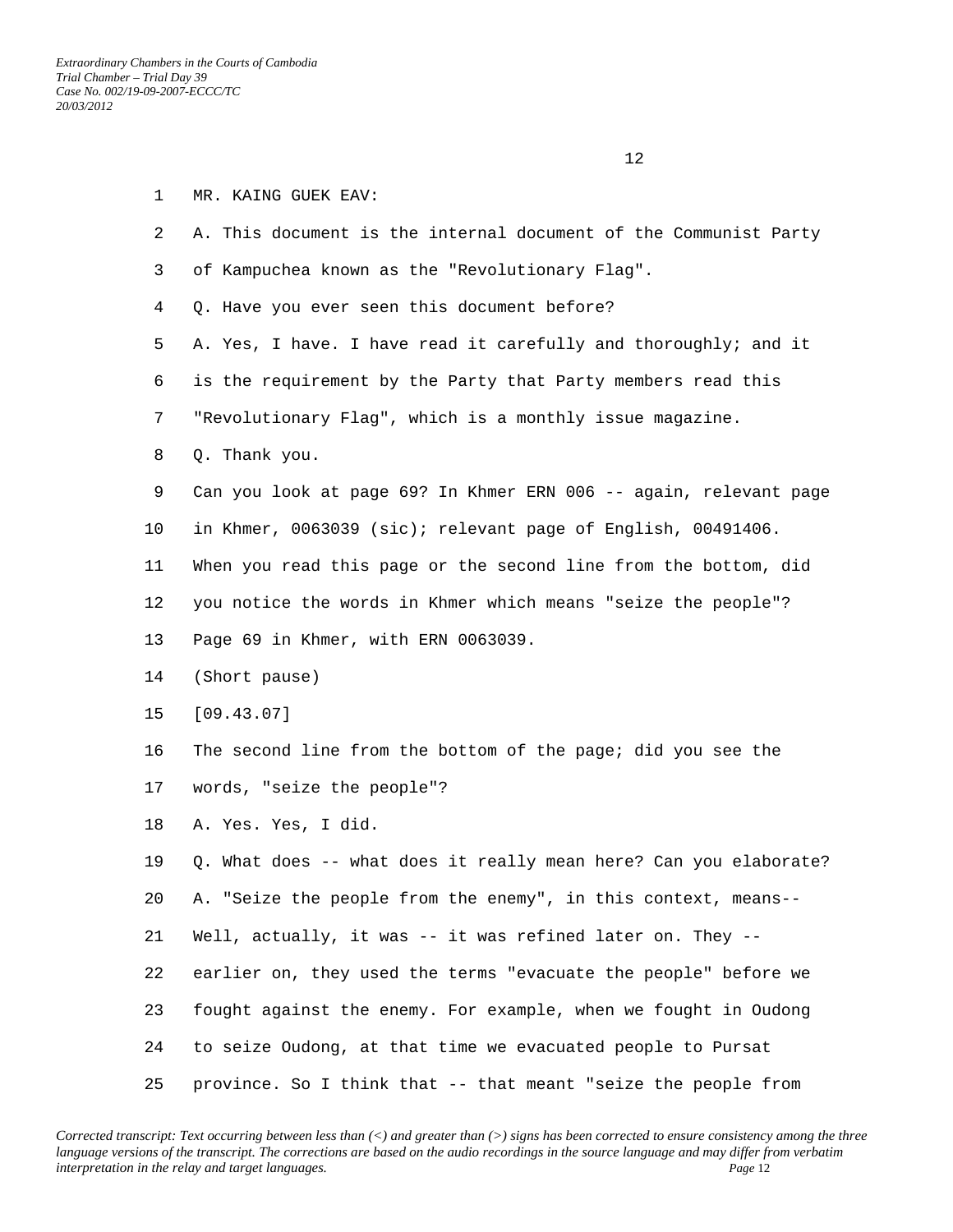MR. KAING GUEK EAV:

A. This document is the internal document of the Communist Party of Kampuchea known as the "Revolutionary Flag".

Q. Have you ever seen this document before?

A. Yes, I have. I have read it carefully and thoroughly; and it is the requirement by the Party that Party members read this "Revolutionary Flag", which is a monthly issue magazine.

Q. Thank you.

Can you look at page 69? In Khmer ERN 006 -- again, relevant page in Khmer, 0063039 (sic); relevant page of English, 00491406. When you read this page or the second line from the bottom, did you notice the words in Khmer which means "seize the people"? Page 69 in Khmer, with ERN 0063039.

(Short pause)

[09.43.07]

The second line from the bottom of the page; did you see the words, "seize the people"?

A. Yes. Yes, I did.

Q. What does -- what does it really mean here? Can you elaborate?

A. "Seize the people from the enemy", in this context, means-- Well, actually, it was -- it was refined later on. They -- earlier on, they used the terms "evacuate the people" before we fought against the enemy. For example, when we fought in Oudong to seize Oudong, at that time we evacuated people to Pursat province. So I think that -- that meant "seize the people from

*Corrected transcript: Text occurring between less than (<) and greater than (>) signs has been corrected to ensure consistency among the three language versions of the transcript. The corrections are based on the audio recordings in the source language and may differ from verbatim interpretation in the relay and target languages.*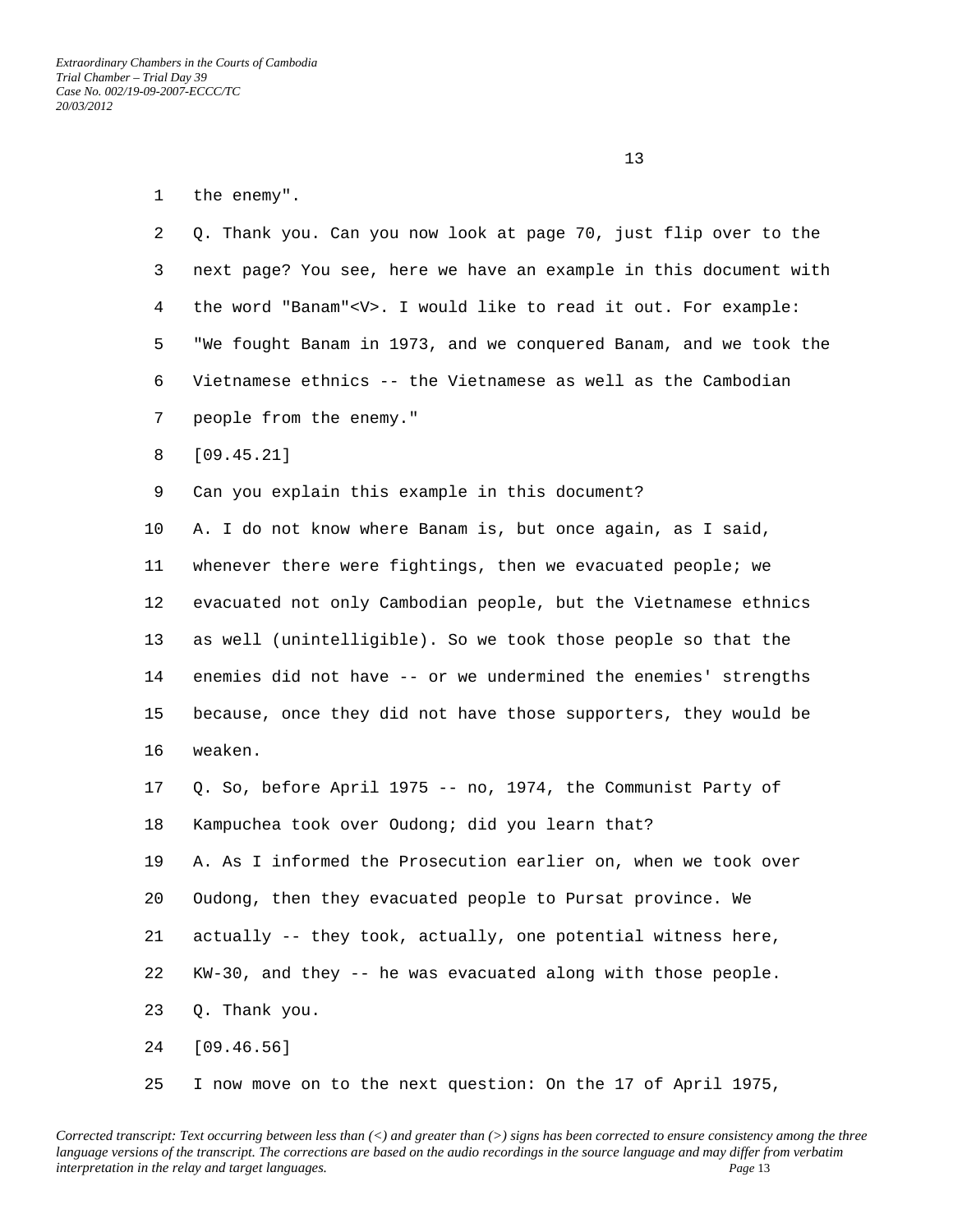the enemy".

Q. Thank you. Can you now look at page 70, just flip over to the next page? You see, here we have an example in this document with the word "Banam"<V>. I would like to read it out. For example: "We fought Banam in 1973, and we conquered Banam, and we took the Vietnamese ethnics -- the Vietnamese as well as the Cambodian people from the enemy."

[09.45.21]

Can you explain this example in this document?

A. I do not know where Banam is, but once again, as I said, whenever there were fightings, then we evacuated people; we evacuated not only Cambodian people, but the Vietnamese ethnics as well (unintelligible). So we took those people so that the enemies did not have -- or we undermined the enemies' strengths because, once they did not have those supporters, they would be weaken.

Q. So, before April 1975 -- no, 1974, the Communist Party of Kampuchea took over Oudong; did you learn that?

A. As I informed the Prosecution earlier on, when we took over Oudong, then they evacuated people to Pursat province. We actually -- they took, actually, one potential witness here, KW-30, and they -- he was evacuated along with those people.

Q. Thank you.

[09.46.56]

I now move on to the next question: On the 17 of April 1975,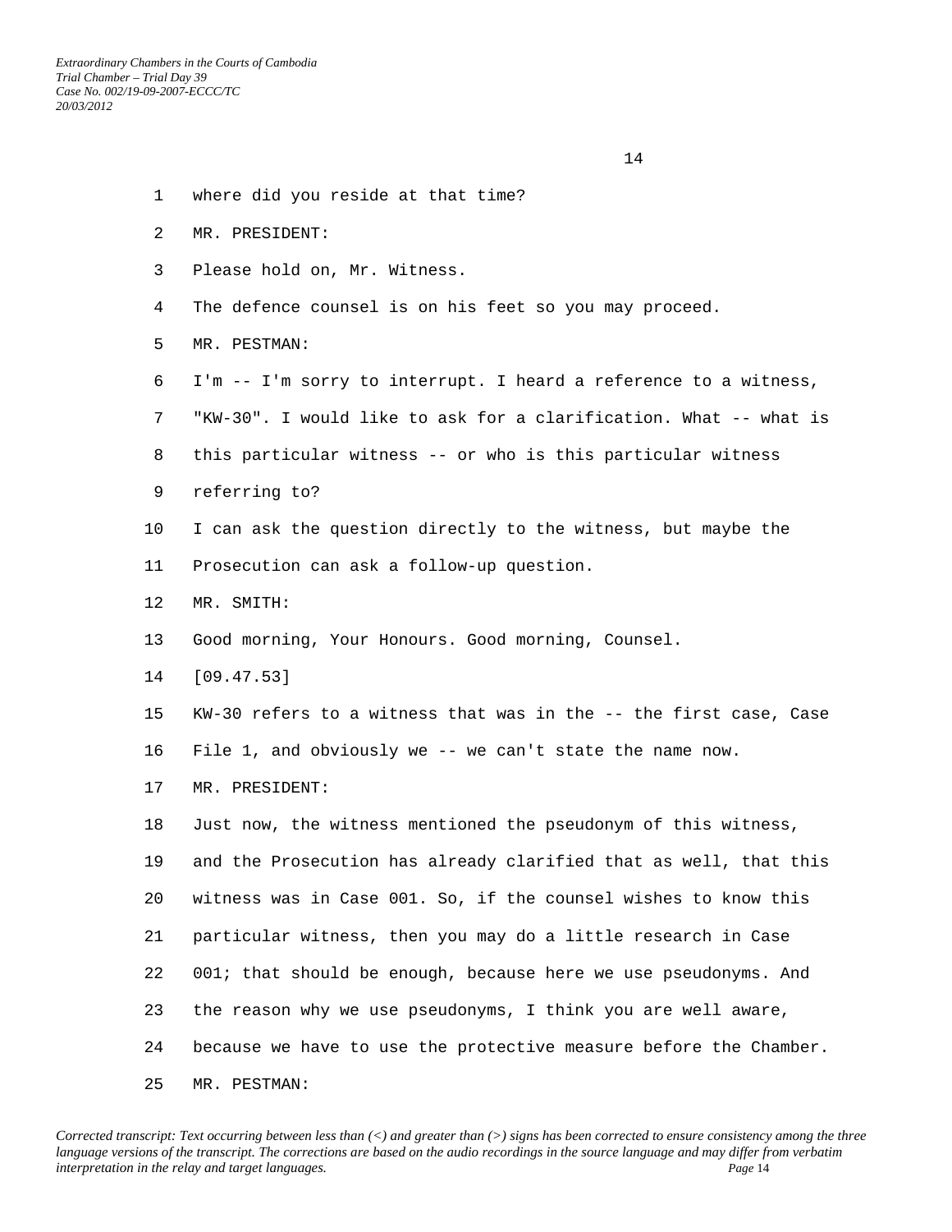1 where did you reside at that time?

2 MR. PRESIDENT:

3 Please hold on, Mr. Witness.

4 The defence counsel is on his feet so you may proceed.

5 MR. PESTMAN:

6 I'm -- I'm sorry to interrupt. I heard a reference to a witness,

7 "KW-30". I would like to ask for a clarification. What -- what is

8 this particular witness -- or who is this particular witness

9 referring to?

10 I can ask the question directly to the witness, but maybe the

11 Prosecution can ask a follow-up question.

12 MR. SMITH:

13 Good morning, Your Honours. Good morning, Counsel.

14 [09.47.53]

15 KW-30 refers to a witness that was in the -- the first case, Case

16 File 1, and obviously we -- we can't state the name now.

17 MR. PRESIDENT:

18 Just now, the witness mentioned the pseudonym of this witness,

19 and the Prosecution has already clarified that as well, that this

20 witness was in Case 001. So, if the counsel wishes to know this

21 particular witness, then you may do a little research in Case

22 001; that should be enough, because here we use pseudonyms. And

23 the reason why we use pseudonyms, I think you are well aware,

24 because we have to use the protective measure before the Chamber.

25 MR. PESTMAN: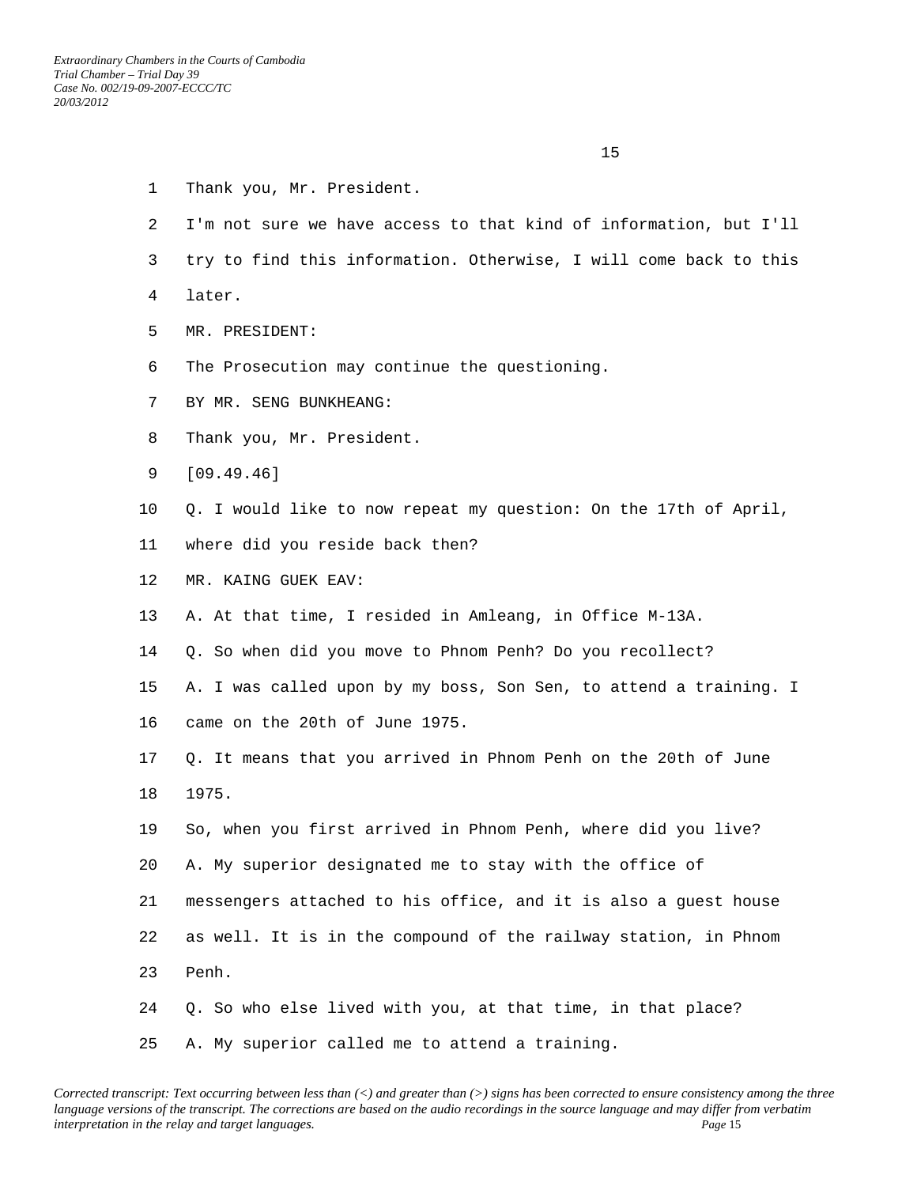Thank you, Mr. President.

I'm not sure we have access to that kind of information, but I'll try to find this information. Otherwise, I will come back to this later.

MR. PRESIDENT:

The Prosecution may continue the questioning.

BY MR. SENG BUNKHEANG:

Thank you, Mr. President.

[09.49.46]

Q. I would like to now repeat my question: On the 17th of April, where did you reside back then?

MR. KAING GUEK EAV:

A. At that time, I resided in Amleang, in Office M-13A.

Q. So when did you move to Phnom Penh? Do you recollect?

A. I was called upon by my boss, Son Sen, to attend a training. I came on the 20th of June 1975.

Q. It means that you arrived in Phnom Penh on the 20th of June 1975.

So, when you first arrived in Phnom Penh, where did you live?

A. My superior designated me to stay with the office of messengers attached to his office, and it is also a guest house as well. It is in the compound of the railway station, in Phnom Penh.

Q. So who else lived with you, at that time, in that place?

A. My superior called me to attend a training.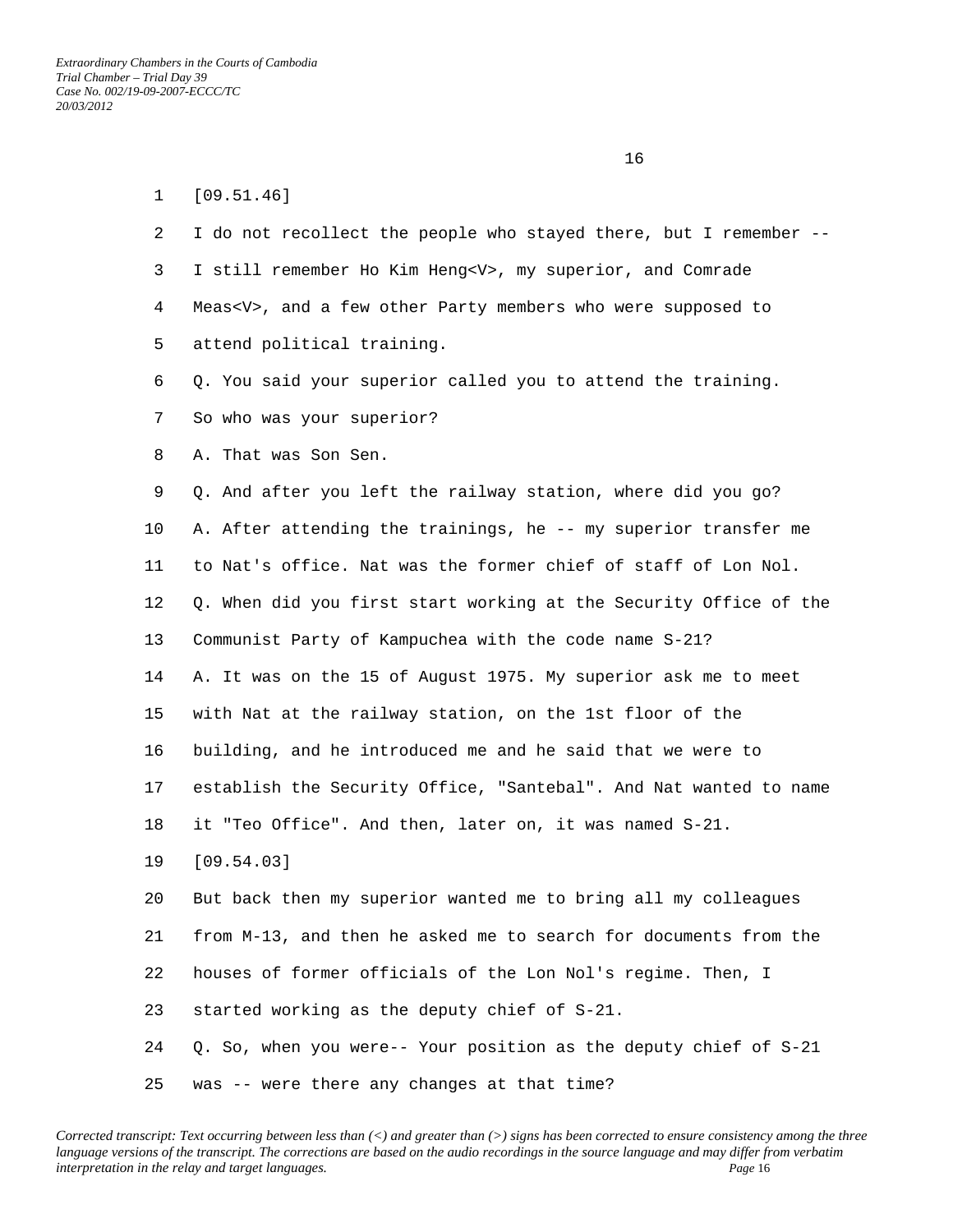[09.51.46]

I do not recollect the people who stayed there, but I remember -- I still remember Ho Kim Heng<V>, my superior, and Comrade Meas<V>, and a few other Party members who were supposed to attend political training.

Q. You said your superior called you to attend the training. So who was your superior?

A. That was Son Sen.

Q. And after you left the railway station, where did you go?

A. After attending the trainings, he -- my superior transfer me to Nat's office. Nat was the former chief of staff of Lon Nol.

Q. When did you first start working at the Security Office of the Communist Party of Kampuchea with the code name S-21?

A. It was on the 15 of August 1975. My superior ask me to meet with Nat at the railway station, on the 1st floor of the building, and he introduced me and he said that we were to establish the Security Office, "Santebal". And Nat wanted to name it "Teo Office". And then, later on, it was named S-21.

[09.54.03]

But back then my superior wanted me to bring all my colleagues from M-13, and then he asked me to search for documents from the houses of former officials of the Lon Nol's regime. Then, I started working as the deputy chief of S-21.

Q. So, when you were-- Your position as the deputy chief of S-21 was -- were there any changes at that time?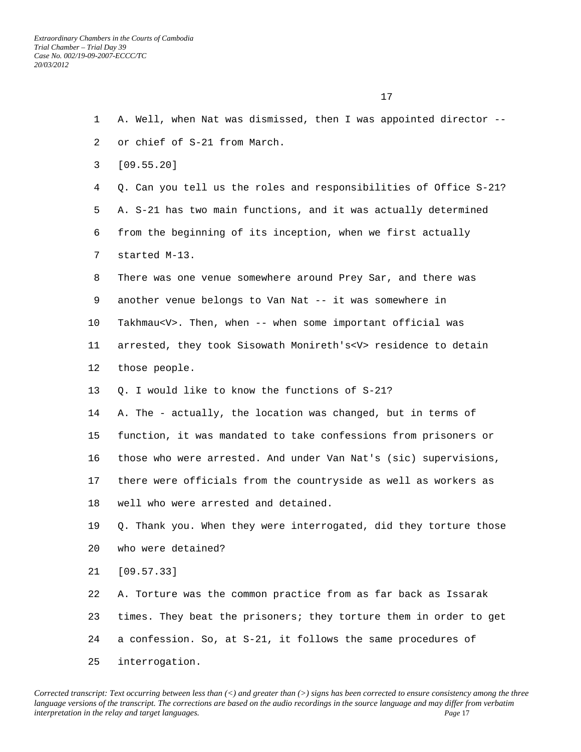A. Well, when Nat was dismissed, then I was appointed director -- or chief of S-21 from March.

[09.55.20]

Q. Can you tell us the roles and responsibilities of Office S-21?

A. S-21 has two main functions, and it was actually determined from the beginning of its inception, when we first actually started M-13.

There was one venue somewhere around Prey Sar, and there was another venue belongs to Van Nat -- it was somewhere in Takhmau<V>. Then, when -- when some important official was arrested, they took Sisowath Monireth's<V> residence to detain those people.

Q. I would like to know the functions of S-21?

A. The - actually, the location was changed, but in terms of function, it was mandated to take confessions from prisoners or those who were arrested. And under Van Nat's (sic) supervisions, there were officials from the countryside as well as workers as well who were arrested and detained.

Q. Thank you. When they were interrogated, did they torture those who were detained?

[09.57.33]

A. Torture was the common practice from as far back as Issarak times. They beat the prisoners; they torture them in order to get a confession. So, at S-21, it follows the same procedures of interrogation.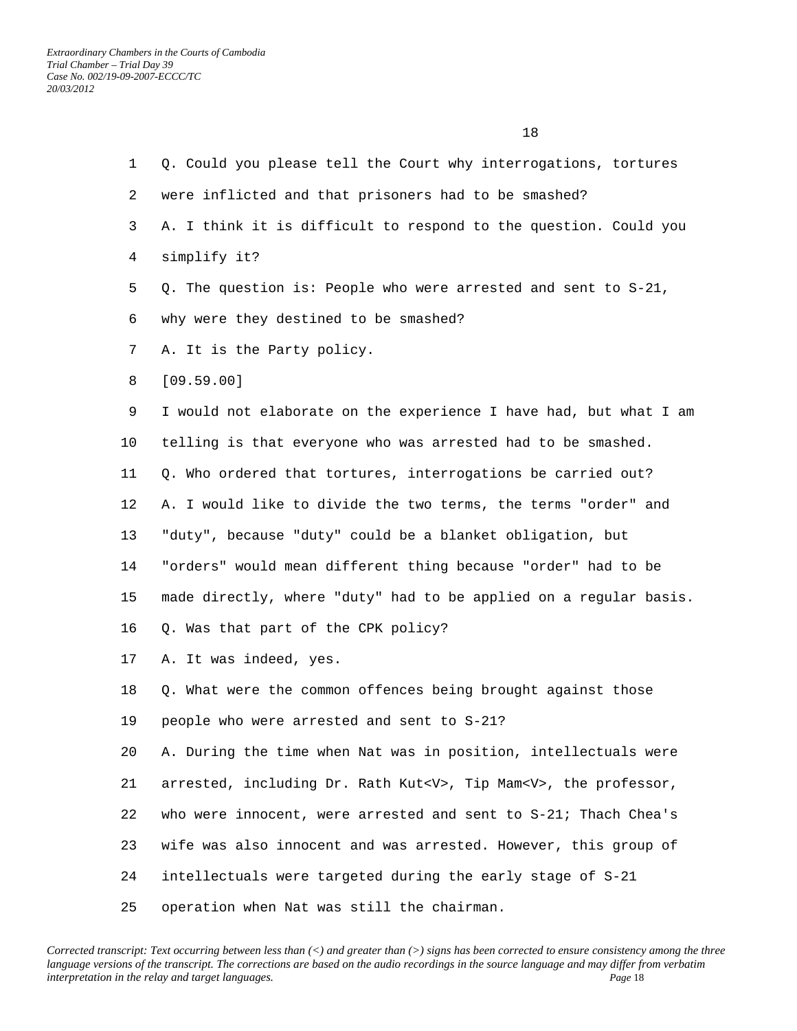Q. Could you please tell the Court why interrogations, tortures were inflicted and that prisoners had to be smashed?

A. I think it is difficult to respond to the question. Could you simplify it?

Q. The question is: People who were arrested and sent to S-21, why were they destined to be smashed?

A. It is the Party policy.

[09.59.00]

I would not elaborate on the experience I have had, but what I am telling is that everyone who was arrested had to be smashed.

Q. Who ordered that tortures, interrogations be carried out?

A. I would like to divide the two terms, the terms "order" and "duty", because "duty" could be a blanket obligation, but "orders" would mean different thing because "order" had to be made directly, where "duty" had to be applied on a regular basis.

Q. Was that part of the CPK policy?

A. It was indeed, yes.

Q. What were the common offences being brought against those people who were arrested and sent to S-21?

A. During the time when Nat was in position, intellectuals were arrested, including Dr. Rath Kut<V>, Tip Mam<V>, the professor, who were innocent, were arrested and sent to S-21; Thach Chea's wife was also innocent and was arrested. However, this group of intellectuals were targeted during the early stage of S-21 operation when Nat was still the chairman.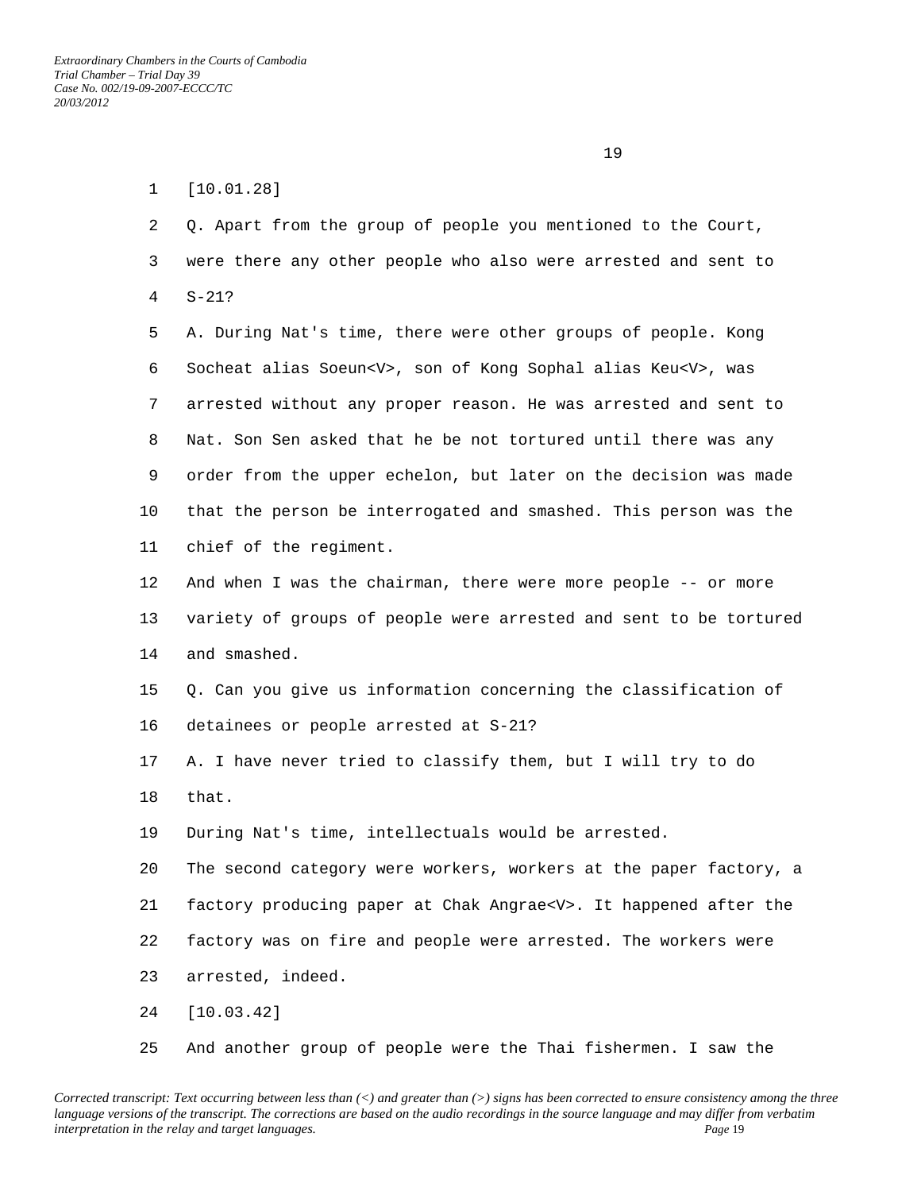[10.01.28]

Q. Apart from the group of people you mentioned to the Court, were there any other people who also were arrested and sent to S-21?

A. During Nat's time, there were other groups of people. Kong Socheat alias Soeun<V>, son of Kong Sophal alias Keu<V>, was arrested without any proper reason. He was arrested and sent to Nat. Son Sen asked that he be not tortured until there was any order from the upper echelon, but later on the decision was made that the person be interrogated and smashed. This person was the chief of the regiment.

And when I was the chairman, there were more people -- or more variety of groups of people were arrested and sent to be tortured and smashed.

Q. Can you give us information concerning the classification of detainees or people arrested at S-21?

A. I have never tried to classify them, but I will try to do that.

During Nat's time, intellectuals would be arrested.

The second category were workers, workers at the paper factory, a factory producing paper at Chak Angrae<V>. It happened after the factory was on fire and people were arrested. The workers were arrested, indeed.

[10.03.42]

And another group of people were the Thai fishermen. I saw the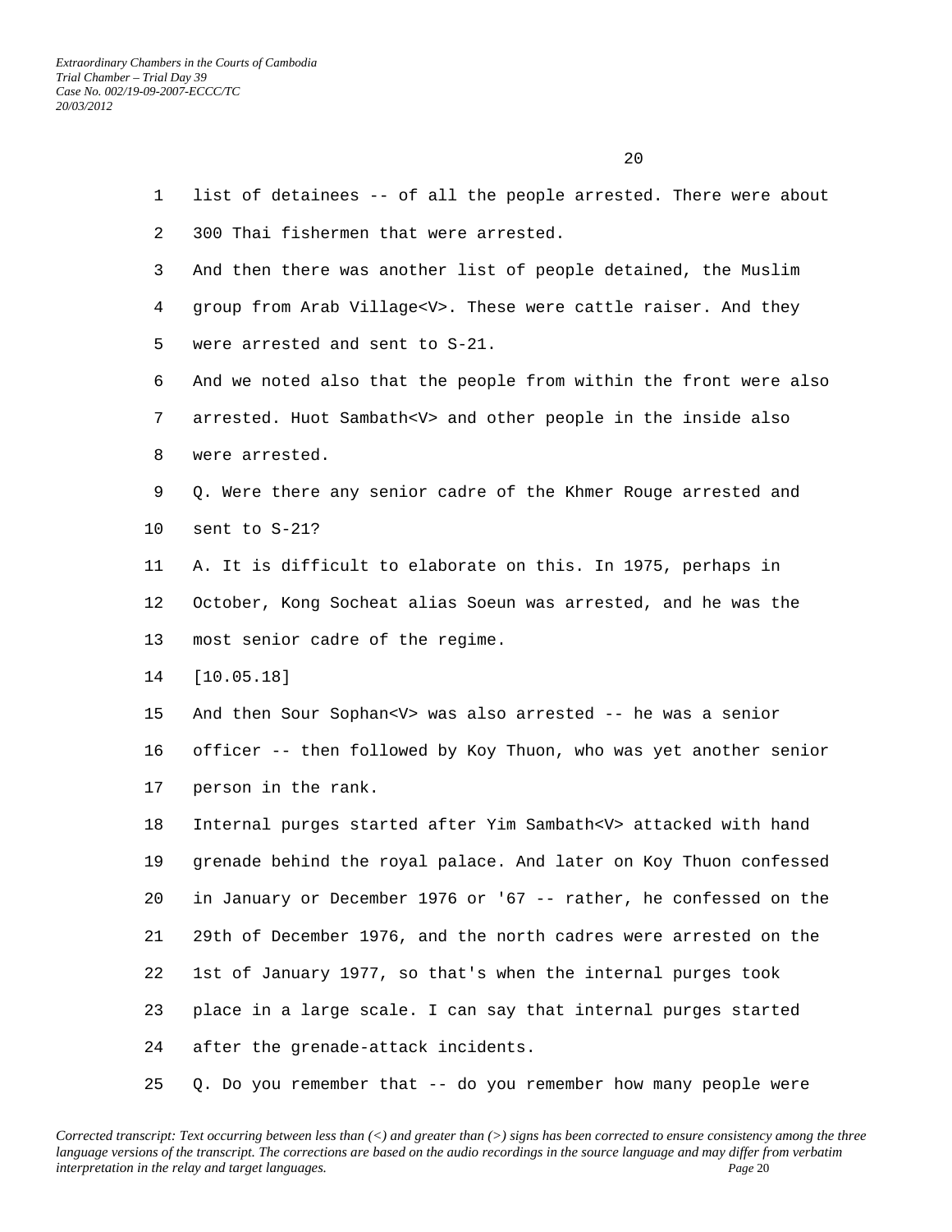list of detainees -- of all the people arrested. There were about 300 Thai fishermen that were arrested.

And then there was another list of people detained, the Muslim group from Arab Village<V>. These were cattle raiser. And they were arrested and sent to S-21.

And we noted also that the people from within the front were also arrested. Huot Sambath<V> and other people in the inside also were arrested.

Q. Were there any senior cadre of the Khmer Rouge arrested and sent to S-21?

A. It is difficult to elaborate on this. In 1975, perhaps in October, Kong Socheat alias Soeun was arrested, and he was the most senior cadre of the regime.

[10.05.18]

And then Sour Sophan<V> was also arrested -- he was a senior officer -- then followed by Koy Thuon, who was yet another senior person in the rank.

Internal purges started after Yim Sambath<V> attacked with hand grenade behind the royal palace. And later on Koy Thuon confessed in January or December 1976 or '67 -- rather, he confessed on the 29th of December 1976, and the north cadres were arrested on the 1st of January 1977, so that's when the internal purges took place in a large scale. I can say that internal purges started after the grenade-attack incidents.

Q. Do you remember that -- do you remember how many people were

*Corrected transcript: Text occurring between less than (<) and greater than (>) signs has been corrected to ensure consistency among the three language versions of the transcript. The corrections are based on the audio recordings in the source language and may differ from verbatim interpretation in the relay and target languages.*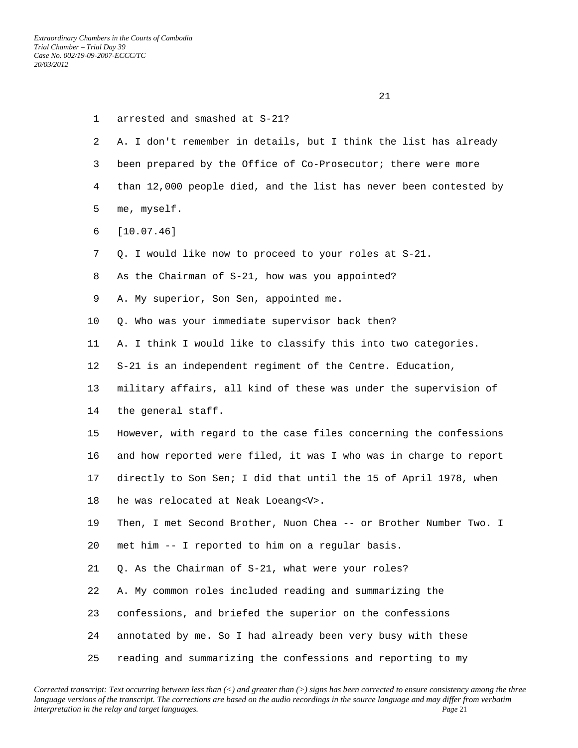arrested and smashed at S-21?

A. I don't remember in details, but I think the list has already been prepared by the Office of Co-Prosecutor; there were more than 12,000 people died, and the list has never been contested by me, myself.

[10.07.46]

Q. I would like now to proceed to your roles at S-21.

As the Chairman of S-21, how was you appointed?

A. My superior, Son Sen, appointed me.

Q. Who was your immediate supervisor back then?

A. I think I would like to classify this into two categories.

S-21 is an independent regiment of the Centre. Education, military affairs, all kind of these was under the supervision of the general staff.

However, with regard to the case files concerning the confessions and how reported were filed, it was I who was in charge to report directly to Son Sen; I did that until the 15 of April 1978, when he was relocated at Neak Loeang<V>.

Then, I met Second Brother, Nuon Chea -- or Brother Number Two. I met him -- I reported to him on a regular basis.

Q. As the Chairman of S-21, what were your roles?

A. My common roles included reading and summarizing the confessions, and briefed the superior on the confessions annotated by me. So I had already been very busy with these reading and summarizing the confessions and reporting to my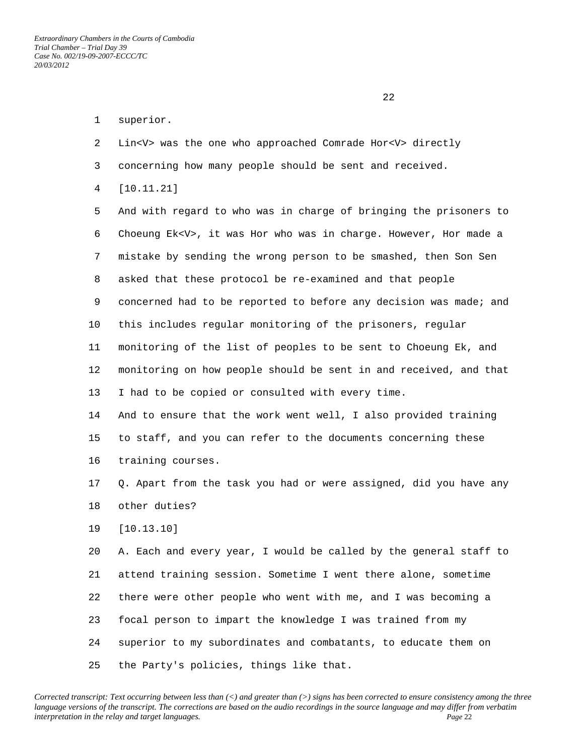superior.

Lin<V> was the one who approached Comrade Hor<V> directly concerning how many people should be sent and received.

[10.11.21]

And with regard to who was in charge of bringing the prisoners to Choeung Ek<V>, it was Hor who was in charge. However, Hor made a mistake by sending the wrong person to be smashed, then Son Sen asked that these protocol be re-examined and that people concerned had to be reported to before any decision was made; and this includes regular monitoring of the prisoners, regular monitoring of the list of peoples to be sent to Choeung Ek, and monitoring on how people should be sent in and received, and that I had to be copied or consulted with every time.

And to ensure that the work went well, I also provided training to staff, and you can refer to the documents concerning these training courses.

Q. Apart from the task you had or were assigned, did you have any other duties?

[10.13.10]

A. Each and every year, I would be called by the general staff to attend training session. Sometime I went there alone, sometime there were other people who went with me, and I was becoming a focal person to impart the knowledge I was trained from my superior to my subordinates and combatants, to educate them on the Party's policies, things like that.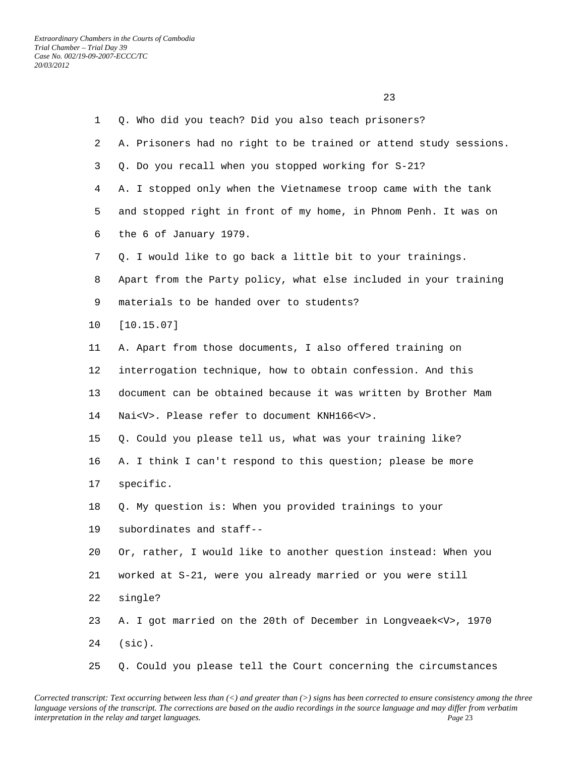Q. Who did you teach? Did you also teach prisoners?

A. Prisoners had no right to be trained or attend study sessions.

Q. Do you recall when you stopped working for S-21?

A. I stopped only when the Vietnamese troop came with the tank and stopped right in front of my home, in Phnom Penh. It was on the 6 of January 1979.

Q. I would like to go back a little bit to your trainings. Apart from the Party policy, what else included in your training materials to be handed over to students?

[10.15.07]

A. Apart from those documents, I also offered training on interrogation technique, how to obtain confession. And this document can be obtained because it was written by Brother Mam Nai<V>. Please refer to document KNH166<V>.

Q. Could you please tell us, what was your training like?

A. I think I can't respond to this question; please be more specific.

Q. My question is: When you provided trainings to your subordinates and staff--

Or, rather, I would like to another question instead: When you worked at S-21, were you already married or you were still single?

A. I got married on the 20th of December in Longveaek<V>, 1970 (sic).

Q. Could you please tell the Court concerning the circumstances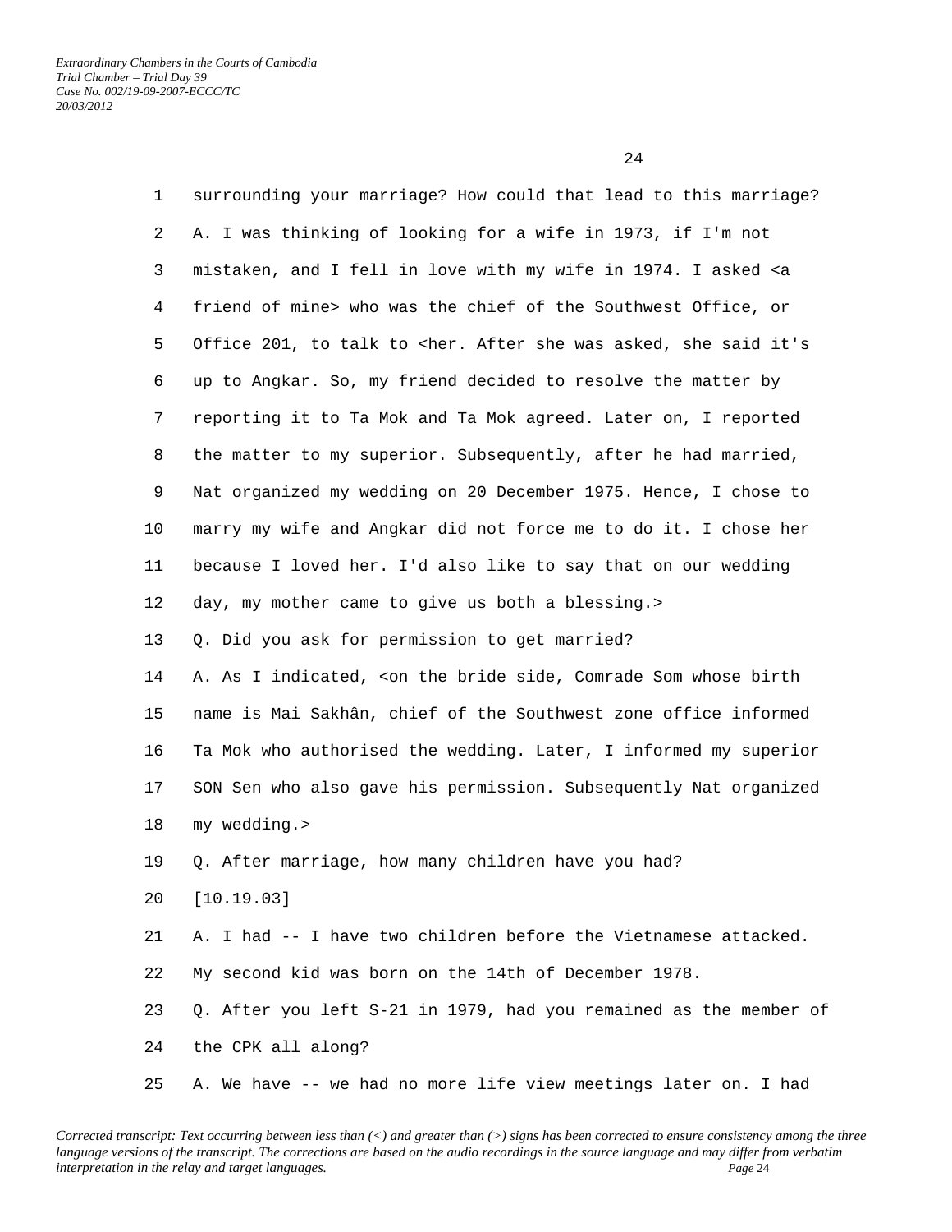surrounding your marriage? How could that lead to this marriage?

A. I was thinking of looking for a wife in 1973, if I'm not mistaken, and I fell in love with my wife in 1974. I asked <a friend of mine> who was the chief of the Southwest Office, or Office 201, to talk to <her. After she was asked, she said it's up to Angkar. So, my friend decided to resolve the matter by reporting it to Ta Mok and Ta Mok agreed. Later on, I reported the matter to my superior. Subsequently, after he had married, Nat organized my wedding on 20 December 1975. Hence, I chose to marry my wife and Angkar did not force me to do it. I chose her because I loved her. I'd also like to say that on our wedding day, my mother came to give us both a blessing.>

Q. Did you ask for permission to get married?

A. As I indicated, <on the bride side, Comrade Som whose birth name is Mai Sakhân, chief of the Southwest zone office informed Ta Mok who authorised the wedding. Later, I informed my superior SON Sen who also gave his permission. Subsequently Nat organized my wedding.>

Q. After marriage, how many children have you had?

[10.19.03]

A. I had -- I have two children before the Vietnamese attacked. My second kid was born on the 14th of December 1978.

Q. After you left S-21 in 1979, had you remained as the member of the CPK all along?

A. We have -- we had no more life view meetings later on. I had

*Corrected transcript: Text occurring between less than (<) and greater than (>) signs has been corrected to ensure consistency among the three language versions of the transcript. The corrections are based on the audio recordings in the source language and may differ from verbatim interpretation in the relay and target languages.*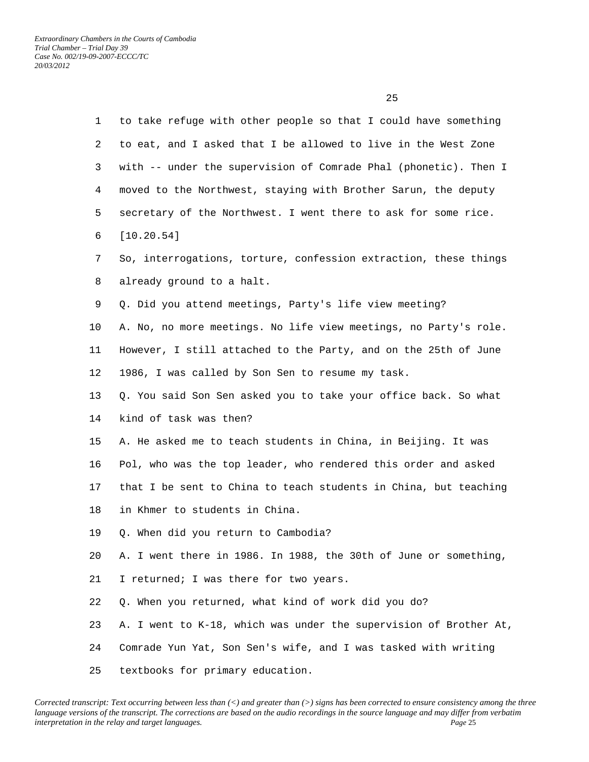to take refuge with other people so that I could have something to eat, and I asked that I be allowed to live in the West Zone with -- under the supervision of Comrade Phal (phonetic). Then I moved to the Northwest, staying with Brother Sarun, the deputy secretary of the Northwest. I went there to ask for some rice.

[10.20.54]

So, interrogations, torture, confession extraction, these things already ground to a halt.

Q. Did you attend meetings, Party's life view meeting?

A. No, no more meetings. No life view meetings, no Party's role. However, I still attached to the Party, and on the 25th of June 1986, I was called by Son Sen to resume my task.

Q. You said Son Sen asked you to take your office back. So what kind of task was then?

A. He asked me to teach students in China, in Beijing. It was Pol, who was the top leader, who rendered this order and asked that I be sent to China to teach students in China, but teaching in Khmer to students in China.

Q. When did you return to Cambodia?

A. I went there in 1986. In 1988, the 30th of June or something, I returned; I was there for two years.

Q. When you returned, what kind of work did you do?

A. I went to K-18, which was under the supervision of Brother At, Comrade Yun Yat, Son Sen's wife, and I was tasked with writing textbooks for primary education.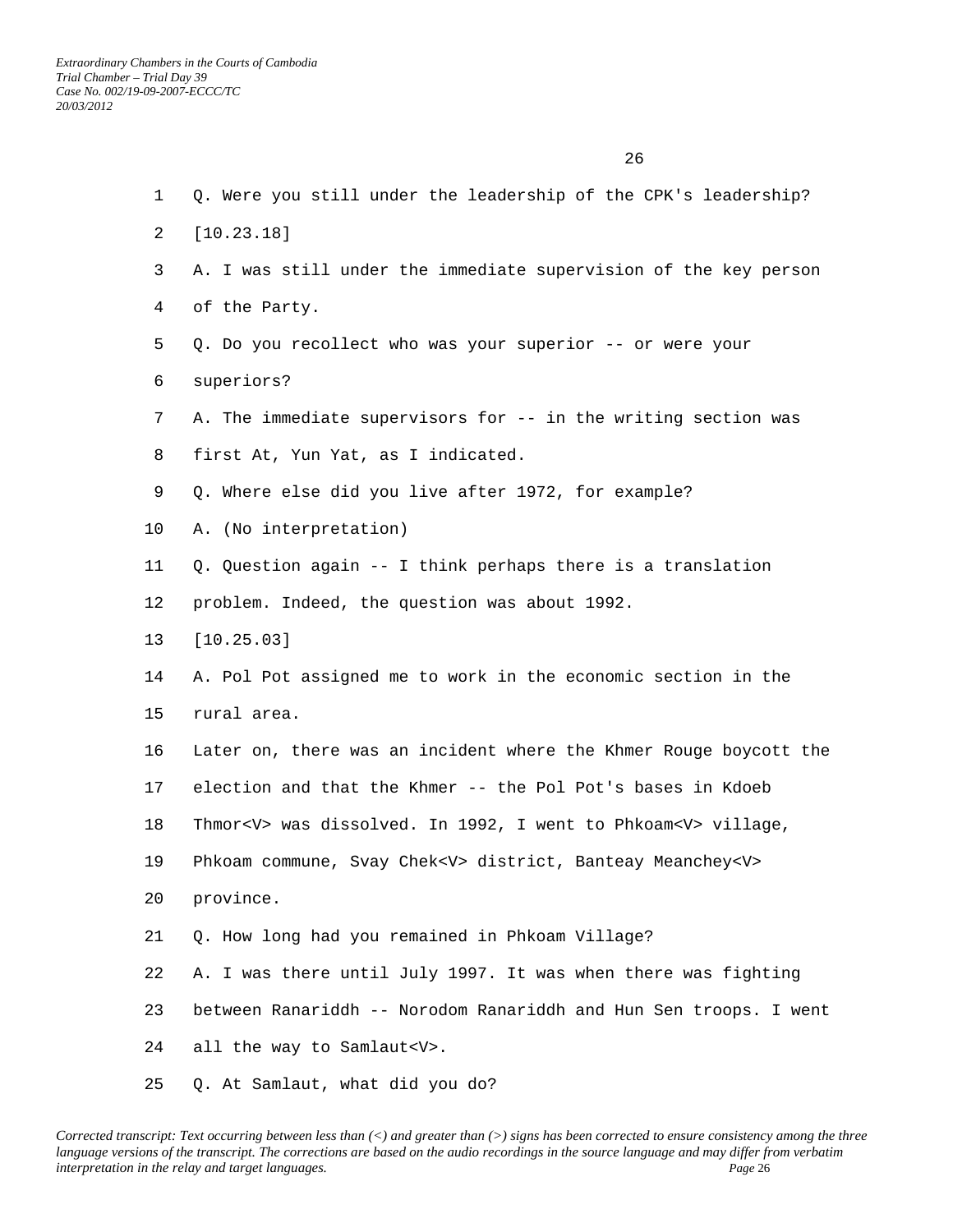Q. Were you still under the leadership of the CPK's leadership?

[10.23.18]

A. I was still under the immediate supervision of the key person of the Party.

Q. Do you recollect who was your superior -- or were your superiors?

A. The immediate supervisors for -- in the writing section was first At, Yun Yat, as I indicated.

Q. Where else did you live after 1972, for example?

A. (No interpretation)

Q. Question again -- I think perhaps there is a translation problem. Indeed, the question was about 1992.

[10.25.03]

A. Pol Pot assigned me to work in the economic section in the rural area.

Later on, there was an incident where the Khmer Rouge boycott the election and that the Khmer -- the Pol Pot's bases in Kdoeb Thmor<V> was dissolved. In 1992, I went to Phkoam<V> village, Phkoam commune, Svay Chek<V> district, Banteay Meanchey<V> province.

Q. How long had you remained in Phkoam Village?

A. I was there until July 1997. It was when there was fighting between Ranariddh -- Norodom Ranariddh and Hun Sen troops. I went all the way to Samlaut<V>.

Q. At Samlaut, what did you do?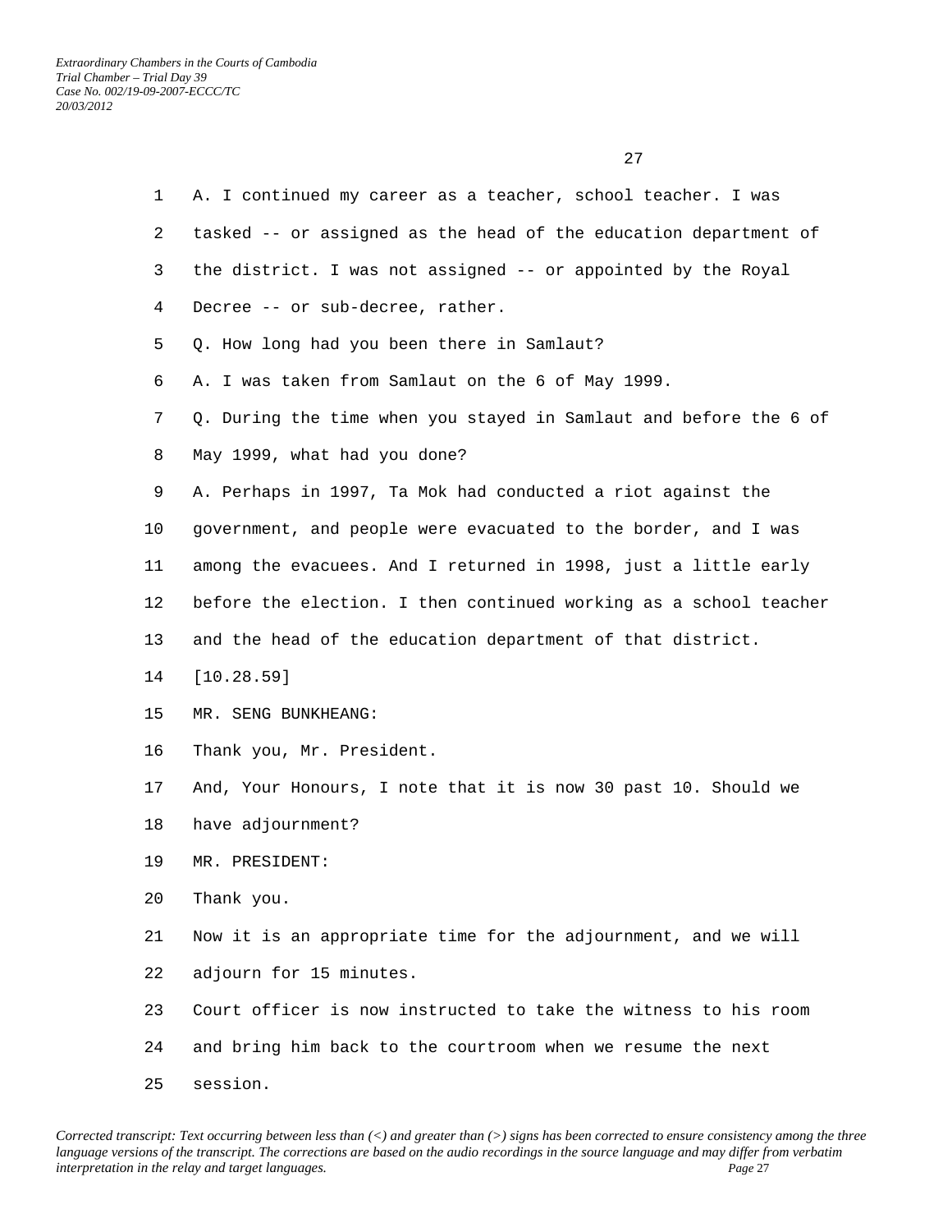A. I continued my career as a teacher, school teacher. I was tasked -- or assigned as the head of the education department of the district. I was not assigned -- or appointed by the Royal Decree -- or sub-decree, rather.

Q. How long had you been there in Samlaut?

A. I was taken from Samlaut on the 6 of May 1999.

Q. During the time when you stayed in Samlaut and before the 6 of May 1999, what had you done?

A. Perhaps in 1997, Ta Mok had conducted a riot against the government, and people were evacuated to the border, and I was among the evacuees. And I returned in 1998, just a little early before the election. I then continued working as a school teacher and the head of the education department of that district.

[10.28.59]

MR. SENG BUNKHEANG:

Thank you, Mr. President.

And, Your Honours, I note that it is now 30 past 10. Should we have adjournment?

MR. PRESIDENT:

Thank you.

Now it is an appropriate time for the adjournment, and we will adjourn for 15 minutes.

Court officer is now instructed to take the witness to his room and bring him back to the courtroom when we resume the next session.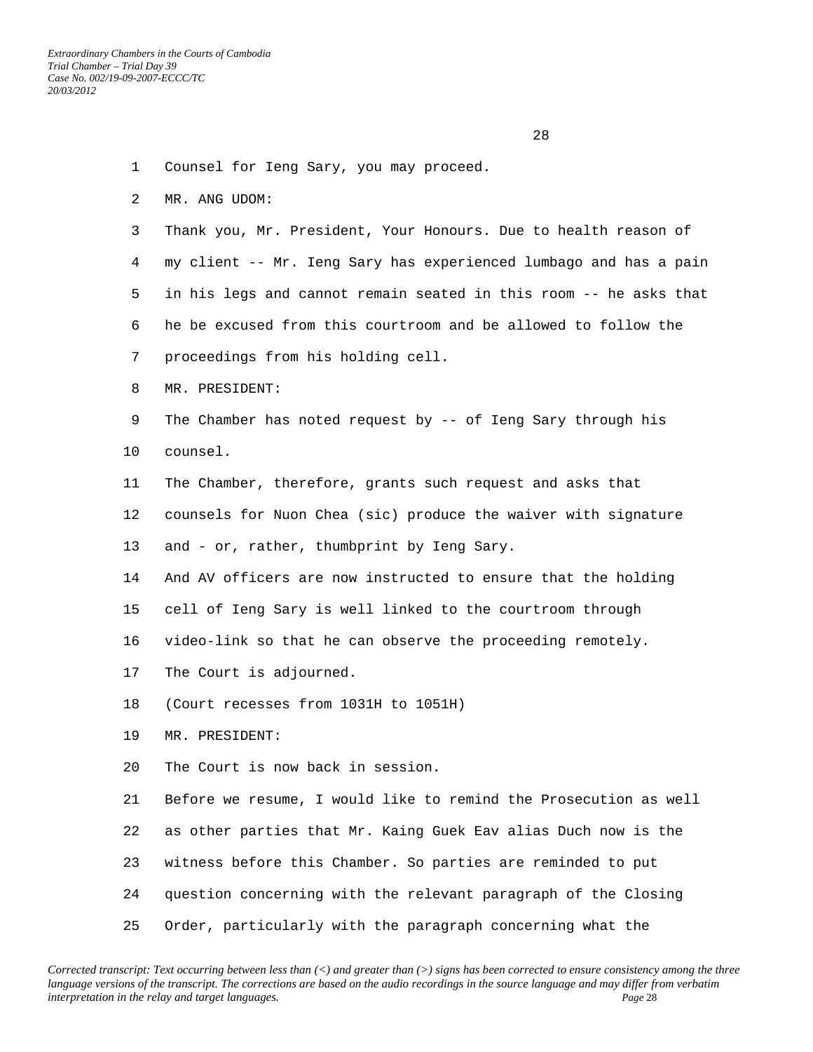Counsel for Ieng Sary, you may proceed.

MR. ANG UDOM:

Thank you, Mr. President, Your Honours. Due to health reason of my client -- Mr. Ieng Sary has experienced lumbago and has a pain in his legs and cannot remain seated in this room -- he asks that he be excused from this courtroom and be allowed to follow the proceedings from his holding cell.

MR. PRESIDENT:

The Chamber has noted request by -- of Ieng Sary through his counsel.

The Chamber, therefore, grants such request and asks that counsels for Nuon Chea (sic) produce the waiver with signature and - or, rather, thumbprint by Ieng Sary.

And AV officers are now instructed to ensure that the holding cell of Ieng Sary is well linked to the courtroom through video-link so that he can observe the proceeding remotely.

The Court is adjourned.

(Court recesses from 1031H to 1051H)

MR. PRESIDENT:

The Court is now back in session.

Before we resume, I would like to remind the Prosecution as well as other parties that Mr. Kaing Guek Eav alias Duch now is the witness before this Chamber. So parties are reminded to put question concerning with the relevant paragraph of the Closing Order, particularly with the paragraph concerning what the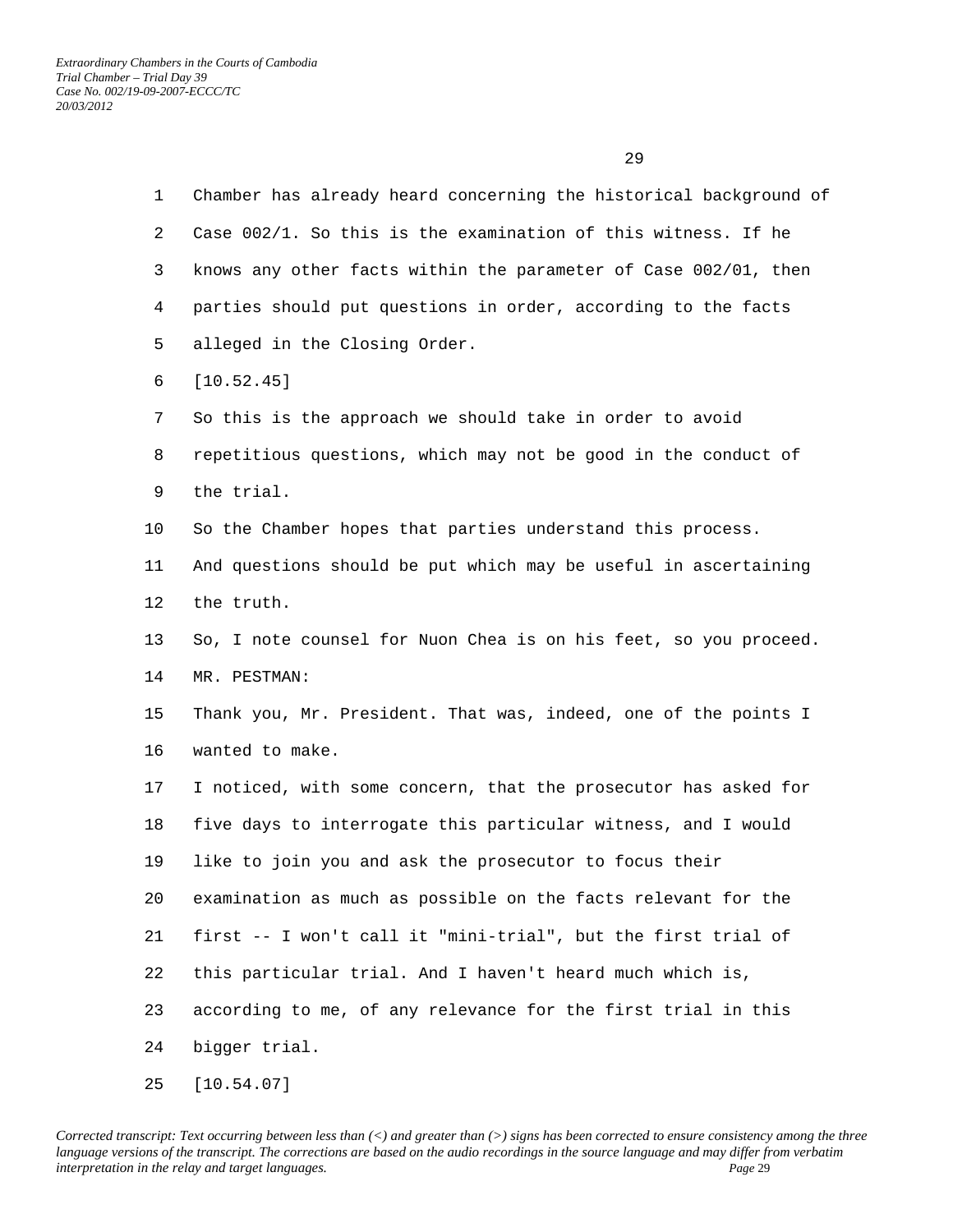Chamber has already heard concerning the historical background of Case 002/1. So this is the examination of this witness. If he knows any other facts within the parameter of Case 002/01, then parties should put questions in order, according to the facts alleged in the Closing Order.

[10.52.45]

So this is the approach we should take in order to avoid repetitious questions, which may not be good in the conduct of the trial.

So the Chamber hopes that parties understand this process.

And questions should be put which may be useful in ascertaining the truth.

So, I note counsel for Nuon Chea is on his feet, so you proceed.

MR. PESTMAN:

Thank you, Mr. President. That was, indeed, one of the points I wanted to make.

I noticed, with some concern, that the prosecutor has asked for five days to interrogate this particular witness, and I would like to join you and ask the prosecutor to focus their examination as much as possible on the facts relevant for the first -- I won't call it "mini-trial", but the first trial of this particular trial. And I haven't heard much which is, according to me, of any relevance for the first trial in this bigger trial.

[10.54.07]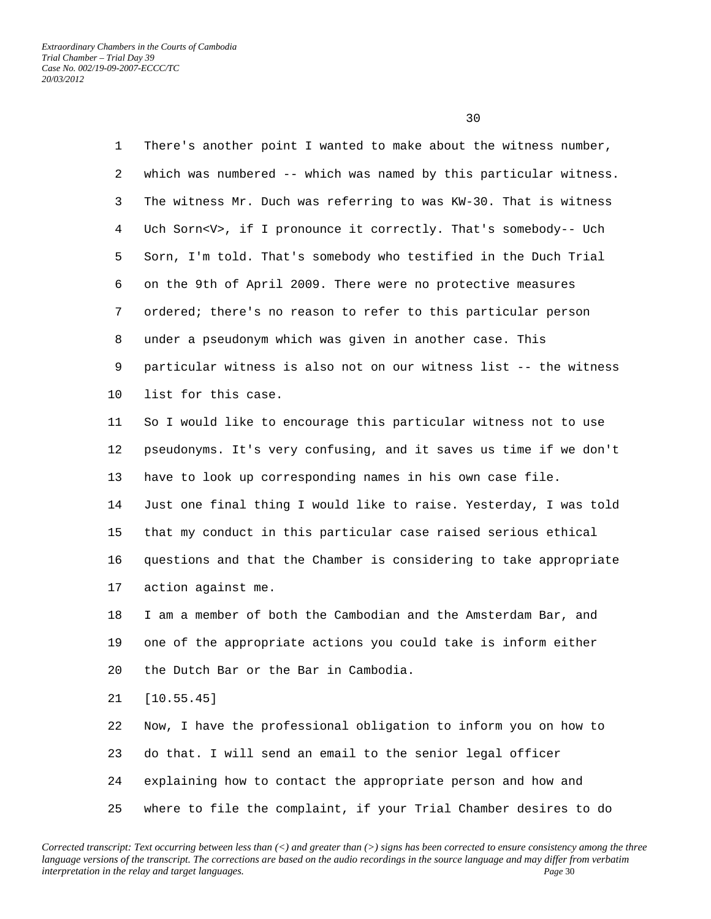There's another point I wanted to make about the witness number, which was numbered -- which was named by this particular witness. The witness Mr. Duch was referring to was KW-30. That is witness Uch Sorn<V>, if I pronounce it correctly. That's somebody-- Uch Sorn, I'm told. That's somebody who testified in the Duch Trial on the 9th of April 2009. There were no protective measures ordered; there's no reason to refer to this particular person under a pseudonym which was given in another case. This particular witness is also not on our witness list -- the witness list for this case.

So I would like to encourage this particular witness not to use pseudonyms. It's very confusing, and it saves us time if we don't have to look up corresponding names in his own case file.

Just one final thing I would like to raise. Yesterday, I was told that my conduct in this particular case raised serious ethical questions and that the Chamber is considering to take appropriate action against me.

I am a member of both the Cambodian and the Amsterdam Bar, and one of the appropriate actions you could take is inform either the Dutch Bar or the Bar in Cambodia.

[10.55.45]

Now, I have the professional obligation to inform you on how to do that. I will send an email to the senior legal officer explaining how to contact the appropriate person and how and where to file the complaint, if your Trial Chamber desires to do

Corrected transcript: Text occurring between less than (<) and greater than (>) signs has been corrected to ensure consistency among the three language versions of the transcript. The corrections are based on the audio recordings in the source language and may differ from verbatim interpretation in the relay and target languages.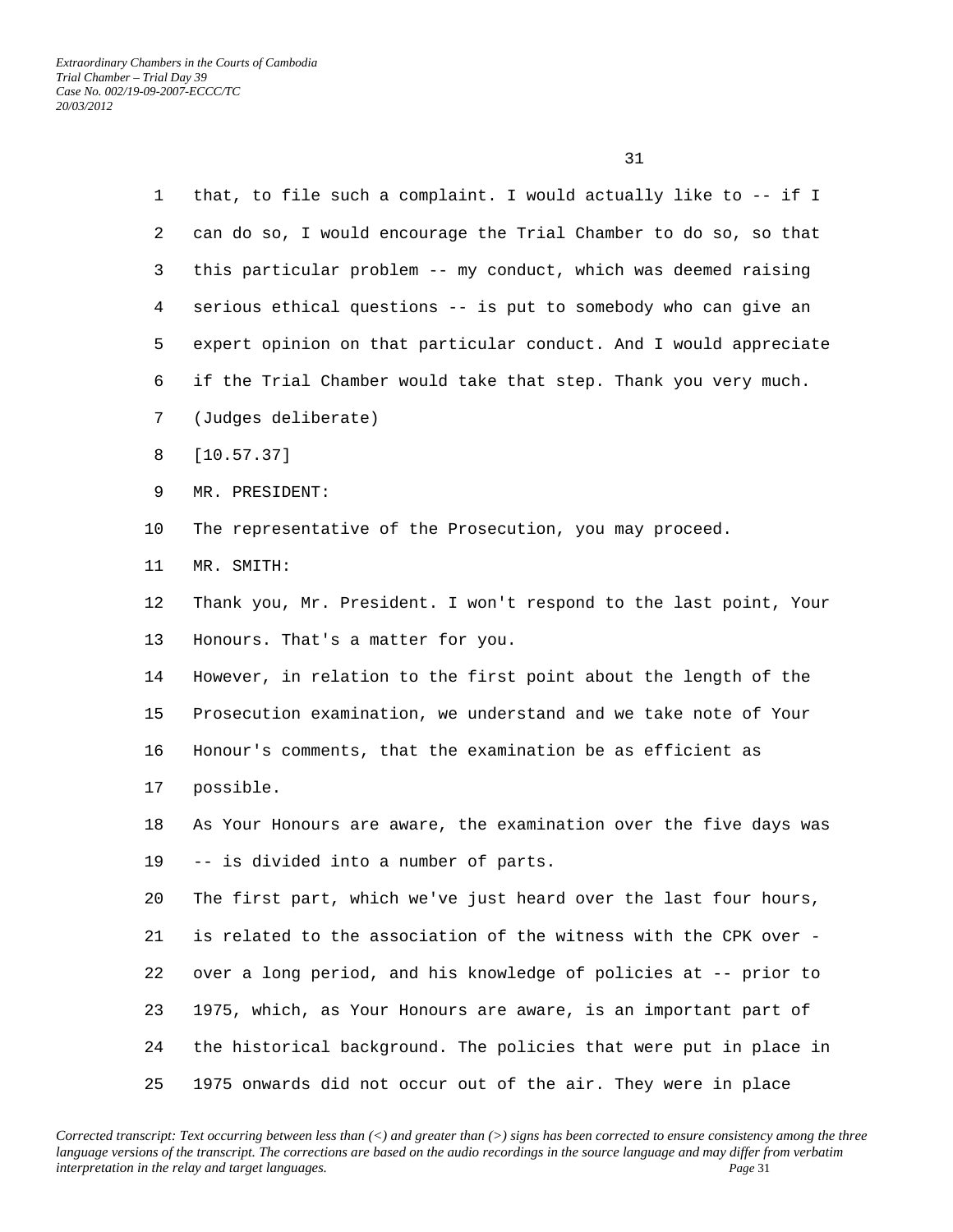that, to file such a complaint. I would actually like to -- if I can do so, I would encourage the Trial Chamber to do so, so that this particular problem -- my conduct, which was deemed raising serious ethical questions -- is put to somebody who can give an expert opinion on that particular conduct. And I would appreciate if the Trial Chamber would take that step. Thank you very much.

(Judges deliberate)

[10.57.37]

MR. PRESIDENT:

The representative of the Prosecution, you may proceed.

MR. SMITH:

Thank you, Mr. President. I won't respond to the last point, Your Honours. That's a matter for you.

However, in relation to the first point about the length of the Prosecution examination, we understand and we take note of Your Honour's comments, that the examination be as efficient as possible.

As Your Honours are aware, the examination over the five days was -- is divided into a number of parts.

The first part, which we've just heard over the last four hours, is related to the association of the witness with the CPK over - over a long period, and his knowledge of policies at -- prior to 1975, which, as Your Honours are aware, is an important part of the historical background. The policies that were put in place in 1975 onwards did not occur out of the air. They were in place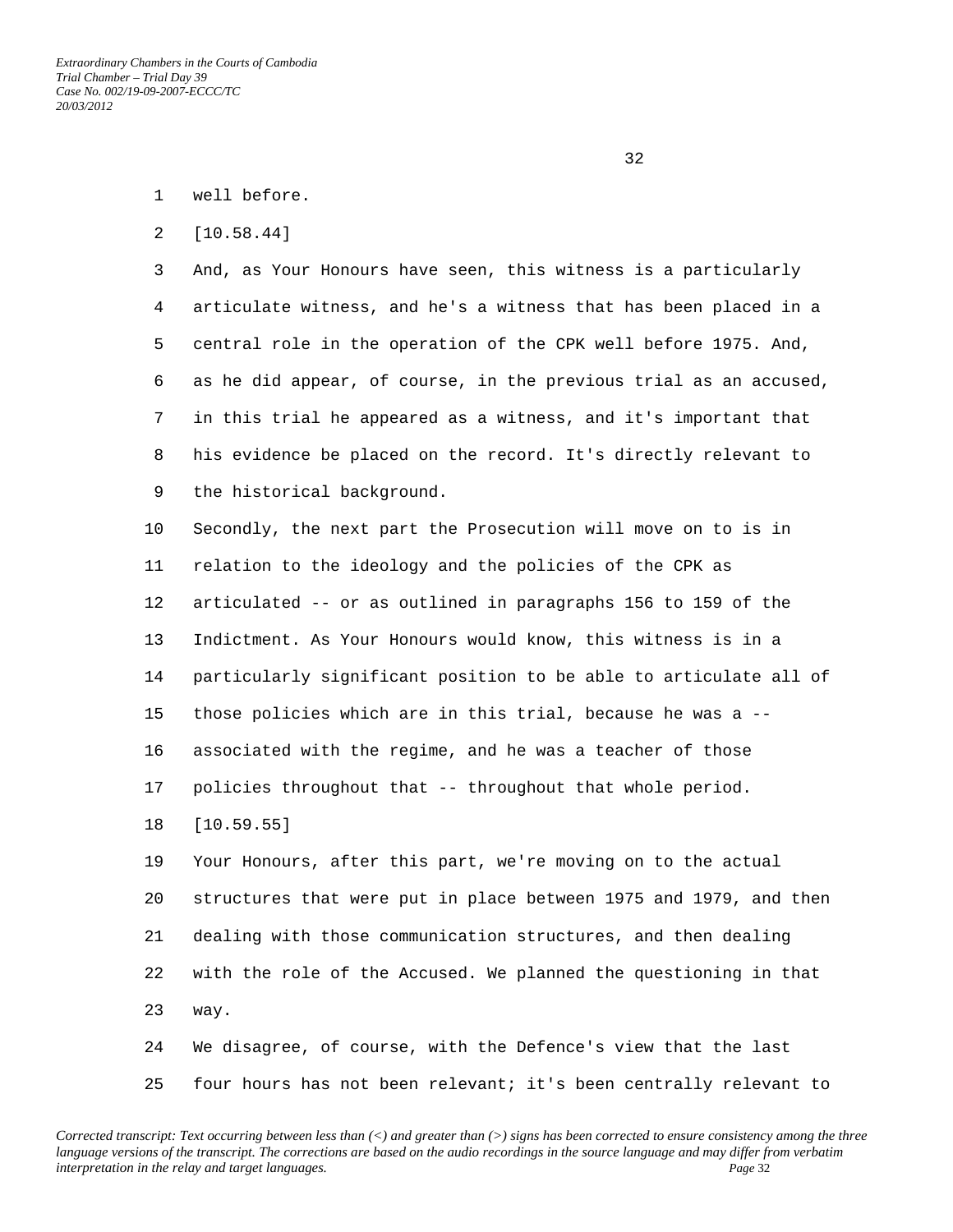well before.

[10.58.44]

And, as Your Honours have seen, this witness is a particularly articulate witness, and he's a witness that has been placed in a central role in the operation of the CPK well before 1975. And, as he did appear, of course, in the previous trial as an accused, in this trial he appeared as a witness, and it's important that his evidence be placed on the record. It's directly relevant to the historical background.

Secondly, the next part the Prosecution will move on to is in relation to the ideology and the policies of the CPK as articulated -- or as outlined in paragraphs 156 to 159 of the Indictment. As Your Honours would know, this witness is in a particularly significant position to be able to articulate all of those policies which are in this trial, because he was a -- associated with the regime, and he was a teacher of those policies throughout that -- throughout that whole period.

[10.59.55]

Your Honours, after this part, we're moving on to the actual structures that were put in place between 1975 and 1979, and then dealing with those communication structures, and then dealing with the role of the Accused. We planned the questioning in that way.

We disagree, of course, with the Defence's view that the last four hours has not been relevant; it's been centrally relevant to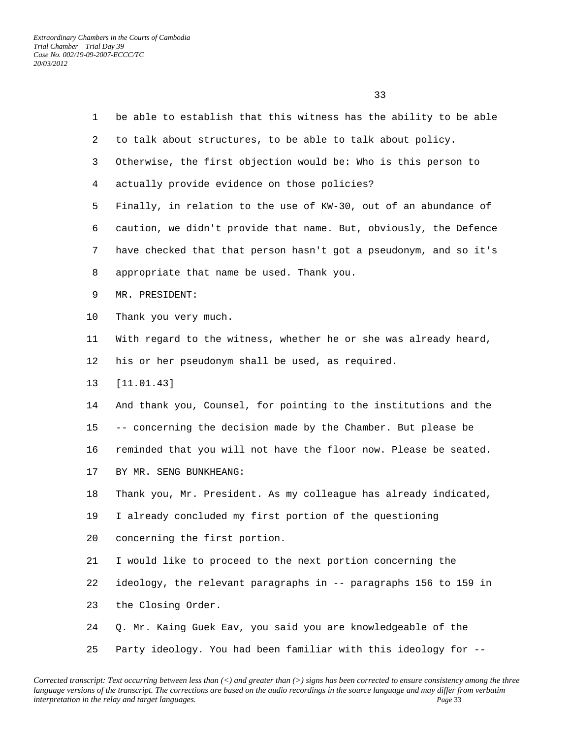be able to establish that this witness has the ability to be able to talk about structures, to be able to talk about policy. Otherwise, the first objection would be: Who is this person to actually provide evidence on those policies?

Finally, in relation to the use of KW-30, out of an abundance of caution, we didn't provide that name. But, obviously, the Defence have checked that that person hasn't got a pseudonym, and so it's appropriate that name be used. Thank you.

MR. PRESIDENT:

Thank you very much.

With regard to the witness, whether he or she was already heard, his or her pseudonym shall be used, as required.

[11.01.43]

And thank you, Counsel, for pointing to the institutions and the -- concerning the decision made by the Chamber. But please be reminded that you will not have the floor now. Please be seated.

BY MR. SENG BUNKHEANG:

Thank you, Mr. President. As my colleague has already indicated, I already concluded my first portion of the questioning concerning the first portion.

I would like to proceed to the next portion concerning the ideology, the relevant paragraphs in -- paragraphs 156 to 159 in the Closing Order.

Q. Mr. Kaing Guek Eav, you said you are knowledgeable of the Party ideology. You had been familiar with this ideology for --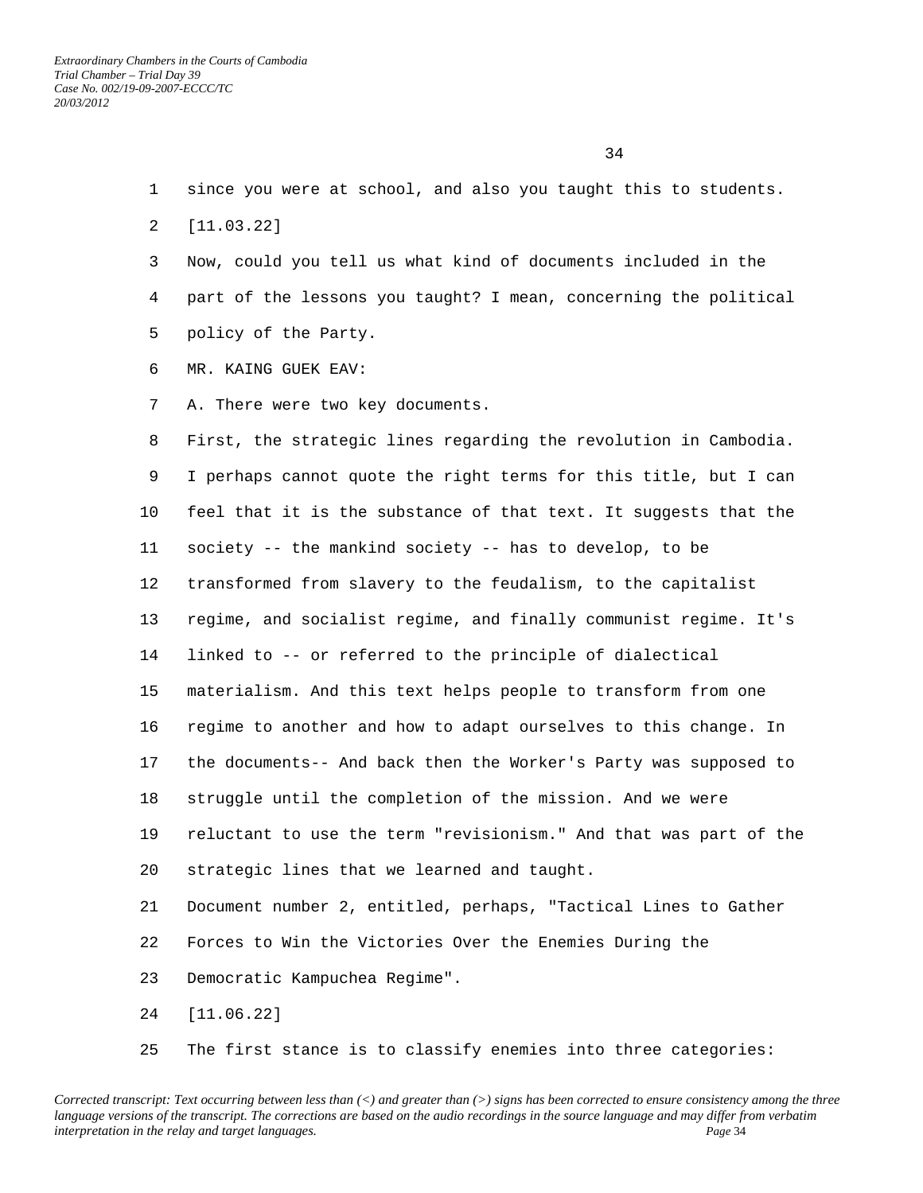since you were at school, and also you taught this to students.

[11.03.22]

Now, could you tell us what kind of documents included in the part of the lessons you taught? I mean, concerning the political policy of the Party.

MR. KAING GUEK EAV:

A. There were two key documents.

First, the strategic lines regarding the revolution in Cambodia. I perhaps cannot quote the right terms for this title, but I can feel that it is the substance of that text. It suggests that the society -- the mankind society -- has to develop, to be transformed from slavery to the feudalism, to the capitalist regime, and socialist regime, and finally communist regime. It's linked to -- or referred to the principle of dialectical materialism. And this text helps people to transform from one regime to another and how to adapt ourselves to this change. In the documents-- And back then the Worker's Party was supposed to struggle until the completion of the mission. And we were reluctant to use the term "revisionism." And that was part of the strategic lines that we learned and taught.

Document number 2, entitled, perhaps, "Tactical Lines to Gather Forces to Win the Victories Over the Enemies During the Democratic Kampuchea Regime".

[11.06.22]

The first stance is to classify enemies into three categories: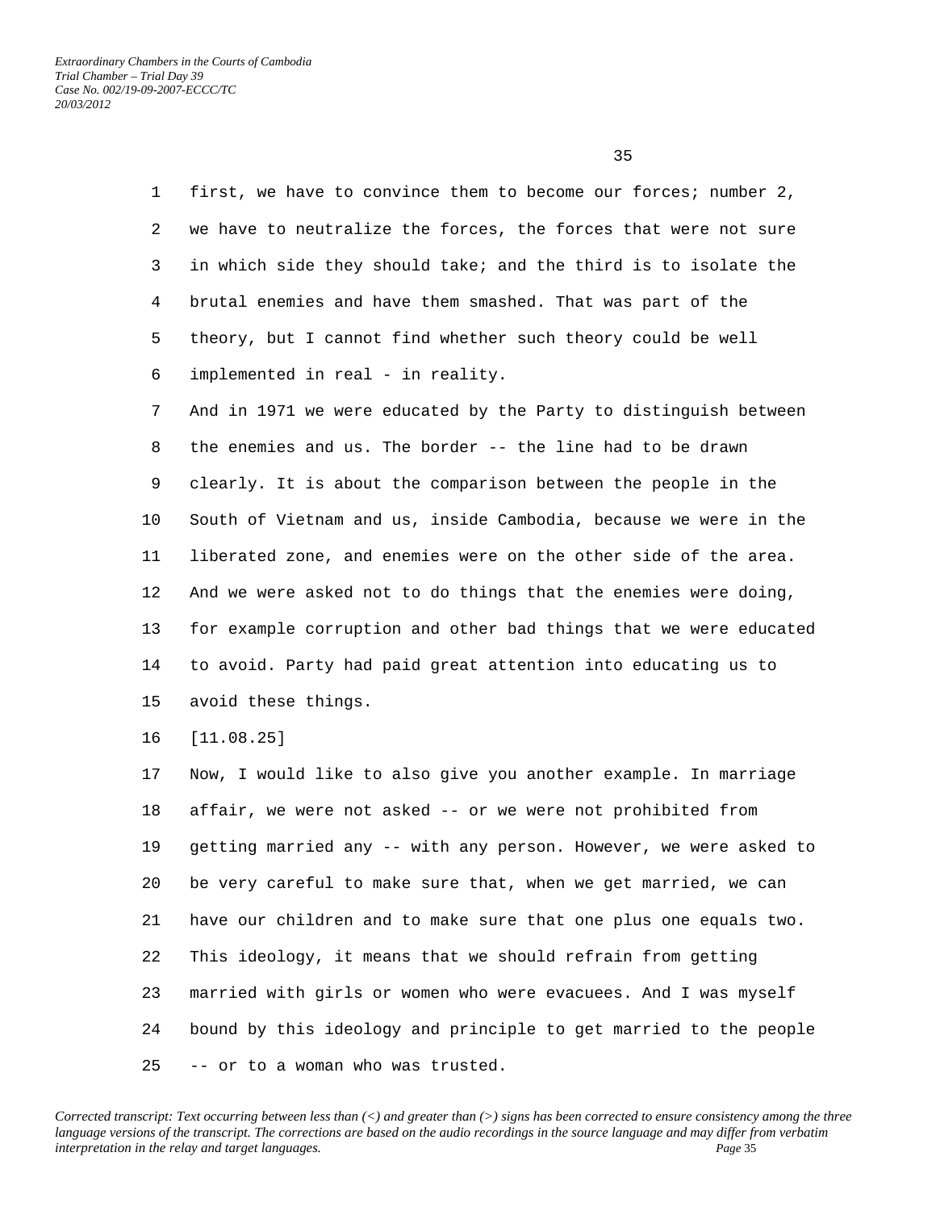first, we have to convince them to become our forces; number 2, we have to neutralize the forces, the forces that were not sure in which side they should take; and the third is to isolate the brutal enemies and have them smashed. That was part of the theory, but I cannot find whether such theory could be well implemented in real - in reality.

And in 1971 we were educated by the Party to distinguish between the enemies and us. The border -- the line had to be drawn clearly. It is about the comparison between the people in the South of Vietnam and us, inside Cambodia, because we were in the liberated zone, and enemies were on the other side of the area. And we were asked not to do things that the enemies were doing, for example corruption and other bad things that we were educated to avoid. Party had paid great attention into educating us to avoid these things.

[11.08.25]

Now, I would like to also give you another example. In marriage affair, we were not asked -- or we were not prohibited from getting married any -- with any person. However, we were asked to be very careful to make sure that, when we get married, we can have our children and to make sure that one plus one equals two. This ideology, it means that we should refrain from getting married with girls or women who were evacuees. And I was myself bound by this ideology and principle to get married to the people -- or to a woman who was trusted.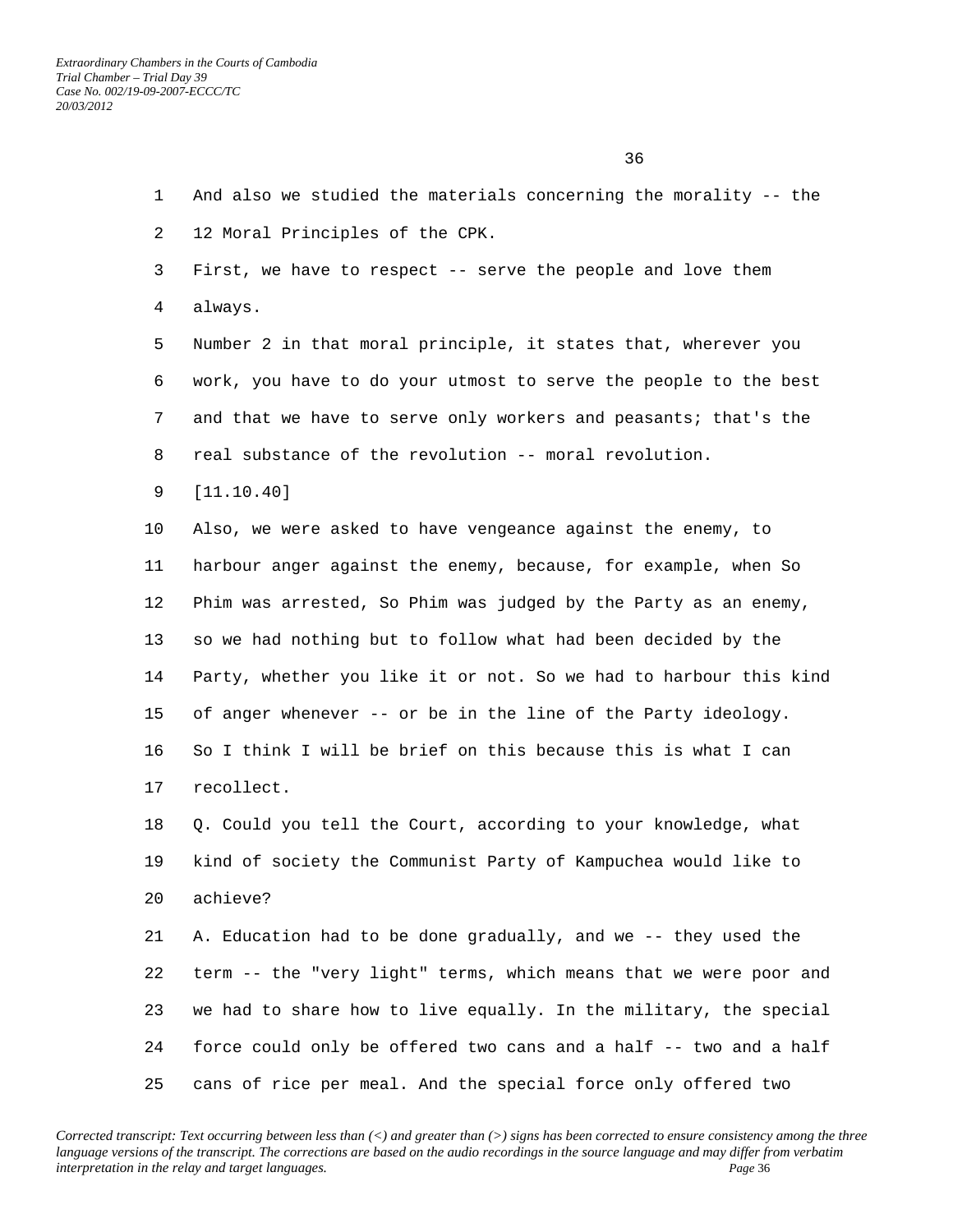And also we studied the materials concerning the morality -- the 12 Moral Principles of the CPK.

First, we have to respect -- serve the people and love them always.

Number 2 in that moral principle, it states that, wherever you work, you have to do your utmost to serve the people to the best and that we have to serve only workers and peasants; that's the real substance of the revolution -- moral revolution.

[11.10.40]

Also, we were asked to have vengeance against the enemy, to harbour anger against the enemy, because, for example, when So Phim was arrested, So Phim was judged by the Party as an enemy, so we had nothing but to follow what had been decided by the Party, whether you like it or not. So we had to harbour this kind of anger whenever -- or be in the line of the Party ideology.

So I think I will be brief on this because this is what I can recollect.

Q. Could you tell the Court, according to your knowledge, what kind of society the Communist Party of Kampuchea would like to achieve?

A. Education had to be done gradually, and we -- they used the term -- the "very light" terms, which means that we were poor and we had to share how to live equally. In the military, the special force could only be offered two cans and a half -- two and a half cans of rice per meal. And the special force only offered two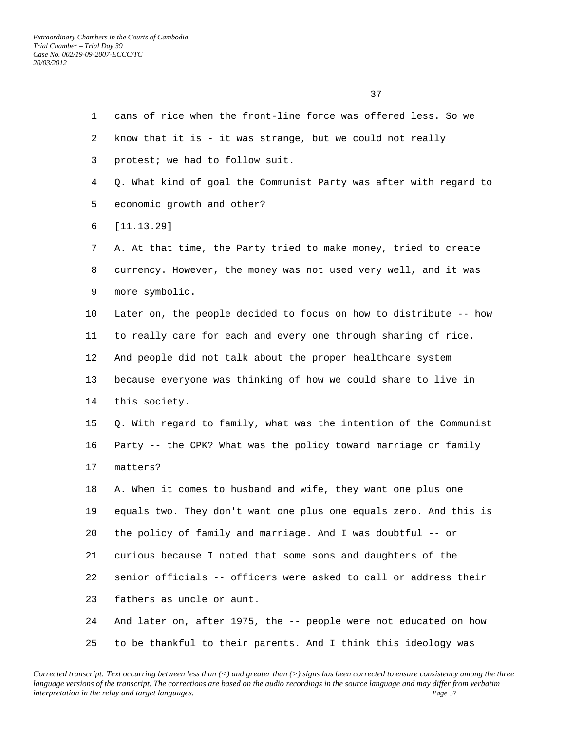cans of rice when the front-line force was offered less. So we know that it is - it was strange, but we could not really protest; we had to follow suit.

Q. What kind of goal the Communist Party was after with regard to economic growth and other?

[11.13.29]

A. At that time, the Party tried to make money, tried to create currency. However, the money was not used very well, and it was more symbolic.

Later on, the people decided to focus on how to distribute -- how to really care for each and every one through sharing of rice. And people did not talk about the proper healthcare system because everyone was thinking of how we could share to live in this society.

Q. With regard to family, what was the intention of the Communist Party -- the CPK? What was the policy toward marriage or family matters?

A. When it comes to husband and wife, they want one plus one equals two. They don't want one plus one equals zero. And this is the policy of family and marriage. And I was doubtful -- or curious because I noted that some sons and daughters of the senior officials -- officers were asked to call or address their fathers as uncle or aunt.

And later on, after 1975, the -- people were not educated on how to be thankful to their parents. And I think this ideology was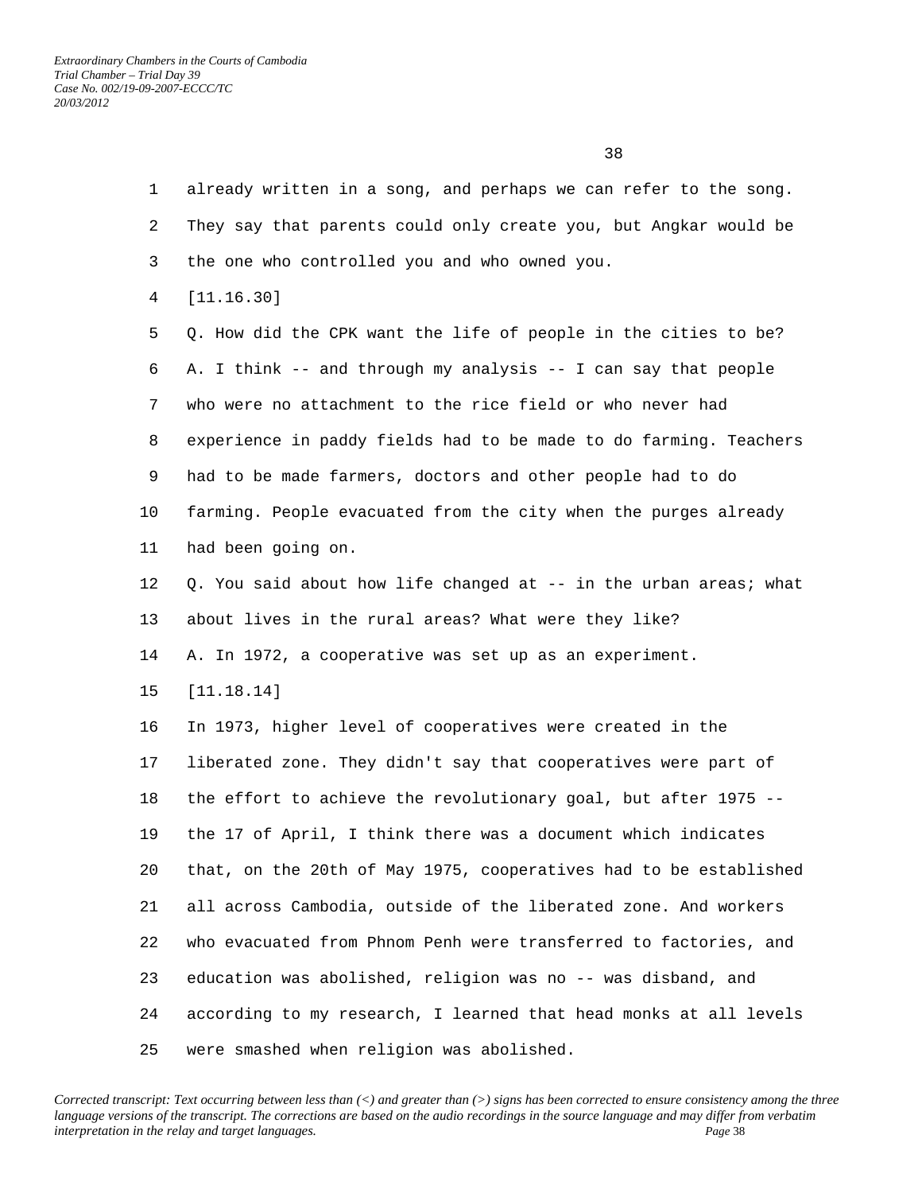already written in a song, and perhaps we can refer to the song. They say that parents could only create you, but Angkar would be the one who controlled you and who owned you.

[11.16.30]

Q. How did the CPK want the life of people in the cities to be?

A. I think -- and through my analysis -- I can say that people who were no attachment to the rice field or who never had experience in paddy fields had to be made to do farming. Teachers had to be made farmers, doctors and other people had to do farming. People evacuated from the city when the purges already had been going on.

Q. You said about how life changed at -- in the urban areas; what about lives in the rural areas? What were they like?

A. In 1972, a cooperative was set up as an experiment.

[11.18.14]

In 1973, higher level of cooperatives were created in the liberated zone. They didn't say that cooperatives were part of the effort to achieve the revolutionary goal, but after 1975 -- the 17 of April, I think there was a document which indicates that, on the 20th of May 1975, cooperatives had to be established all across Cambodia, outside of the liberated zone. And workers who evacuated from Phnom Penh were transferred to factories, and education was abolished, religion was no -- was disband, and according to my research, I learned that head monks at all levels were smashed when religion was abolished.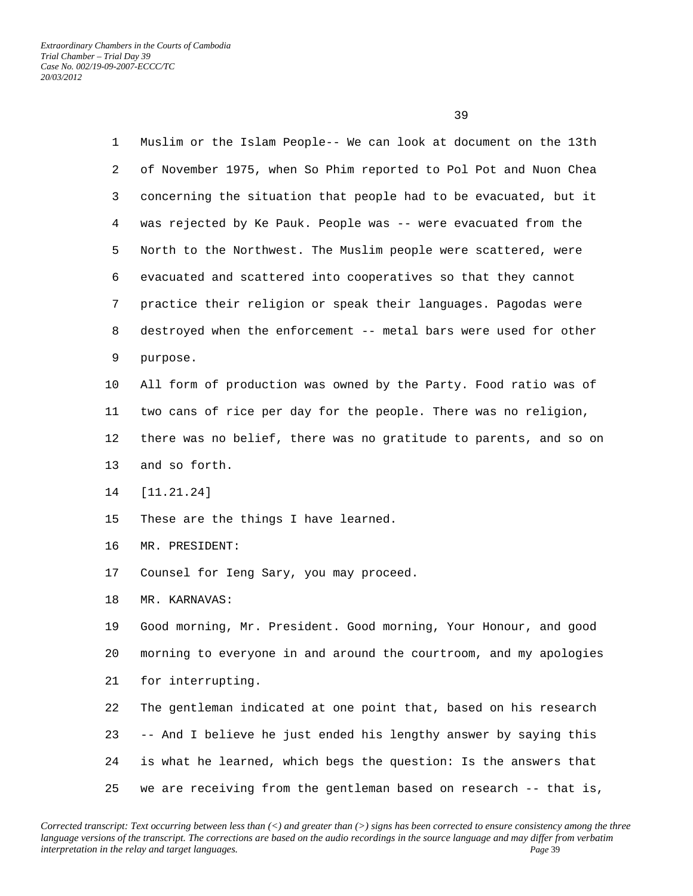Muslim or the Islam People-- We can look at document on the 13th of November 1975, when So Phim reported to Pol Pot and Nuon Chea concerning the situation that people had to be evacuated, but it was rejected by Ke Pauk. People was -- were evacuated from the North to the Northwest. The Muslim people were scattered, were evacuated and scattered into cooperatives so that they cannot practice their religion or speak their languages. Pagodas were destroyed when the enforcement -- metal bars were used for other purpose.

All form of production was owned by the Party. Food ratio was of two cans of rice per day for the people. There was no religion, there was no belief, there was no gratitude to parents, and so on and so forth.

[11.21.24]

These are the things I have learned.

MR. PRESIDENT:

Counsel for Ieng Sary, you may proceed.

MR. KARNAVAS:

Good morning, Mr. President. Good morning, Your Honour, and good morning to everyone in and around the courtroom, and my apologies for interrupting.

The gentleman indicated at one point that, based on his research -- And I believe he just ended his lengthy answer by saying this is what he learned, which begs the question: Is the answers that we are receiving from the gentleman based on research -- that is,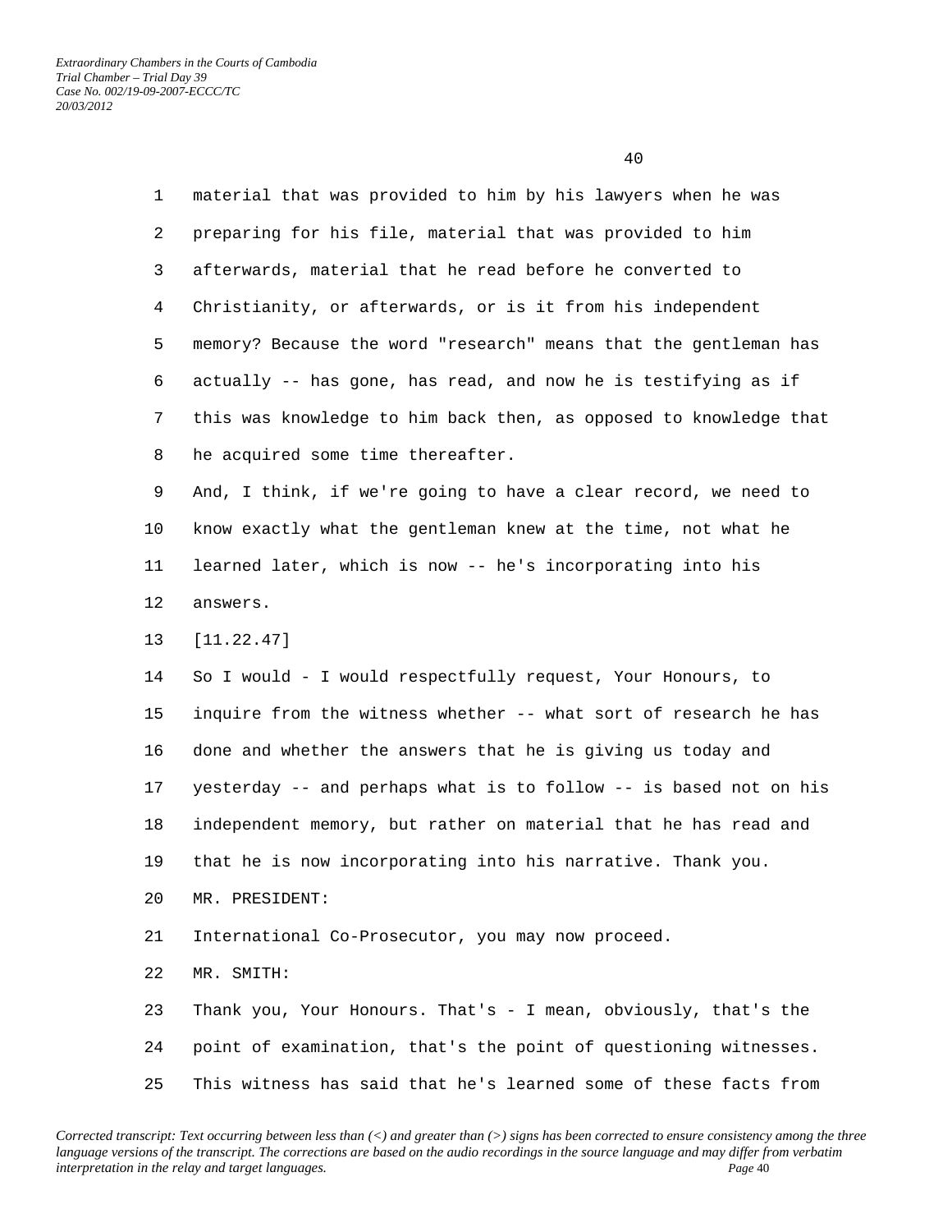material that was provided to him by his lawyers when he was preparing for his file, material that was provided to him afterwards, material that he read before he converted to Christianity, or afterwards, or is it from his independent memory? Because the word "research" means that the gentleman has actually -- has gone, has read, and now he is testifying as if this was knowledge to him back then, as opposed to knowledge that he acquired some time thereafter.

And, I think, if we're going to have a clear record, we need to know exactly what the gentleman knew at the time, not what he learned later, which is now -- he's incorporating into his answers.

[11.22.47]

So I would - I would respectfully request, Your Honours, to inquire from the witness whether -- what sort of research he has done and whether the answers that he is giving us today and yesterday -- and perhaps what is to follow -- is based not on his independent memory, but rather on material that he has read and that he is now incorporating into his narrative. Thank you.

MR. PRESIDENT:

International Co-Prosecutor, you may now proceed.

MR. SMITH:

Thank you, Your Honours. That's - I mean, obviously, that's the point of examination, that's the point of questioning witnesses. This witness has said that he's learned some of these facts from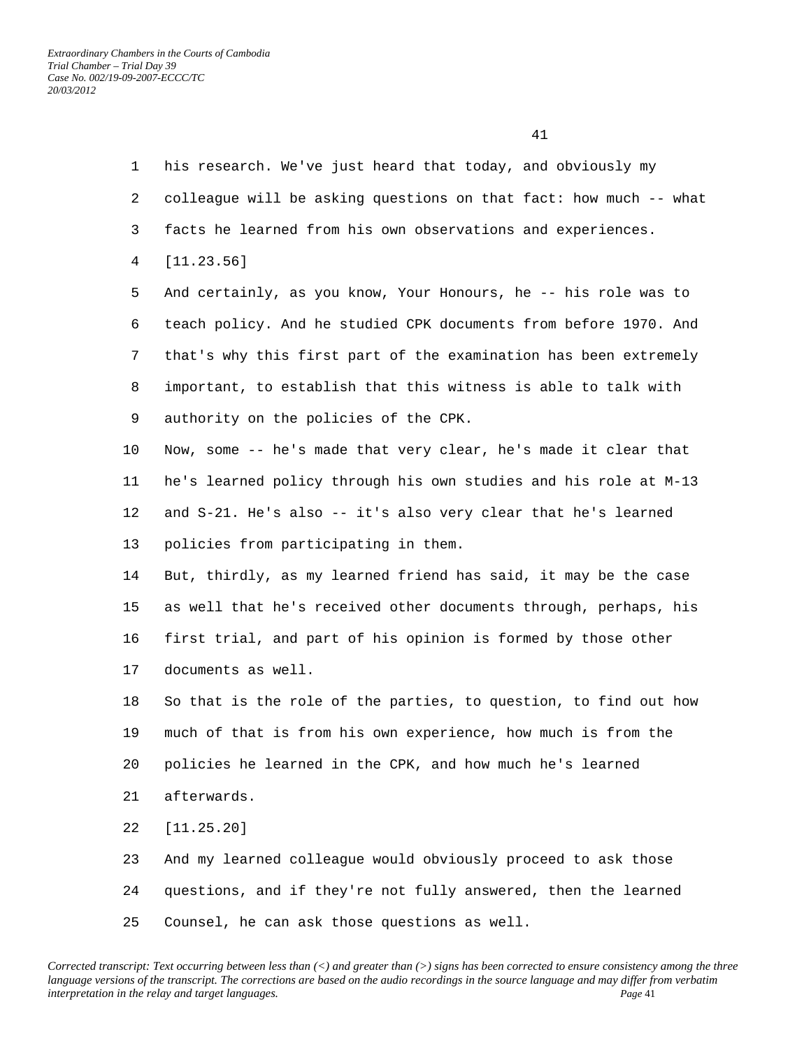his research. We've just heard that today, and obviously my colleague will be asking questions on that fact: how much -- what facts he learned from his own observations and experiences.

[11.23.56]

And certainly, as you know, Your Honours, he -- his role was to teach policy. And he studied CPK documents from before 1970. And that's why this first part of the examination has been extremely important, to establish that this witness is able to talk with authority on the policies of the CPK.

Now, some -- he's made that very clear, he's made it clear that he's learned policy through his own studies and his role at M-13 and S-21. He's also -- it's also very clear that he's learned policies from participating in them.

But, thirdly, as my learned friend has said, it may be the case as well that he's received other documents through, perhaps, his first trial, and part of his opinion is formed by those other documents as well.

So that is the role of the parties, to question, to find out how much of that is from his own experience, how much is from the policies he learned in the CPK, and how much he's learned afterwards.

[11.25.20]

And my learned colleague would obviously proceed to ask those questions, and if they're not fully answered, then the learned Counsel, he can ask those questions as well.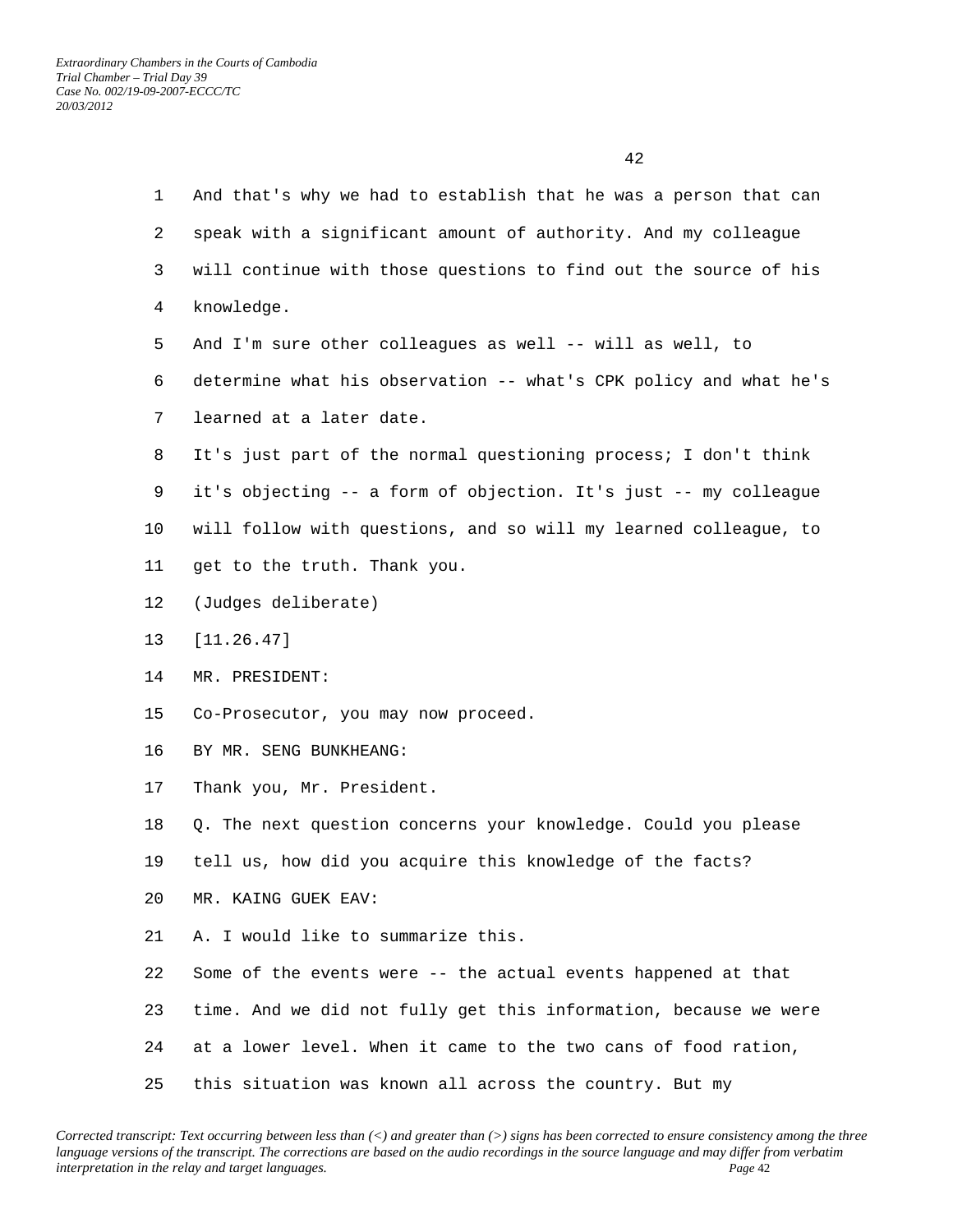And that's why we had to establish that he was a person that can speak with a significant amount of authority. And my colleague will continue with those questions to find out the source of his knowledge.

And I'm sure other colleagues as well -- will as well, to determine what his observation -- what's CPK policy and what he's learned at a later date.

It's just part of the normal questioning process; I don't think it's objecting -- a form of objection. It's just -- my colleague will follow with questions, and so will my learned colleague, to get to the truth. Thank you.

(Judges deliberate)

[11.26.47]

MR. PRESIDENT:

Co-Prosecutor, you may now proceed.

BY MR. SENG BUNKHEANG:

Thank you, Mr. President.

Q. The next question concerns your knowledge. Could you please tell us, how did you acquire this knowledge of the facts?

MR. KAING GUEK EAV:

A. I would like to summarize this.

Some of the events were -- the actual events happened at that time. And we did not fully get this information, because we were at a lower level. When it came to the two cans of food ration, this situation was known all across the country. But my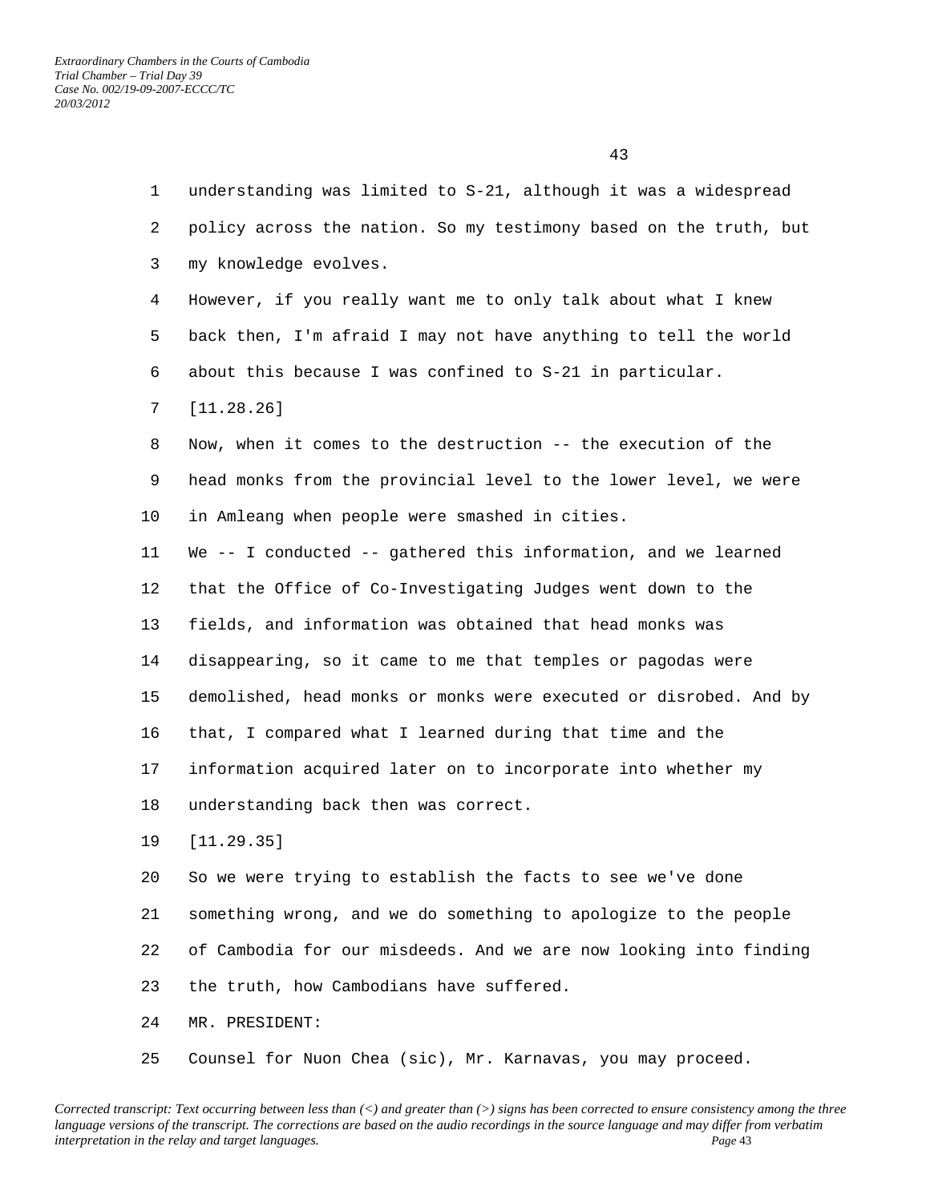understanding was limited to S-21, although it was a widespread policy across the nation. So my testimony based on the truth, but my knowledge evolves.

However, if you really want me to only talk about what I knew back then, I'm afraid I may not have anything to tell the world about this because I was confined to S-21 in particular.

[11.28.26]

Now, when it comes to the destruction -- the execution of the head monks from the provincial level to the lower level, we were in Amleang when people were smashed in cities.

We -- I conducted -- gathered this information, and we learned that the Office of Co-Investigating Judges went down to the fields, and information was obtained that head monks was disappearing, so it came to me that temples or pagodas were demolished, head monks or monks were executed or disrobed. And by that, I compared what I learned during that time and the information acquired later on to incorporate into whether my understanding back then was correct.

[11.29.35]

So we were trying to establish the facts to see we've done something wrong, and we do something to apologize to the people of Cambodia for our misdeeds. And we are now looking into finding the truth, how Cambodians have suffered.

MR. PRESIDENT:

Counsel for Nuon Chea (sic), Mr. Karnavas, you may proceed.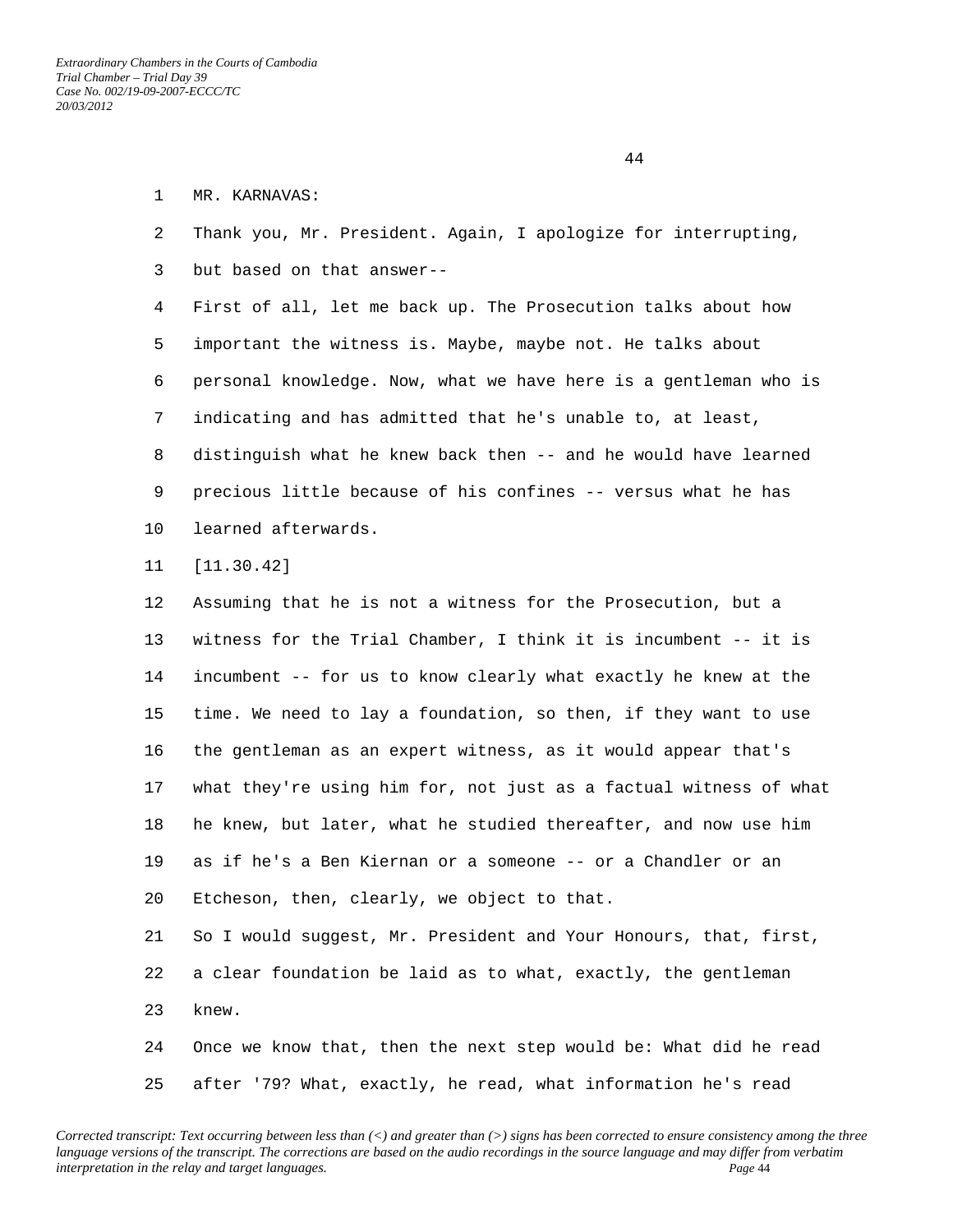MR. KARNAVAS:

Thank you, Mr. President. Again, I apologize for interrupting, but based on that answer--

First of all, let me back up. The Prosecution talks about how important the witness is. Maybe, maybe not. He talks about personal knowledge. Now, what we have here is a gentleman who is indicating and has admitted that he's unable to, at least, distinguish what he knew back then -- and he would have learned precious little because of his confines -- versus what he has learned afterwards.

[11.30.42]

Assuming that he is not a witness for the Prosecution, but a witness for the Trial Chamber, I think it is incumbent -- it is incumbent -- for us to know clearly what exactly he knew at the time. We need to lay a foundation, so then, if they want to use the gentleman as an expert witness, as it would appear that's what they're using him for, not just as a factual witness of what he knew, but later, what he studied thereafter, and now use him as if he's a Ben Kiernan or a someone -- or a Chandler or an Etcheson, then, clearly, we object to that.

So I would suggest, Mr. President and Your Honours, that, first, a clear foundation be laid as to what, exactly, the gentleman knew.

Once we know that, then the next step would be: What did he read after '79? What, exactly, he read, what information he's read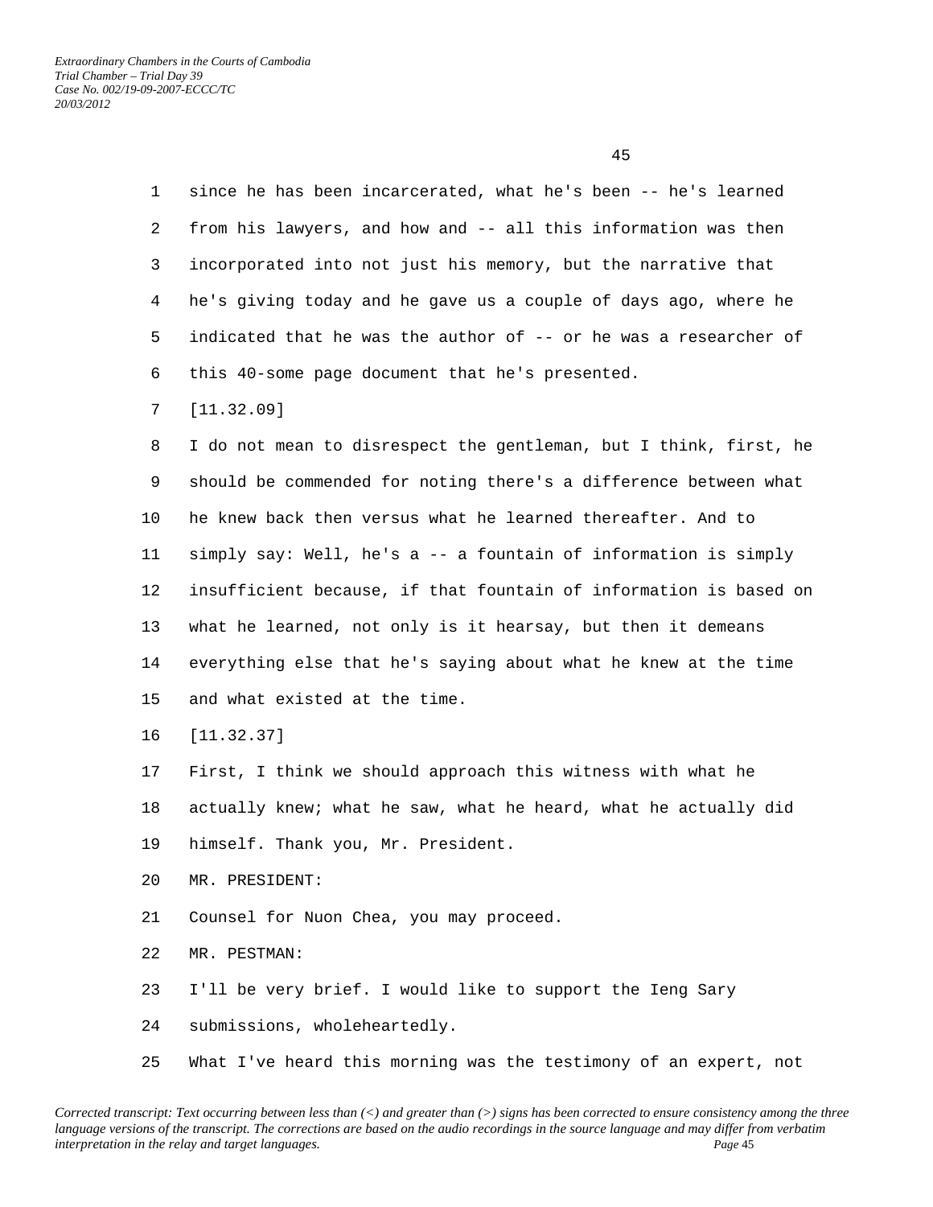since he has been incarcerated, what he's been -- he's learned from his lawyers, and how and -- all this information was then incorporated into not just his memory, but the narrative that he's giving today and he gave us a couple of days ago, where he indicated that he was the author of -- or he was a researcher of this 40-some page document that he's presented.

[11.32.09]

I do not mean to disrespect the gentleman, but I think, first, he should be commended for noting there's a difference between what he knew back then versus what he learned thereafter. And to simply say: Well, he's a -- a fountain of information is simply insufficient because, if that fountain of information is based on what he learned, not only is it hearsay, but then it demeans everything else that he's saying about what he knew at the time and what existed at the time.

[11.32.37]

First, I think we should approach this witness with what he actually knew; what he saw, what he heard, what he actually did himself. Thank you, Mr. President.

MR. PRESIDENT:

Counsel for Nuon Chea, you may proceed.

MR. PESTMAN:

I'll be very brief. I would like to support the Ieng Sary submissions, wholeheartedly.

What I've heard this morning was the testimony of an expert, not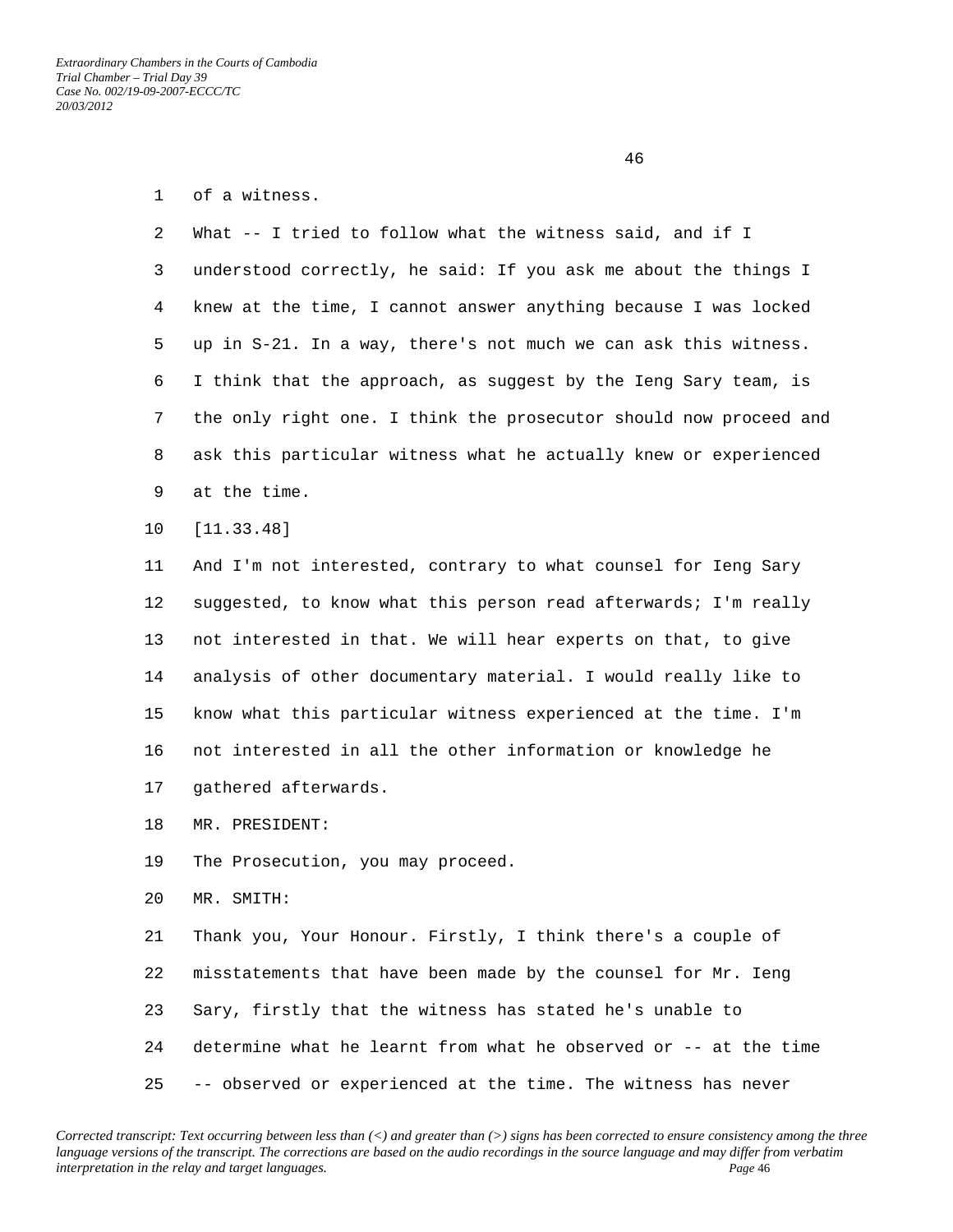of a witness.

What -- I tried to follow what the witness said, and if I understood correctly, he said: If you ask me about the things I knew at the time, I cannot answer anything because I was locked up in S-21. In a way, there's not much we can ask this witness. I think that the approach, as suggest by the Ieng Sary team, is the only right one. I think the prosecutor should now proceed and ask this particular witness what he actually knew or experienced at the time.

[11.33.48]

And I'm not interested, contrary to what counsel for Ieng Sary suggested, to know what this person read afterwards; I'm really not interested in that. We will hear experts on that, to give analysis of other documentary material. I would really like to know what this particular witness experienced at the time. I'm not interested in all the other information or knowledge he gathered afterwards.

MR. PRESIDENT:

The Prosecution, you may proceed.

MR. SMITH:

Thank you, Your Honour. Firstly, I think there's a couple of misstatements that have been made by the counsel for Mr. Ieng Sary, firstly that the witness has stated he's unable to determine what he learnt from what he observed or -- at the time -- observed or experienced at the time. The witness has never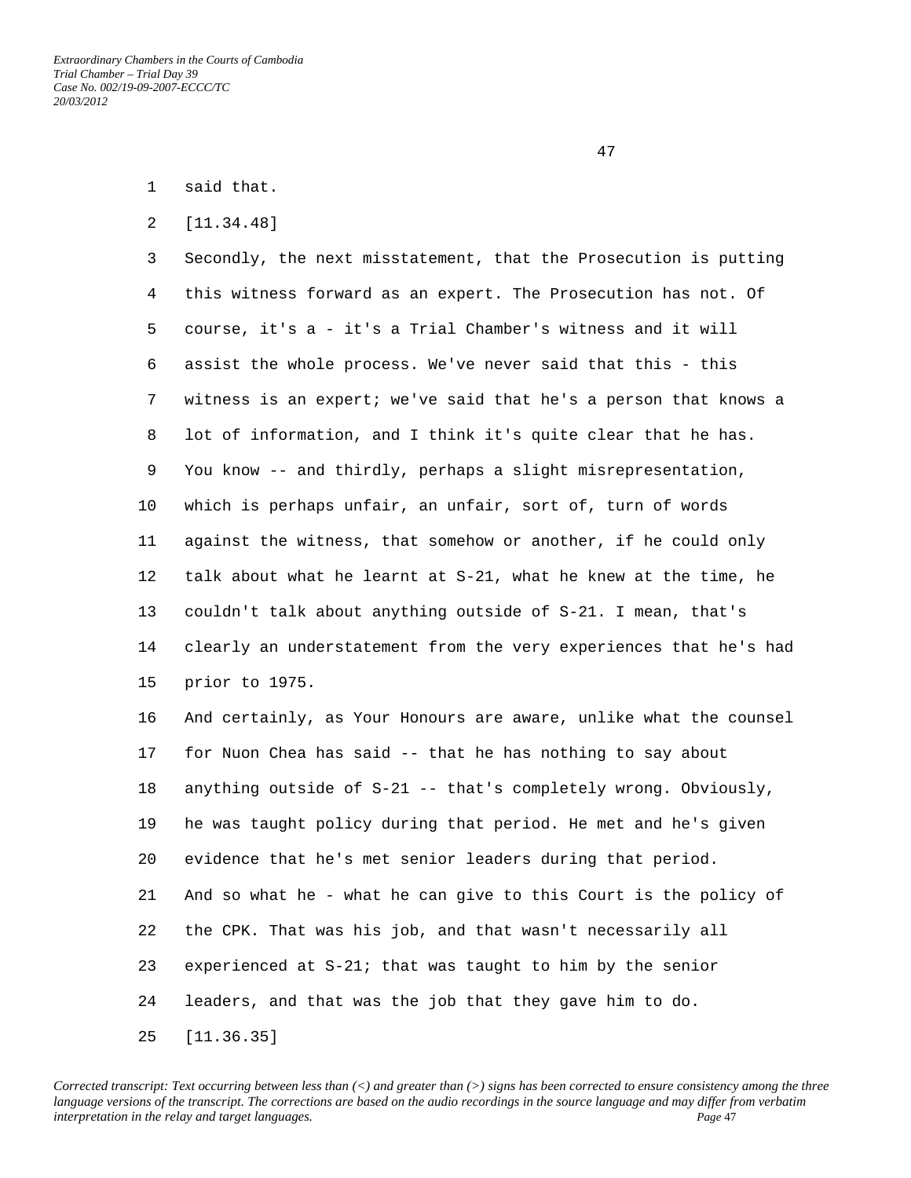said that.

[11.34.48]

Secondly, the next misstatement, that the Prosecution is putting this witness forward as an expert. The Prosecution has not. Of course, it's a - it's a Trial Chamber's witness and it will assist the whole process. We've never said that this - this witness is an expert; we've said that he's a person that knows a lot of information, and I think it's quite clear that he has. You know -- and thirdly, perhaps a slight misrepresentation, which is perhaps unfair, an unfair, sort of, turn of words against the witness, that somehow or another, if he could only talk about what he learnt at S-21, what he knew at the time, he couldn't talk about anything outside of S-21. I mean, that's clearly an understatement from the very experiences that he's had prior to 1975.

And certainly, as Your Honours are aware, unlike what the counsel for Nuon Chea has said -- that he has nothing to say about anything outside of S-21 -- that's completely wrong. Obviously, he was taught policy during that period. He met and he's given evidence that he's met senior leaders during that period.

And so what he - what he can give to this Court is the policy of the CPK. That was his job, and that wasn't necessarily all experienced at S-21; that was taught to him by the senior leaders, and that was the job that they gave him to do.

[11.36.35]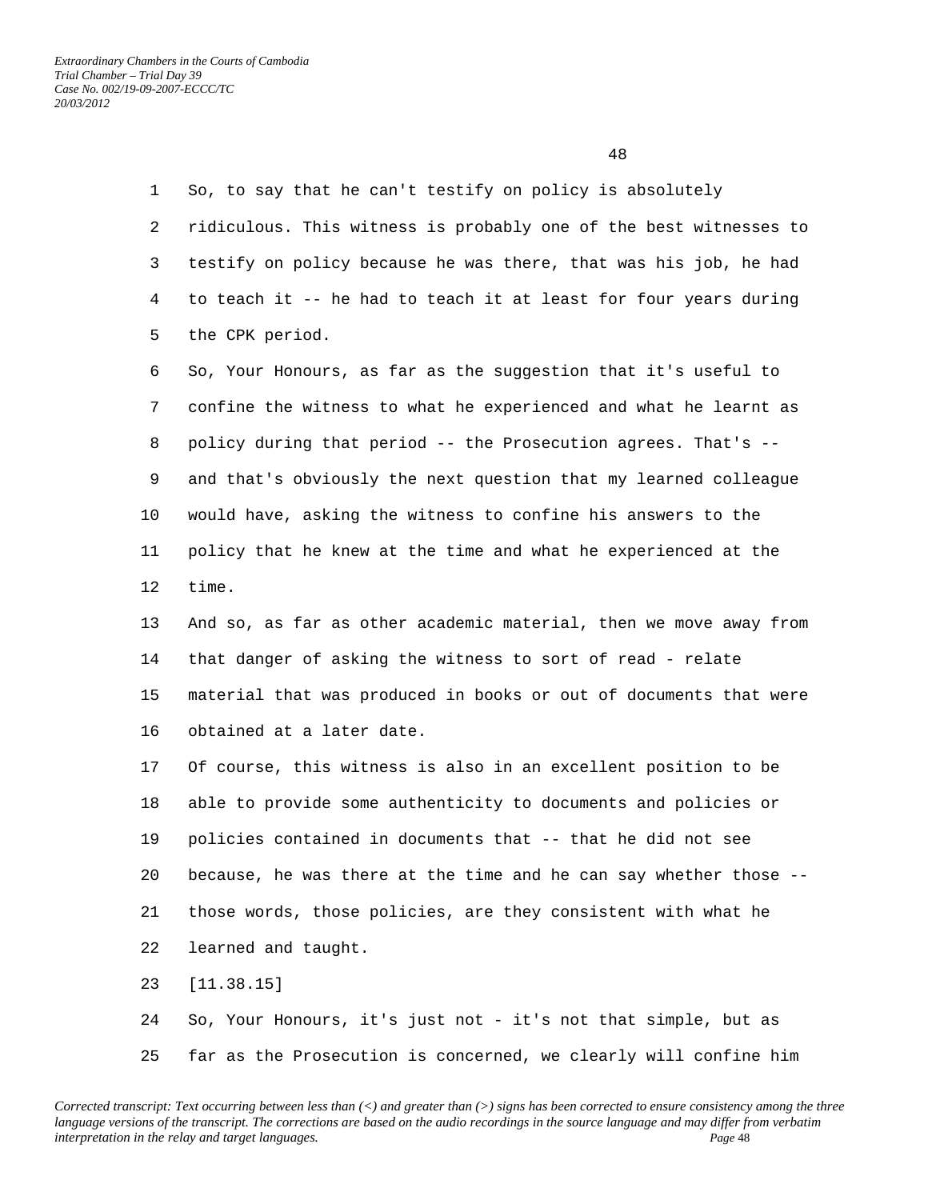So, to say that he can't testify on policy is absolutely ridiculous. This witness is probably one of the best witnesses to testify on policy because he was there, that was his job, he had to teach it -- he had to teach it at least for four years during the CPK period.

So, Your Honours, as far as the suggestion that it's useful to confine the witness to what he experienced and what he learnt as policy during that period -- the Prosecution agrees. That's -- and that's obviously the next question that my learned colleague would have, asking the witness to confine his answers to the policy that he knew at the time and what he experienced at the time.

And so, as far as other academic material, then we move away from that danger of asking the witness to sort of read - relate material that was produced in books or out of documents that were obtained at a later date.

Of course, this witness is also in an excellent position to be able to provide some authenticity to documents and policies or policies contained in documents that -- that he did not see because, he was there at the time and he can say whether those -- those words, those policies, are they consistent with what he learned and taught.

[11.38.15]

So, Your Honours, it's just not - it's not that simple, but as far as the Prosecution is concerned, we clearly will confine him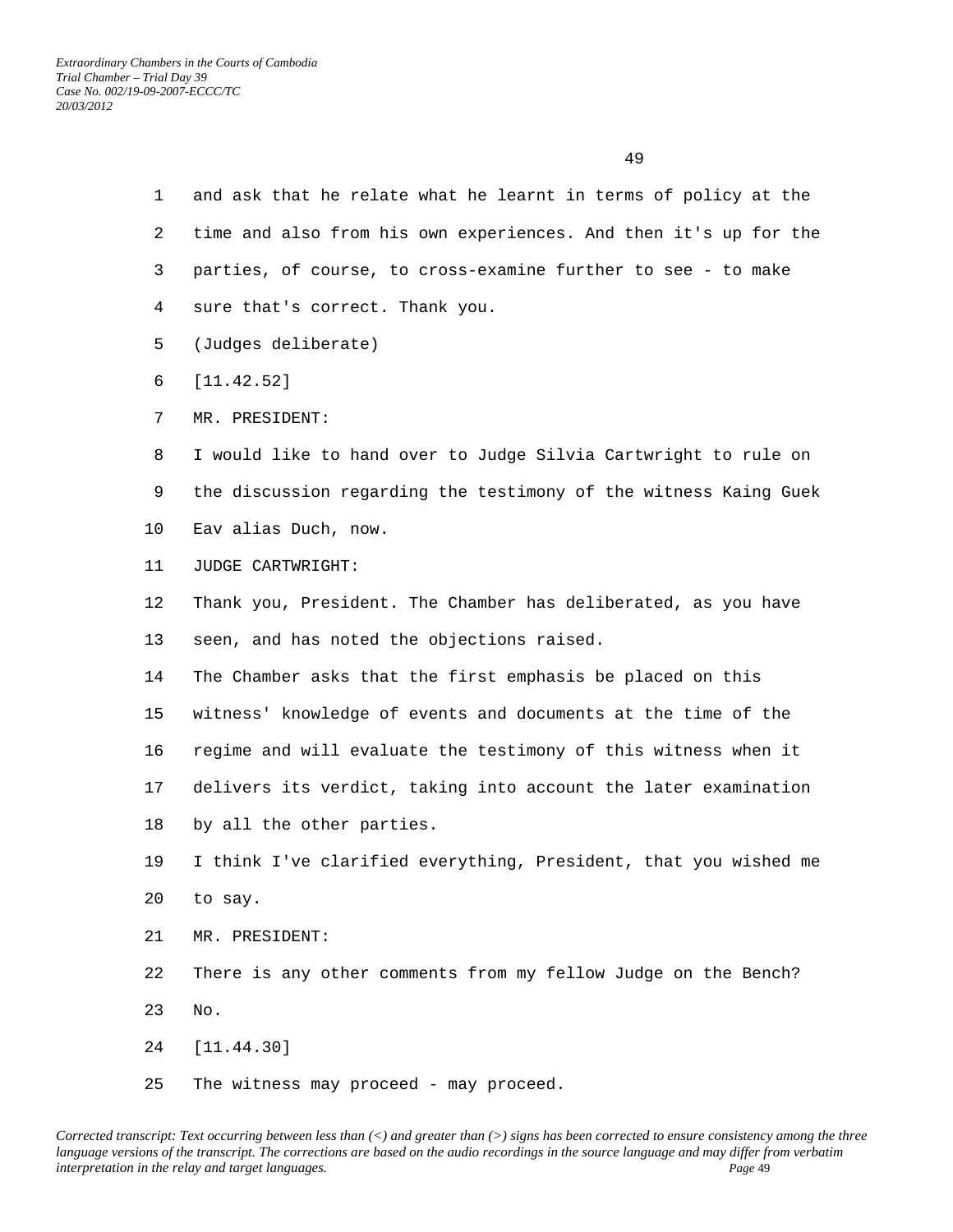and ask that he relate what he learnt in terms of policy at the time and also from his own experiences. And then it's up for the parties, of course, to cross-examine further to see - to make sure that's correct. Thank you.

(Judges deliberate)

[11.42.52]

MR. PRESIDENT:

I would like to hand over to Judge Silvia Cartwright to rule on the discussion regarding the testimony of the witness Kaing Guek Eav alias Duch, now.

JUDGE CARTWRIGHT:

Thank you, President. The Chamber has deliberated, as you have seen, and has noted the objections raised.

The Chamber asks that the first emphasis be placed on this witness' knowledge of events and documents at the time of the regime and will evaluate the testimony of this witness when it delivers its verdict, taking into account the later examination by all the other parties.

I think I've clarified everything, President, that you wished me to say.

MR. PRESIDENT:

There is any other comments from my fellow Judge on the Bench?

No.

[11.44.30]

The witness may proceed - may proceed.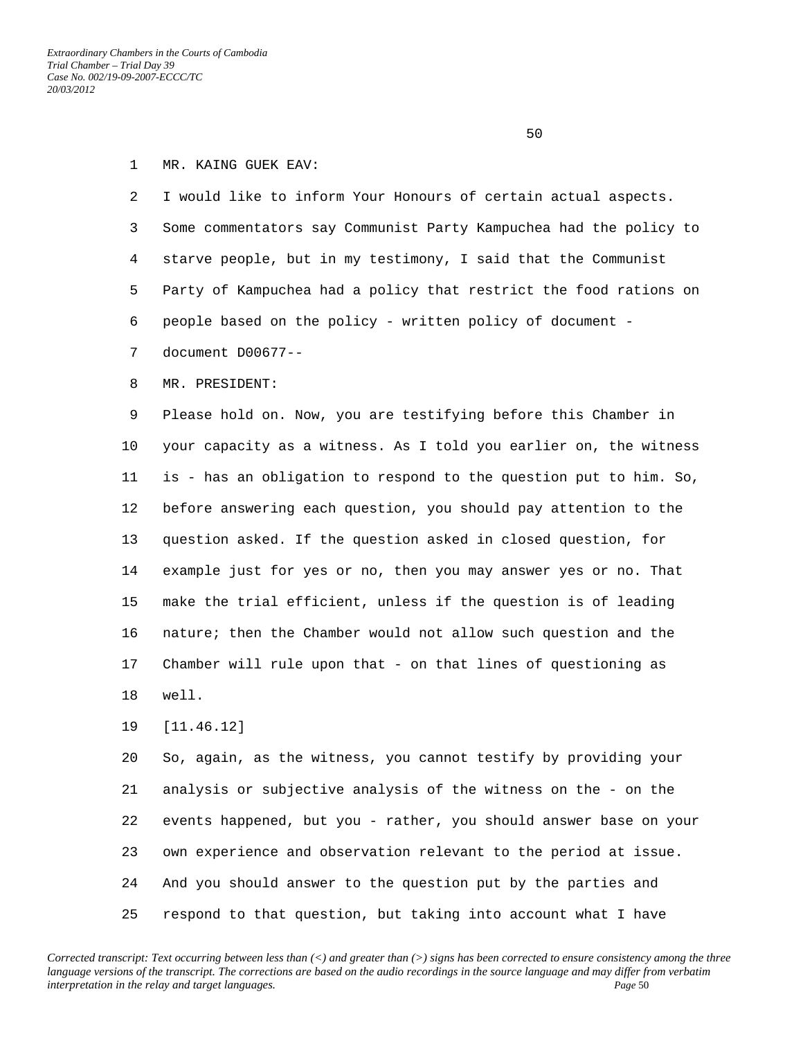MR. KAING GUEK EAV:

I would like to inform Your Honours of certain actual aspects. Some commentators say Communist Party Kampuchea had the policy to starve people, but in my testimony, I said that the Communist Party of Kampuchea had a policy that restrict the food rations on people based on the policy - written policy of document - document D00677--

MR. PRESIDENT:

Please hold on. Now, you are testifying before this Chamber in your capacity as a witness. As I told you earlier on, the witness is - has an obligation to respond to the question put to him. So, before answering each question, you should pay attention to the question asked. If the question asked in closed question, for example just for yes or no, then you may answer yes or no. That make the trial efficient, unless if the question is of leading nature; then the Chamber would not allow such question and the Chamber will rule upon that - on that lines of questioning as well.

[11.46.12]

So, again, as the witness, you cannot testify by providing your analysis or subjective analysis of the witness on the - on the events happened, but you - rather, you should answer base on your own experience and observation relevant to the period at issue. And you should answer to the question put by the parties and respond to that question, but taking into account what I have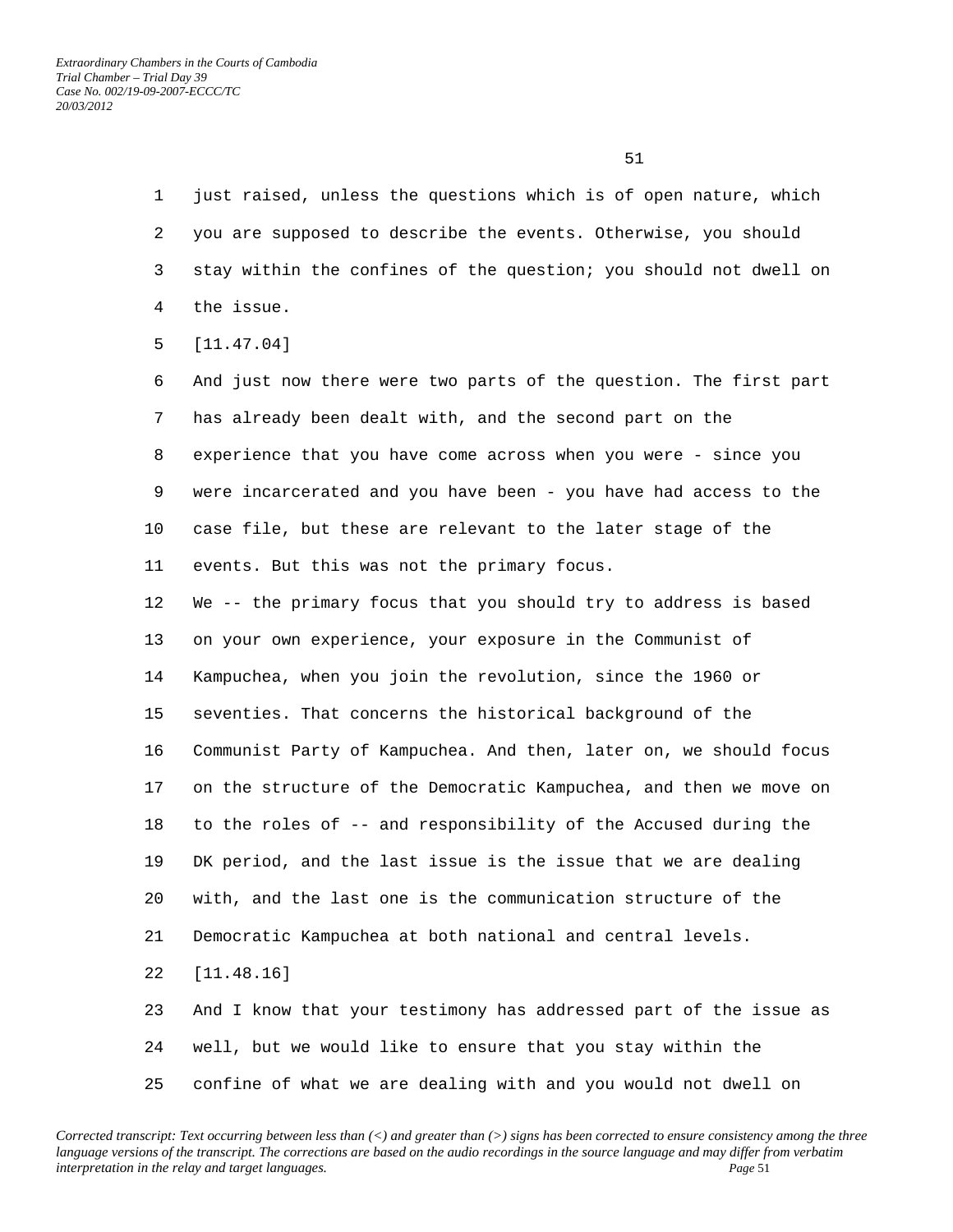just raised, unless the questions which is of open nature, which you are supposed to describe the events. Otherwise, you should stay within the confines of the question; you should not dwell on the issue.

[11.47.04]

And just now there were two parts of the question. The first part has already been dealt with, and the second part on the experience that you have come across when you were - since you were incarcerated and you have been - you have had access to the case file, but these are relevant to the later stage of the events. But this was not the primary focus.

We -- the primary focus that you should try to address is based on your own experience, your exposure in the Communist of Kampuchea, when you join the revolution, since the 1960 or seventies. That concerns the historical background of the Communist Party of Kampuchea. And then, later on, we should focus on the structure of the Democratic Kampuchea, and then we move on to the roles of -- and responsibility of the Accused during the DK period, and the last issue is the issue that we are dealing with, and the last one is the communication structure of the Democratic Kampuchea at both national and central levels.

[11.48.16]

And I know that your testimony has addressed part of the issue as well, but we would like to ensure that you stay within the confine of what we are dealing with and you would not dwell on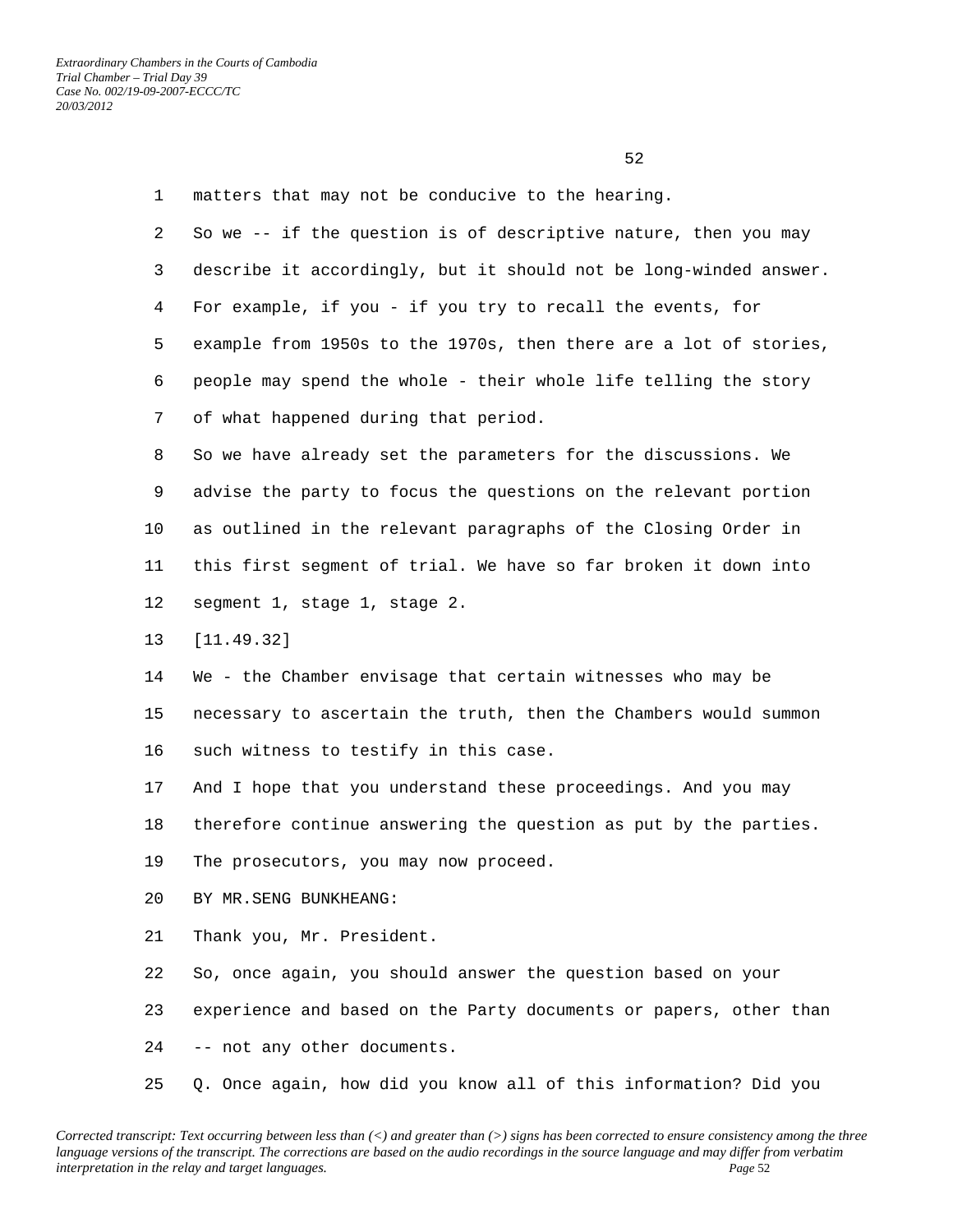matters that may not be conducive to the hearing.

So we -- if the question is of descriptive nature, then you may describe it accordingly, but it should not be long-winded answer. For example, if you - if you try to recall the events, for example from 1950s to the 1970s, then there are a lot of stories, people may spend the whole - their whole life telling the story of what happened during that period.

So we have already set the parameters for the discussions. We advise the party to focus the questions on the relevant portion as outlined in the relevant paragraphs of the Closing Order in this first segment of trial. We have so far broken it down into segment 1, stage 1, stage 2.

[11.49.32]

We - the Chamber envisage that certain witnesses who may be necessary to ascertain the truth, then the Chambers would summon such witness to testify in this case.

And I hope that you understand these proceedings. And you may therefore continue answering the question as put by the parties.

The prosecutors, you may now proceed.

BY MR.SENG BUNKHEANG:

Thank you, Mr. President.

So, once again, you should answer the question based on your experience and based on the Party documents or papers, other than -- not any other documents.

Q. Once again, how did you know all of this information? Did you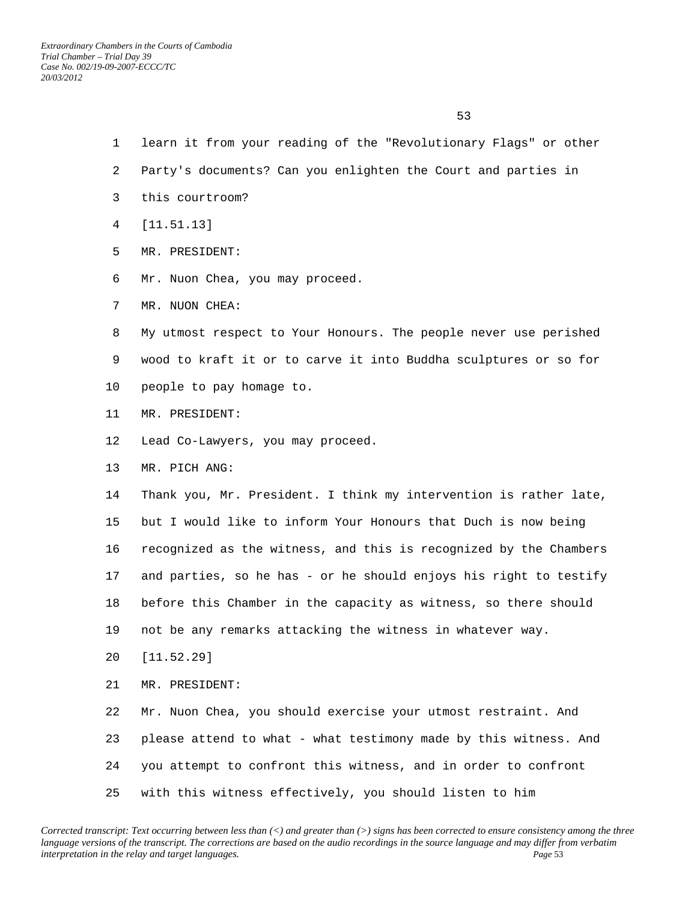learn it from your reading of the "Revolutionary Flags" or other Party's documents? Can you enlighten the Court and parties in this courtroom?

[11.51.13]

MR. PRESIDENT:

Mr. Nuon Chea, you may proceed.

MR. NUON CHEA:

My utmost respect to Your Honours. The people never use perished wood to kraft it or to carve it into Buddha sculptures or so for people to pay homage to.

MR. PRESIDENT:

Lead Co-Lawyers, you may proceed.

MR. PICH ANG:

Thank you, Mr. President. I think my intervention is rather late, but I would like to inform Your Honours that Duch is now being recognized as the witness, and this is recognized by the Chambers and parties, so he has - or he should enjoys his right to testify before this Chamber in the capacity as witness, so there should not be any remarks attacking the witness in whatever way.

[11.52.29]

MR. PRESIDENT:

Mr. Nuon Chea, you should exercise your utmost restraint. And please attend to what - what testimony made by this witness. And you attempt to confront this witness, and in order to confront with this witness effectively, you should listen to him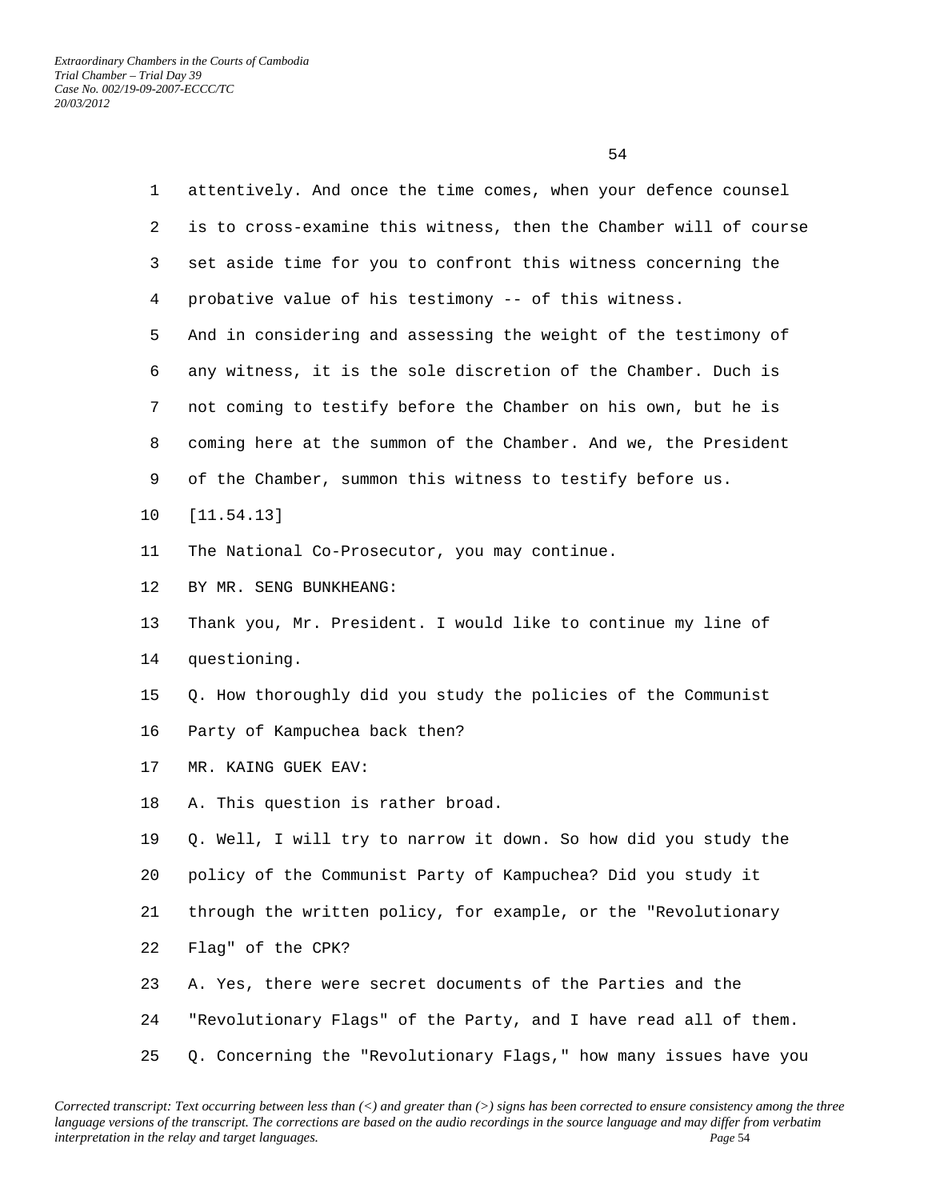attentively. And once the time comes, when your defence counsel is to cross-examine this witness, then the Chamber will of course set aside time for you to confront this witness concerning the probative value of his testimony -- of this witness.

And in considering and assessing the weight of the testimony of any witness, it is the sole discretion of the Chamber. Duch is not coming to testify before the Chamber on his own, but he is coming here at the summon of the Chamber. And we, the President of the Chamber, summon this witness to testify before us.

[11.54.13]

The National Co-Prosecutor, you may continue.

BY MR. SENG BUNKHEANG:

Thank you, Mr. President. I would like to continue my line of questioning.

Q. How thoroughly did you study the policies of the Communist Party of Kampuchea back then?

MR. KAING GUEK EAV:

A. This question is rather broad.

Q. Well, I will try to narrow it down. So how did you study the policy of the Communist Party of Kampuchea? Did you study it through the written policy, for example, or the "Revolutionary Flag" of the CPK?

A. Yes, there were secret documents of the Parties and the "Revolutionary Flags" of the Party, and I have read all of them.

Q. Concerning the "Revolutionary Flags," how many issues have you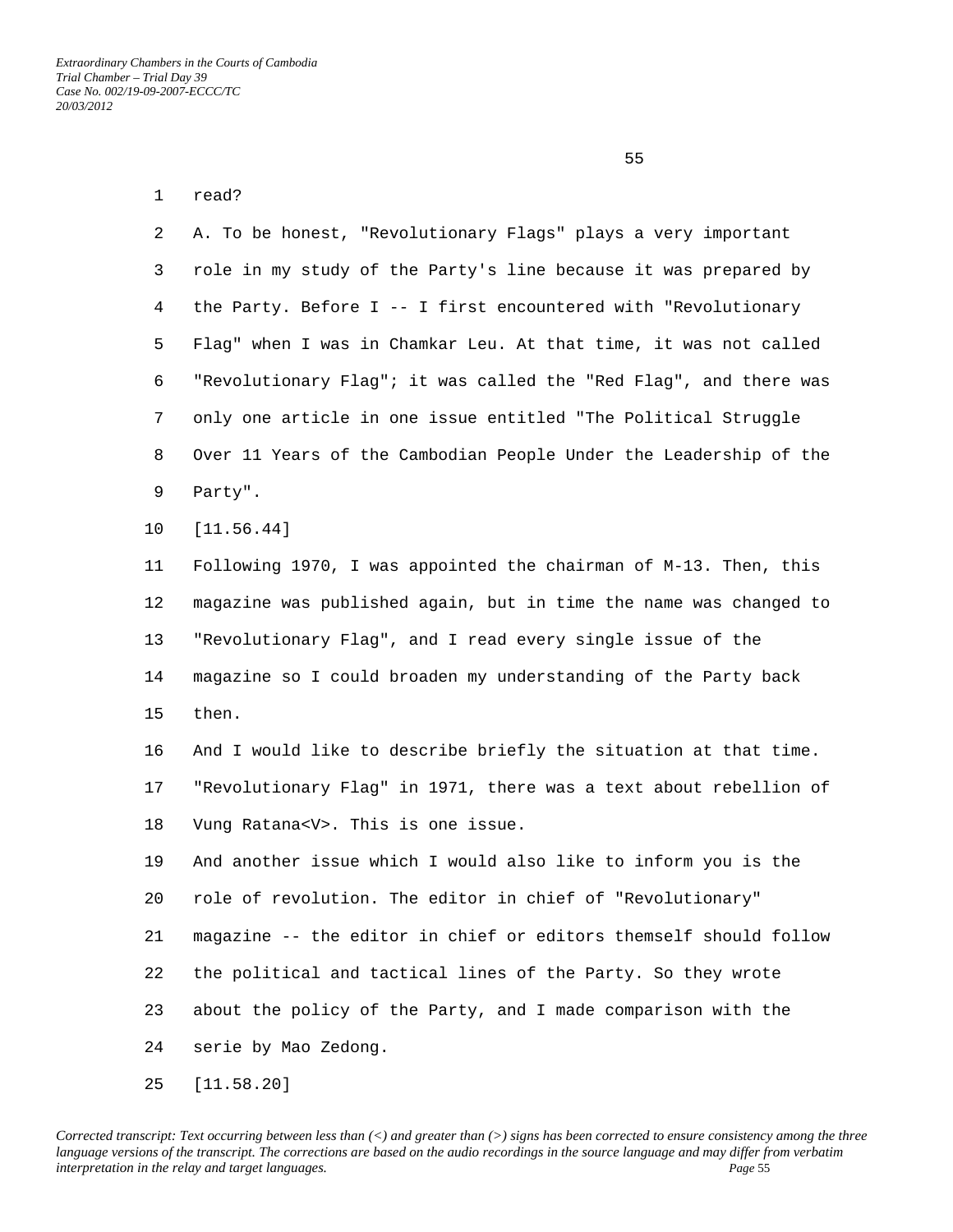read?

A. To be honest, "Revolutionary Flags" plays a very important role in my study of the Party's line because it was prepared by the Party. Before I -- I first encountered with "Revolutionary Flag" when I was in Chamkar Leu. At that time, it was not called "Revolutionary Flag"; it was called the "Red Flag", and there was only one article in one issue entitled "The Political Struggle Over 11 Years of the Cambodian People Under the Leadership of the Party".

[11.56.44]

Following 1970, I was appointed the chairman of M-13. Then, this magazine was published again, but in time the name was changed to "Revolutionary Flag", and I read every single issue of the magazine so I could broaden my understanding of the Party back then.

And I would like to describe briefly the situation at that time. "Revolutionary Flag" in 1971, there was a text about rebellion of Vung Ratana<V>. This is one issue.

And another issue which I would also like to inform you is the role of revolution. The editor in chief of "Revolutionary" magazine -- the editor in chief or editors themself should follow the political and tactical lines of the Party. So they wrote about the policy of the Party, and I made comparison with the serie by Mao Zedong.

[11.58.20]

*Corrected transcript: Text occurring between less than (<) and greater than (>) signs has been corrected to ensure consistency among the three language versions of the transcript. The corrections are based on the audio recordings in the source language and may differ from verbatim interpretation in the relay and target languages.*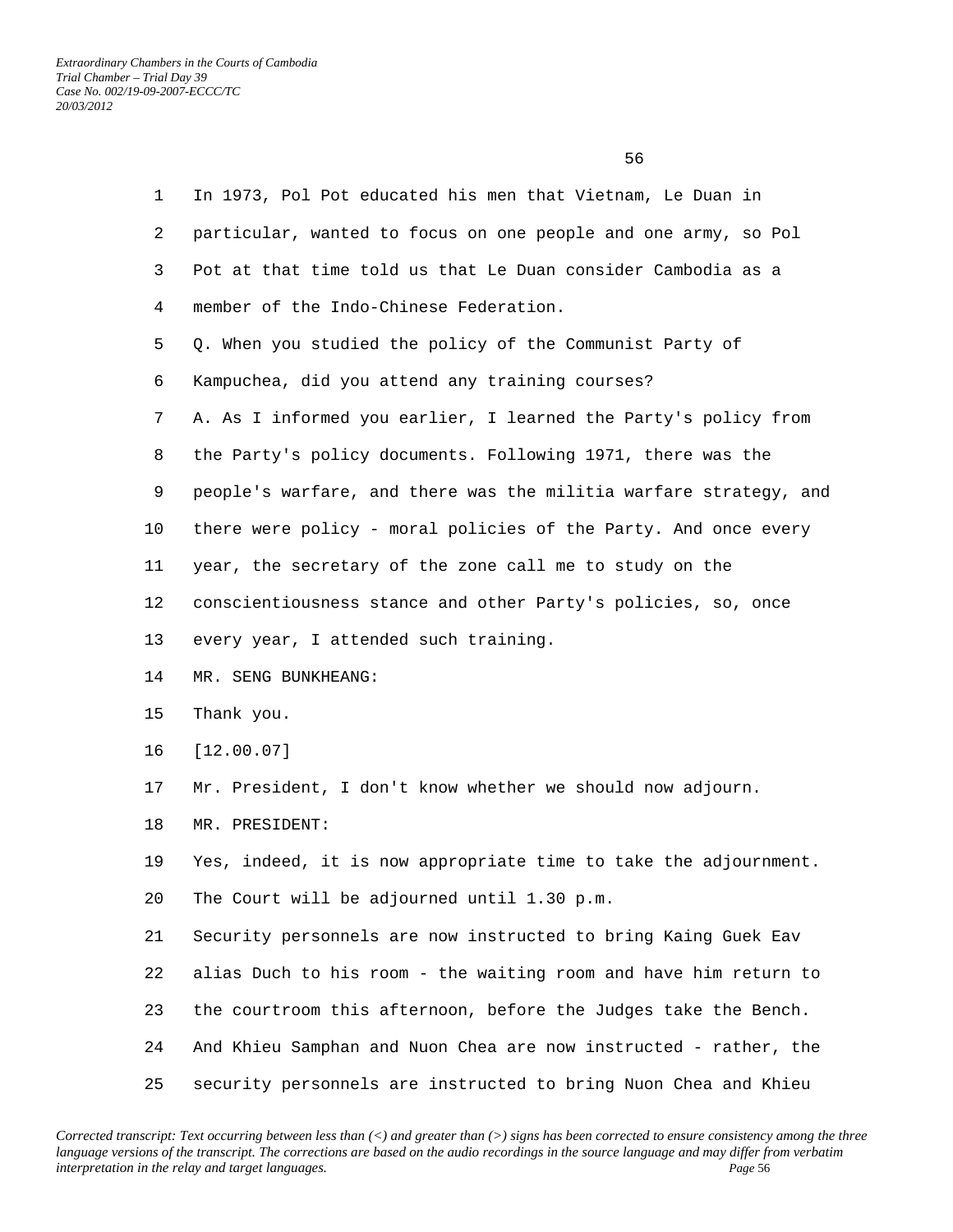In 1973, Pol Pot educated his men that Vietnam, Le Duan in particular, wanted to focus on one people and one army, so Pol Pot at that time told us that Le Duan consider Cambodia as a member of the Indo-Chinese Federation.

Q. When you studied the policy of the Communist Party of Kampuchea, did you attend any training courses?

A. As I informed you earlier, I learned the Party's policy from the Party's policy documents. Following 1971, there was the people's warfare, and there was the militia warfare strategy, and there were policy - moral policies of the Party. And once every year, the secretary of the zone call me to study on the conscientiousness stance and other Party's policies, so, once every year, I attended such training.

MR. SENG BUNKHEANG:

Thank you.

[12.00.07]

Mr. President, I don't know whether we should now adjourn.

MR. PRESIDENT:

Yes, indeed, it is now appropriate time to take the adjournment. The Court will be adjourned until 1.30 p.m.

Security personnels are now instructed to bring Kaing Guek Eav alias Duch to his room - the waiting room and have him return to the courtroom this afternoon, before the Judges take the Bench. And Khieu Samphan and Nuon Chea are now instructed - rather, the security personnels are instructed to bring Nuon Chea and Khieu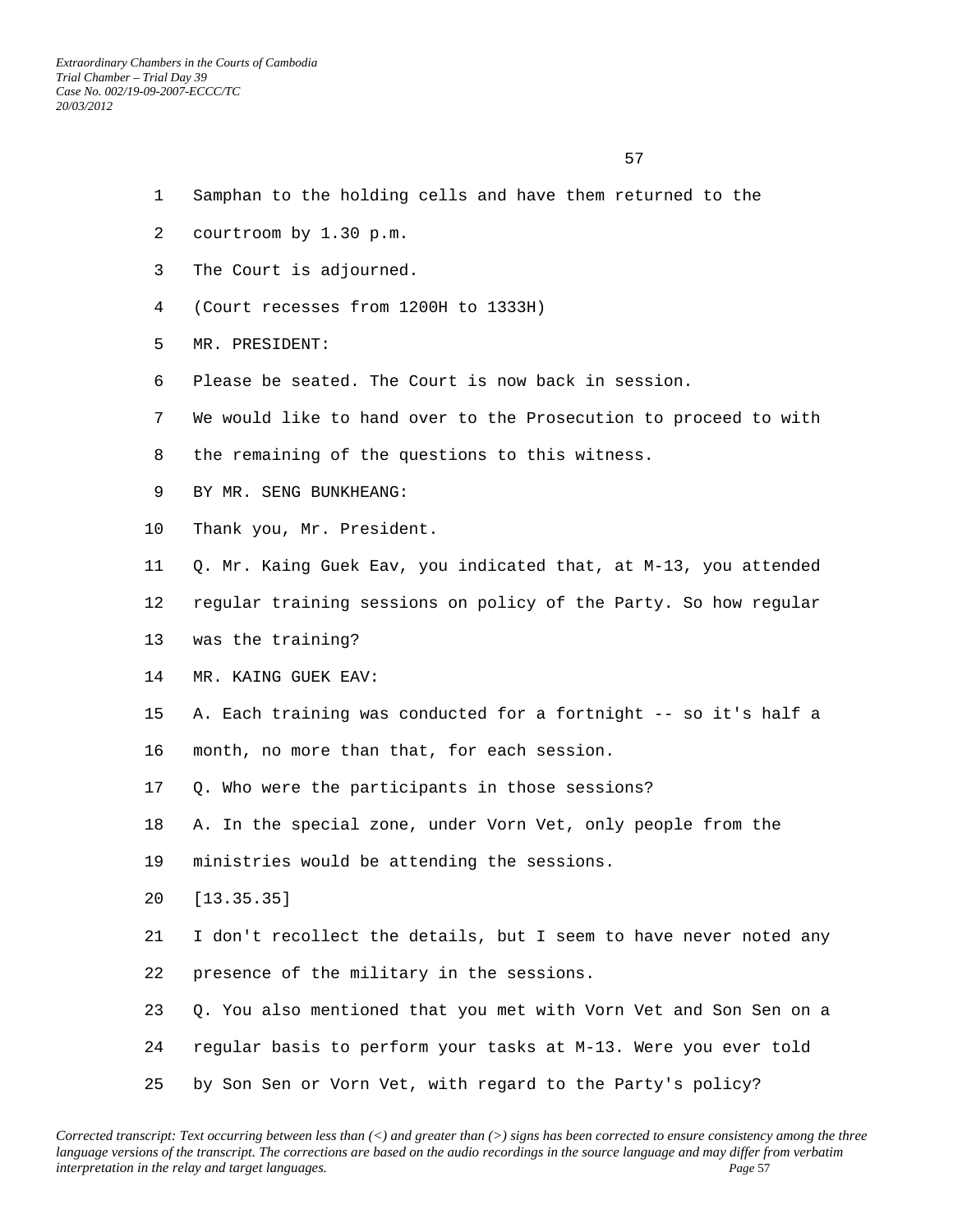Samphan to the holding cells and have them returned to the courtroom by 1.30 p.m.

The Court is adjourned.

(Court recesses from 1200H to 1333H)

MR. PRESIDENT:

Please be seated. The Court is now back in session.

We would like to hand over to the Prosecution to proceed to with the remaining of the questions to this witness.

BY MR. SENG BUNKHEANG:

Thank you, Mr. President.

Q. Mr. Kaing Guek Eav, you indicated that, at M-13, you attended regular training sessions on policy of the Party. So how regular was the training?

MR. KAING GUEK EAV:

A. Each training was conducted for a fortnight -- so it's half a month, no more than that, for each session.

Q. Who were the participants in those sessions?

A. In the special zone, under Vorn Vet, only people from the ministries would be attending the sessions.

[13.35.35]

I don't recollect the details, but I seem to have never noted any presence of the military in the sessions.

Q. You also mentioned that you met with Vorn Vet and Son Sen on a regular basis to perform your tasks at M-13. Were you ever told by Son Sen or Vorn Vet, with regard to the Party's policy?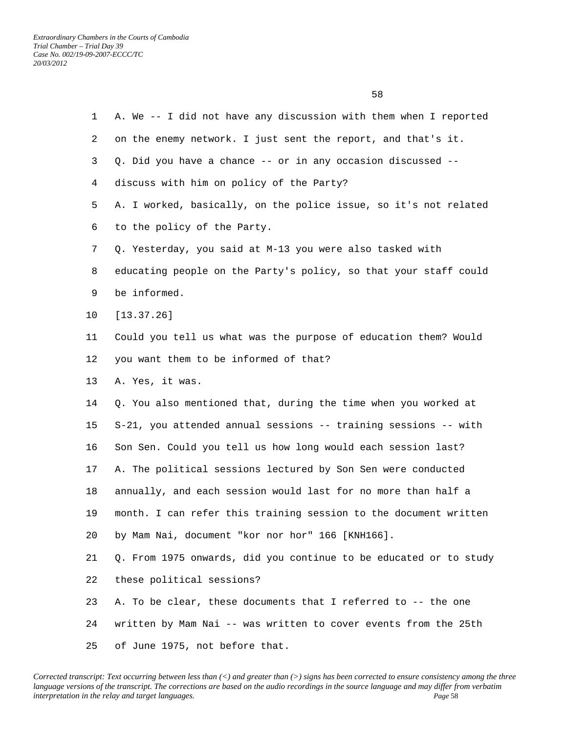A. We -- I did not have any discussion with them when I reported on the enemy network. I just sent the report, and that's it.

Q. Did you have a chance -- or in any occasion discussed -- discuss with him on policy of the Party?

A. I worked, basically, on the police issue, so it's not related to the policy of the Party.

Q. Yesterday, you said at M-13 you were also tasked with educating people on the Party's policy, so that your staff could be informed.

[13.37.26]

Could you tell us what was the purpose of education them? Would you want them to be informed of that?

A. Yes, it was.

Q. You also mentioned that, during the time when you worked at S-21, you attended annual sessions -- training sessions -- with Son Sen. Could you tell us how long would each session last?

A. The political sessions lectured by Son Sen were conducted annually, and each session would last for no more than half a month. I can refer this training session to the document written by Mam Nai, document "kor nor hor" 166 [KNH166].

Q. From 1975 onwards, did you continue to be educated or to study these political sessions?

A. To be clear, these documents that I referred to -- the one written by Mam Nai -- was written to cover events from the 25th of June 1975, not before that.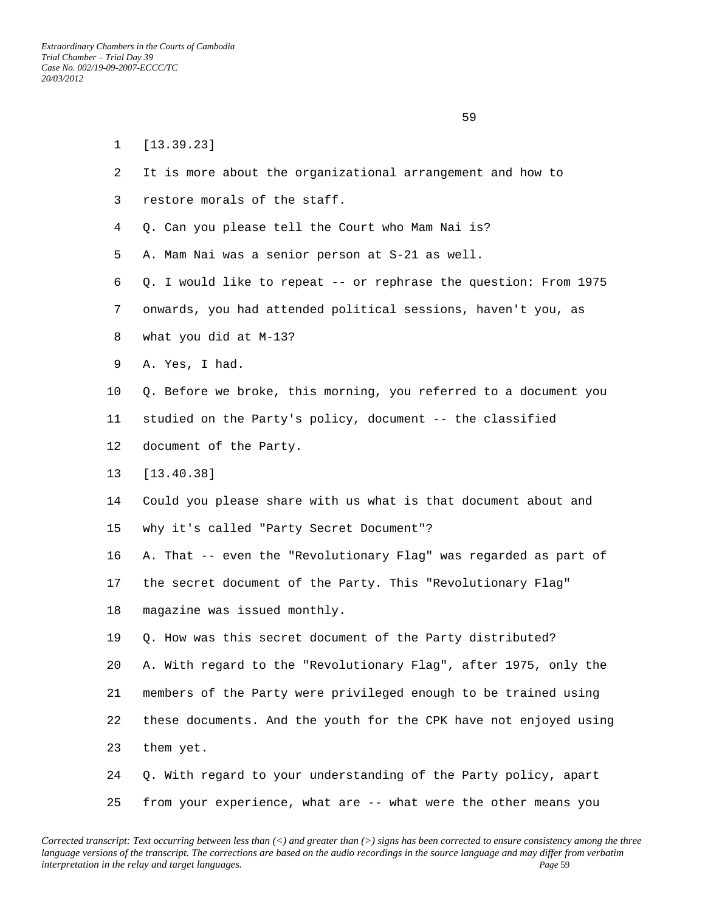[13.39.23]

It is more about the organizational arrangement and how to restore morals of the staff.

Q. Can you please tell the Court who Mam Nai is?

A. Mam Nai was a senior person at S-21 as well.

Q. I would like to repeat -- or rephrase the question: From 1975 onwards, you had attended political sessions, haven't you, as what you did at M-13?

A. Yes, I had.

Q. Before we broke, this morning, you referred to a document you studied on the Party's policy, document -- the classified document of the Party.

[13.40.38]

Could you please share with us what is that document about and why it's called "Party Secret Document"?

A. That -- even the "Revolutionary Flag" was regarded as part of the secret document of the Party. This "Revolutionary Flag" magazine was issued monthly.

Q. How was this secret document of the Party distributed?

A. With regard to the "Revolutionary Flag", after 1975, only the members of the Party were privileged enough to be trained using these documents. And the youth for the CPK have not enjoyed using them yet.

Q. With regard to your understanding of the Party policy, apart from your experience, what are -- what were the other means you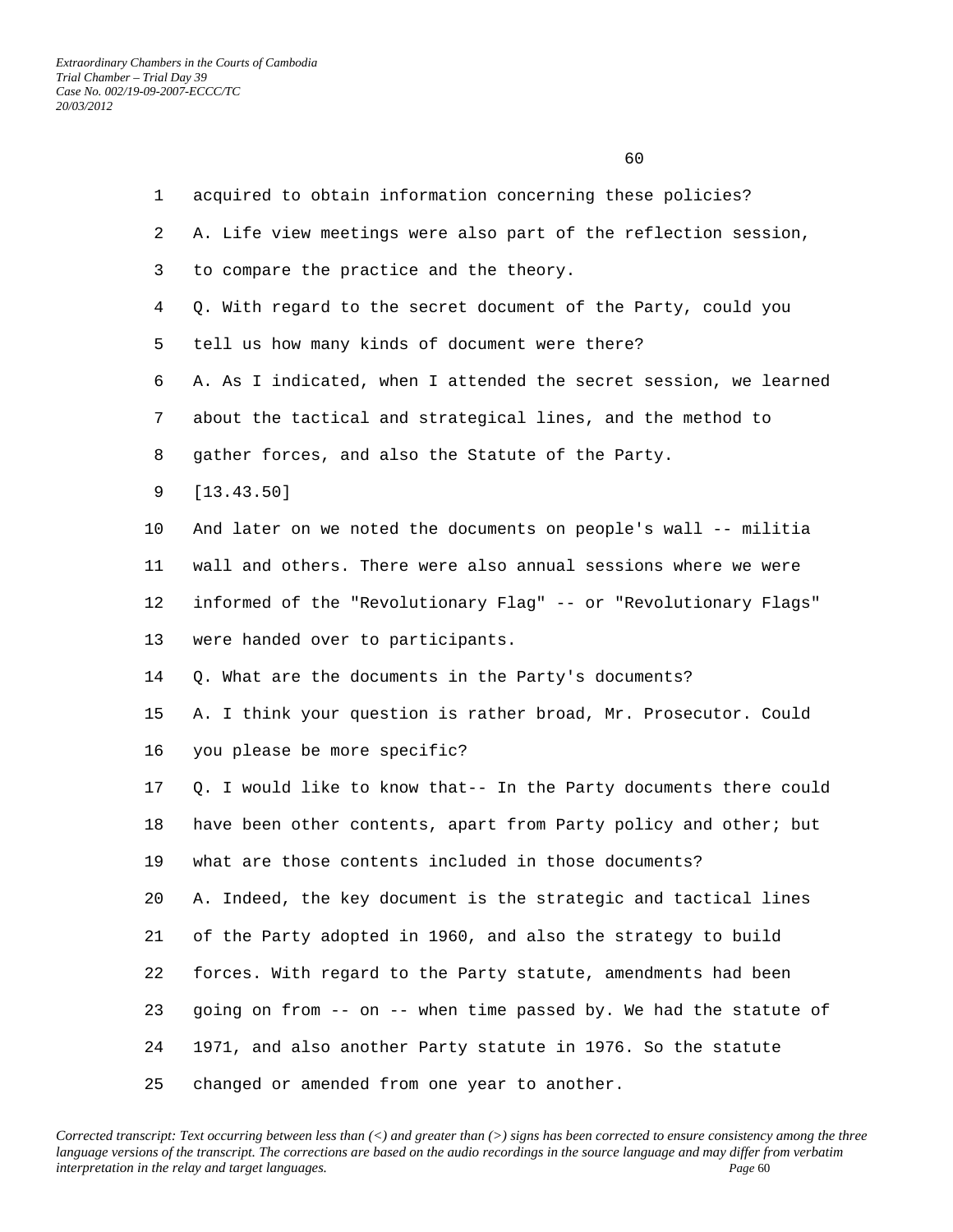acquired to obtain information concerning these policies?

A. Life view meetings were also part of the reflection session, to compare the practice and the theory.

Q. With regard to the secret document of the Party, could you tell us how many kinds of document were there?

A. As I indicated, when I attended the secret session, we learned about the tactical and strategical lines, and the method to gather forces, and also the Statute of the Party.

[13.43.50]

And later on we noted the documents on people's wall -- militia wall and others. There were also annual sessions where we were informed of the "Revolutionary Flag" -- or "Revolutionary Flags" were handed over to participants.

Q. What are the documents in the Party's documents?

A. I think your question is rather broad, Mr. Prosecutor. Could you please be more specific?

Q. I would like to know that-- In the Party documents there could have been other contents, apart from Party policy and other; but what are those contents included in those documents?

A. Indeed, the key document is the strategic and tactical lines of the Party adopted in 1960, and also the strategy to build forces. With regard to the Party statute, amendments had been going on from -- on -- when time passed by. We had the statute of 1971, and also another Party statute in 1976. So the statute changed or amended from one year to another.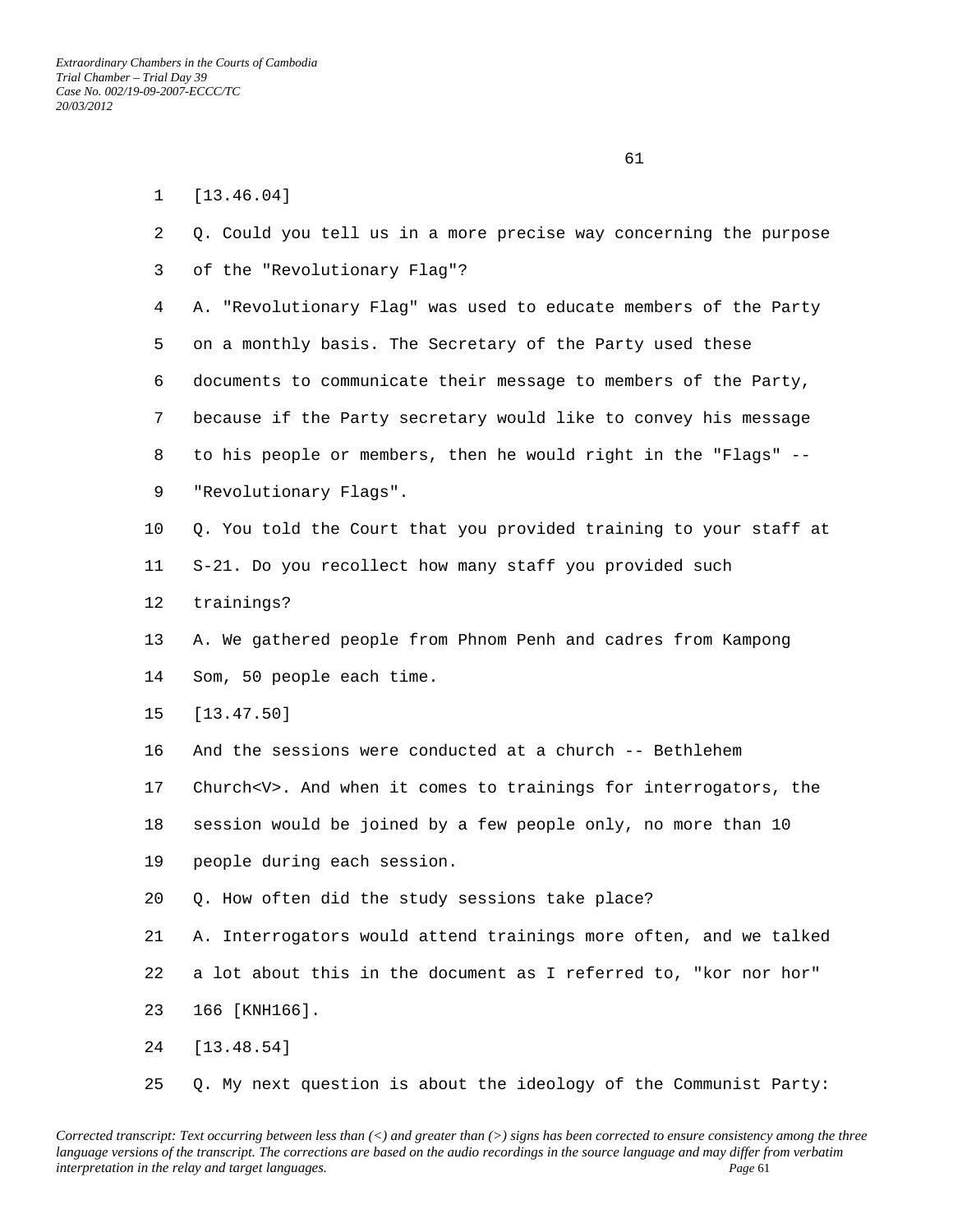[13.46.04]

Q. Could you tell us in a more precise way concerning the purpose of the "Revolutionary Flag"?

A. "Revolutionary Flag" was used to educate members of the Party on a monthly basis. The Secretary of the Party used these documents to communicate their message to members of the Party, because if the Party secretary would like to convey his message to his people or members, then he would right in the "Flags" -- "Revolutionary Flags".

Q. You told the Court that you provided training to your staff at S-21. Do you recollect how many staff you provided such trainings?

A. We gathered people from Phnom Penh and cadres from Kampong Som, 50 people each time.

[13.47.50]

And the sessions were conducted at a church -- Bethlehem Church<V>. And when it comes to trainings for interrogators, the session would be joined by a few people only, no more than 10 people during each session.

Q. How often did the study sessions take place?

A. Interrogators would attend trainings more often, and we talked a lot about this in the document as I referred to, "kor nor hor" 166 [KNH166].

[13.48.54]

Q. My next question is about the ideology of the Communist Party: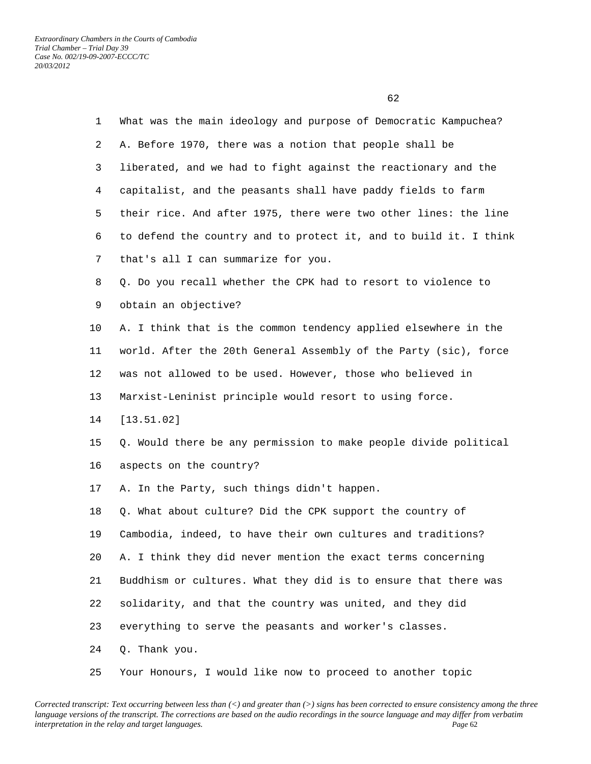What was the main ideology and purpose of Democratic Kampuchea?

A. Before 1970, there was a notion that people shall be liberated, and we had to fight against the reactionary and the capitalist, and the peasants shall have paddy fields to farm their rice. And after 1975, there were two other lines: the line to defend the country and to protect it, and to build it. I think that's all I can summarize for you.

Q. Do you recall whether the CPK had to resort to violence to obtain an objective?

A. I think that is the common tendency applied elsewhere in the world. After the 20th General Assembly of the Party (sic), force was not allowed to be used. However, those who believed in Marxist-Leninist principle would resort to using force.

[13.51.02]

Q. Would there be any permission to make people divide political aspects on the country?

A. In the Party, such things didn't happen.

Q. What about culture? Did the CPK support the country of Cambodia, indeed, to have their own cultures and traditions?

A. I think they did never mention the exact terms concerning Buddhism or cultures. What they did is to ensure that there was solidarity, and that the country was united, and they did everything to serve the peasants and worker's classes.

Q. Thank you.

Your Honours, I would like now to proceed to another topic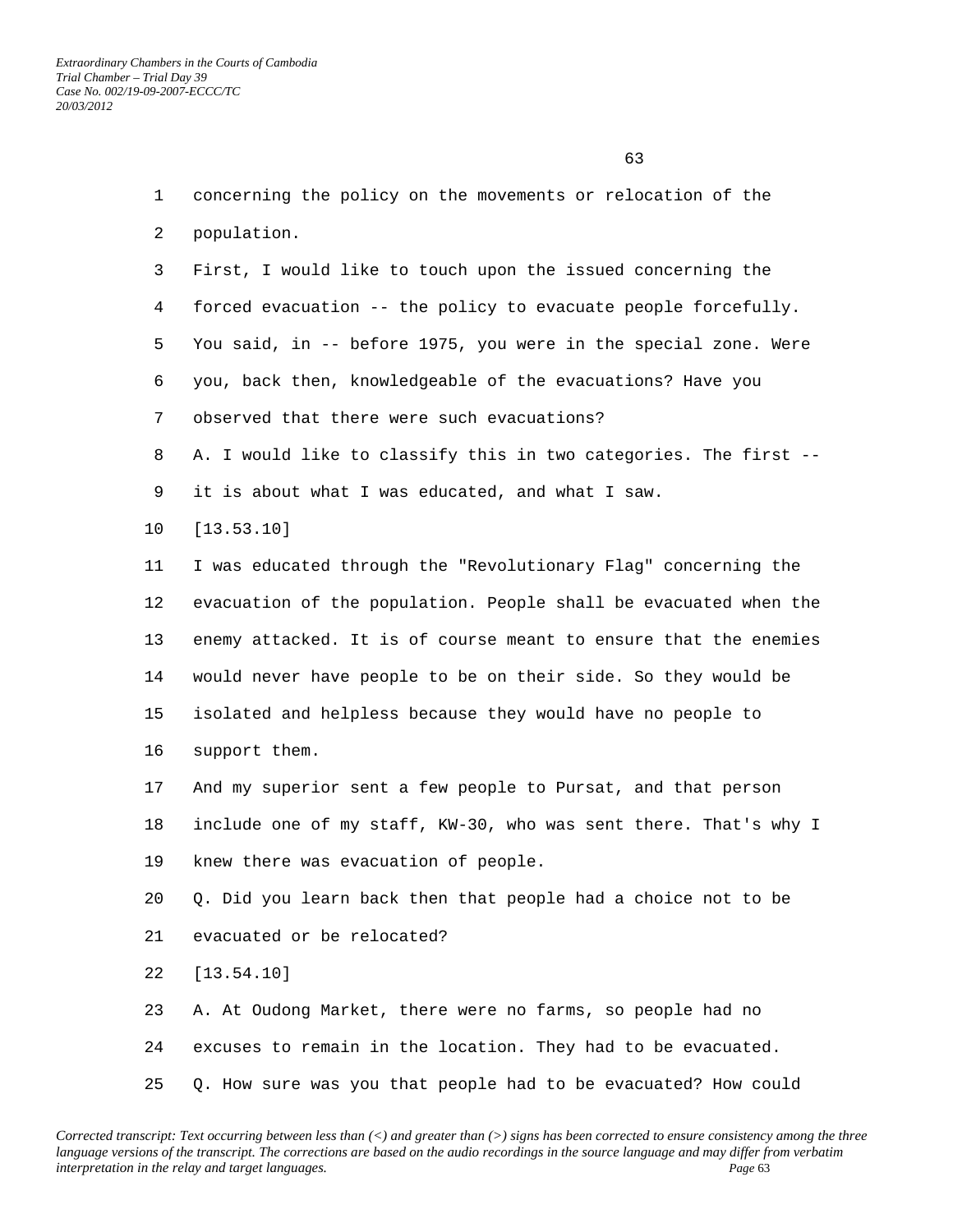concerning the policy on the movements or relocation of the population.

First, I would like to touch upon the issued concerning the forced evacuation -- the policy to evacuate people forcefully. You said, in -- before 1975, you were in the special zone. Were you, back then, knowledgeable of the evacuations? Have you observed that there were such evacuations?

A. I would like to classify this in two categories. The first -- it is about what I was educated, and what I saw.

[13.53.10]

I was educated through the "Revolutionary Flag" concerning the evacuation of the population. People shall be evacuated when the enemy attacked. It is of course meant to ensure that the enemies would never have people to be on their side. So they would be isolated and helpless because they would have no people to support them.

And my superior sent a few people to Pursat, and that person include one of my staff, KW-30, who was sent there. That's why I knew there was evacuation of people.

Q. Did you learn back then that people had a choice not to be evacuated or be relocated?

[13.54.10]

A. At Oudong Market, there were no farms, so people had no excuses to remain in the location. They had to be evacuated.

Q. How sure was you that people had to be evacuated? How could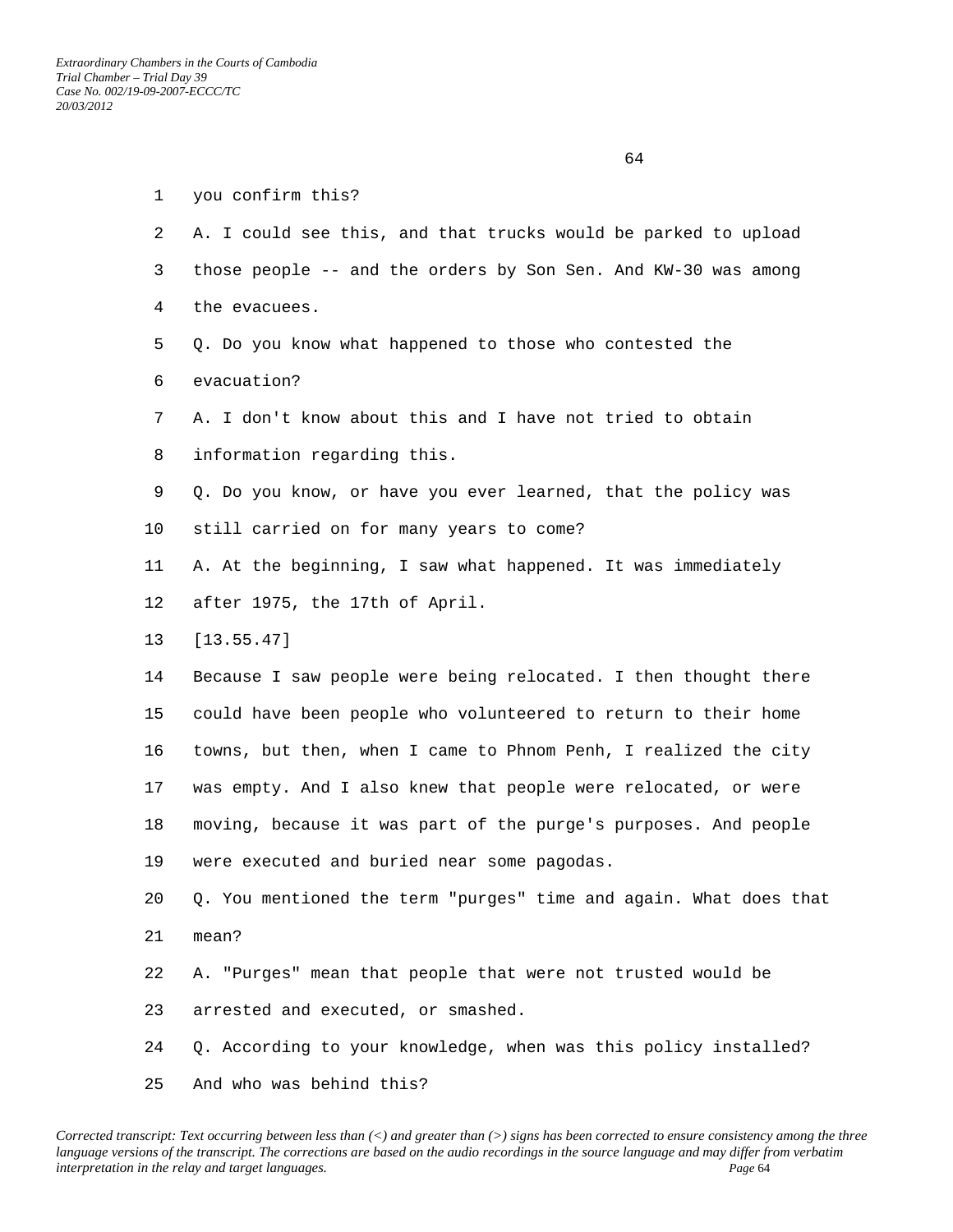you confirm this?

A. I could see this, and that trucks would be parked to upload those people -- and the orders by Son Sen. And KW-30 was among the evacuees.

Q. Do you know what happened to those who contested the evacuation?

A. I don't know about this and I have not tried to obtain information regarding this.

Q. Do you know, or have you ever learned, that the policy was still carried on for many years to come?

A. At the beginning, I saw what happened. It was immediately after 1975, the 17th of April.

[13.55.47]

Because I saw people were being relocated. I then thought there could have been people who volunteered to return to their home towns, but then, when I came to Phnom Penh, I realized the city was empty. And I also knew that people were relocated, or were moving, because it was part of the purge's purposes. And people were executed and buried near some pagodas.

Q. You mentioned the term "purges" time and again. What does that mean?

A. "Purges" mean that people that were not trusted would be arrested and executed, or smashed.

Q. According to your knowledge, when was this policy installed? And who was behind this?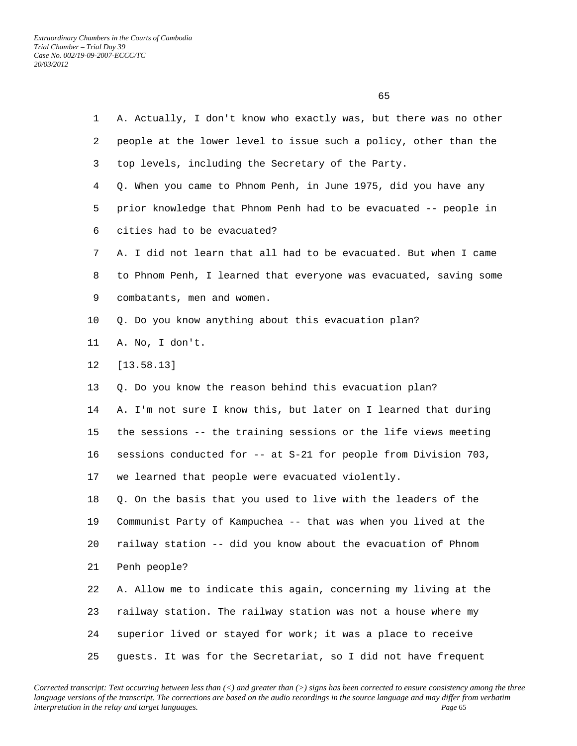A. Actually, I don't know who exactly was, but there was no other people at the lower level to issue such a policy, other than the top levels, including the Secretary of the Party.

Q. When you came to Phnom Penh, in June 1975, did you have any prior knowledge that Phnom Penh had to be evacuated -- people in cities had to be evacuated?

A. I did not learn that all had to be evacuated. But when I came to Phnom Penh, I learned that everyone was evacuated, saving some combatants, men and women.

Q. Do you know anything about this evacuation plan?

A. No, I don't.

[13.58.13]

Q. Do you know the reason behind this evacuation plan?

A. I'm not sure I know this, but later on I learned that during the sessions -- the training sessions or the life views meeting sessions conducted for -- at S-21 for people from Division 703, we learned that people were evacuated violently.

Q. On the basis that you used to live with the leaders of the Communist Party of Kampuchea -- that was when you lived at the railway station -- did you know about the evacuation of Phnom Penh people?

A. Allow me to indicate this again, concerning my living at the railway station. The railway station was not a house where my superior lived or stayed for work; it was a place to receive guests. It was for the Secretariat, so I did not have frequent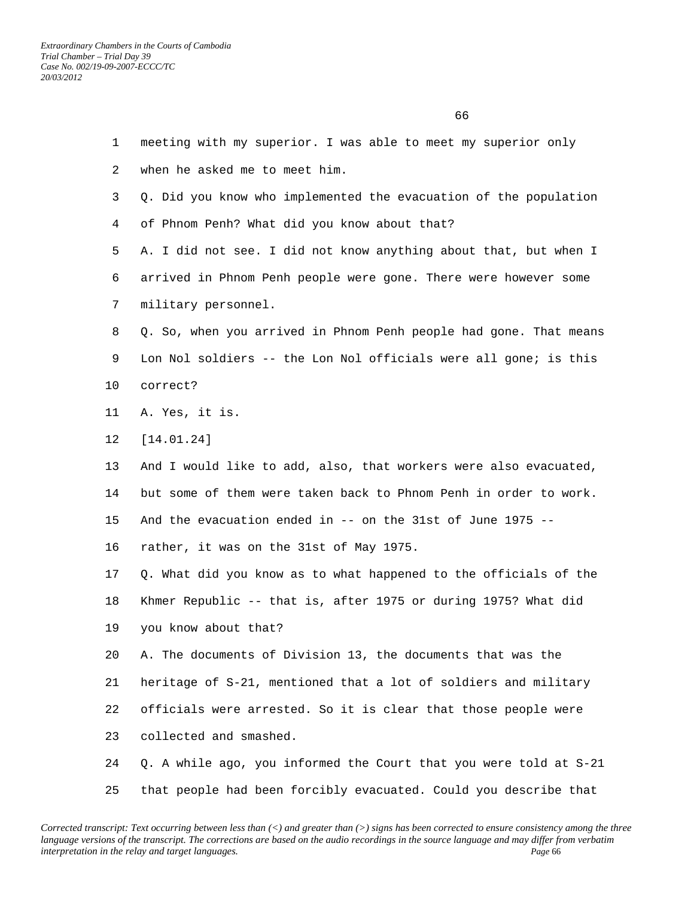meeting with my superior. I was able to meet my superior only when he asked me to meet him.

Q. Did you know who implemented the evacuation of the population of Phnom Penh? What did you know about that?

A. I did not see. I did not know anything about that, but when I arrived in Phnom Penh people were gone. There were however some military personnel.

Q. So, when you arrived in Phnom Penh people had gone. That means Lon Nol soldiers -- the Lon Nol officials were all gone; is this correct?

A. Yes, it is.

[14.01.24]

And I would like to add, also, that workers were also evacuated, but some of them were taken back to Phnom Penh in order to work. And the evacuation ended in -- on the 31st of June 1975 -- rather, it was on the 31st of May 1975.

Q. What did you know as to what happened to the officials of the Khmer Republic -- that is, after 1975 or during 1975? What did you know about that?

A. The documents of Division 13, the documents that was the heritage of S-21, mentioned that a lot of soldiers and military officials were arrested. So it is clear that those people were collected and smashed.

Q. A while ago, you informed the Court that you were told at S-21 that people had been forcibly evacuated. Could you describe that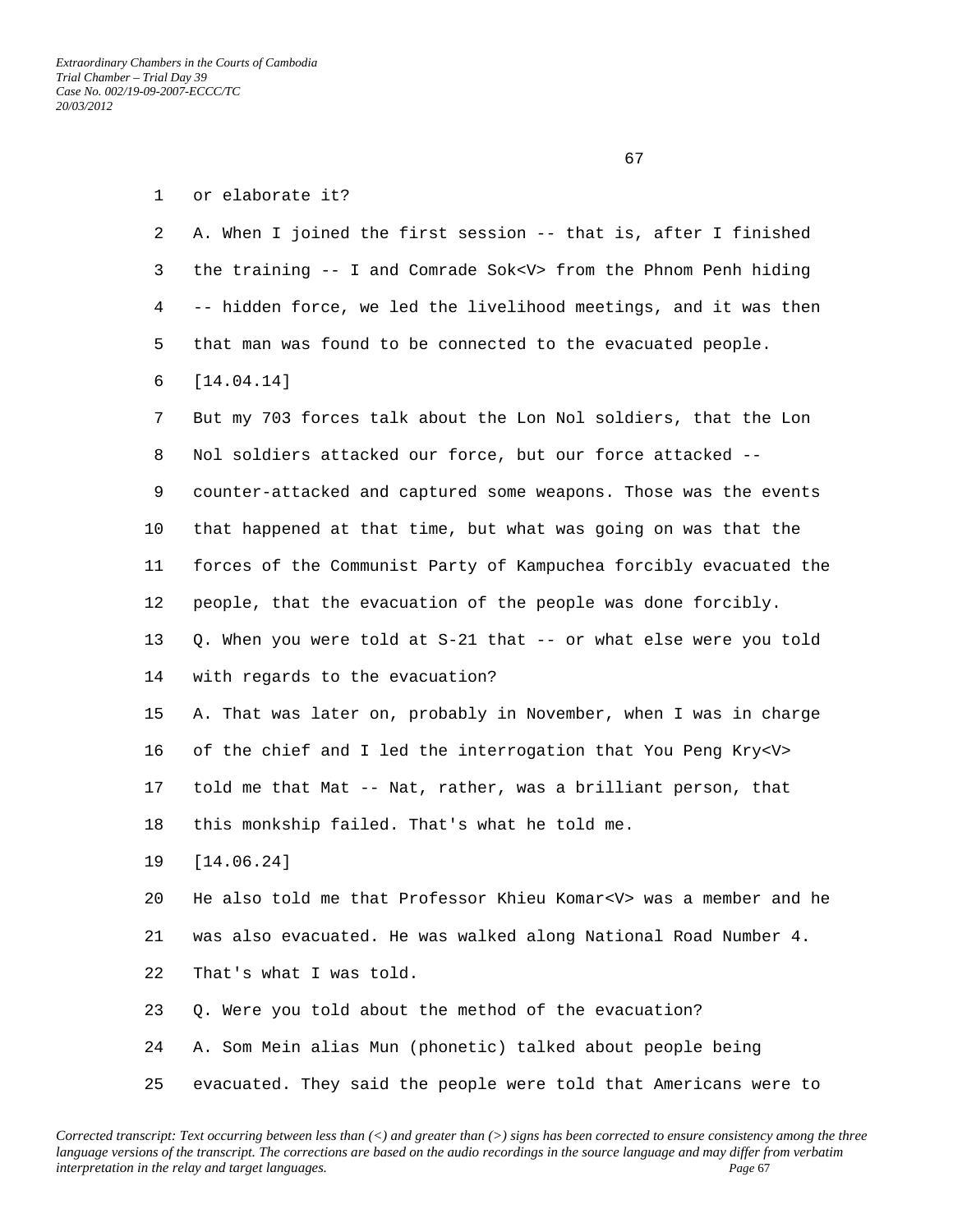or elaborate it?

A. When I joined the first session -- that is, after I finished the training -- I and Comrade Sok<V> from the Phnom Penh hiding -- hidden force, we led the livelihood meetings, and it was then that man was found to be connected to the evacuated people.

[14.04.14]

But my 703 forces talk about the Lon Nol soldiers, that the Lon Nol soldiers attacked our force, but our force attacked -- counter-attacked and captured some weapons. Those was the events that happened at that time, but what was going on was that the forces of the Communist Party of Kampuchea forcibly evacuated the people, that the evacuation of the people was done forcibly.

Q. When you were told at S-21 that -- or what else were you told with regards to the evacuation?

A. That was later on, probably in November, when I was in charge of the chief and I led the interrogation that You Peng Kry<V> told me that Mat -- Nat, rather, was a brilliant person, that this monkship failed. That's what he told me.

[14.06.24]

He also told me that Professor Khieu Komar<V> was a member and he was also evacuated. He was walked along National Road Number 4. That's what I was told.

Q. Were you told about the method of the evacuation?

A. Som Mein alias Mun (phonetic) talked about people being evacuated. They said the people were told that Americans were to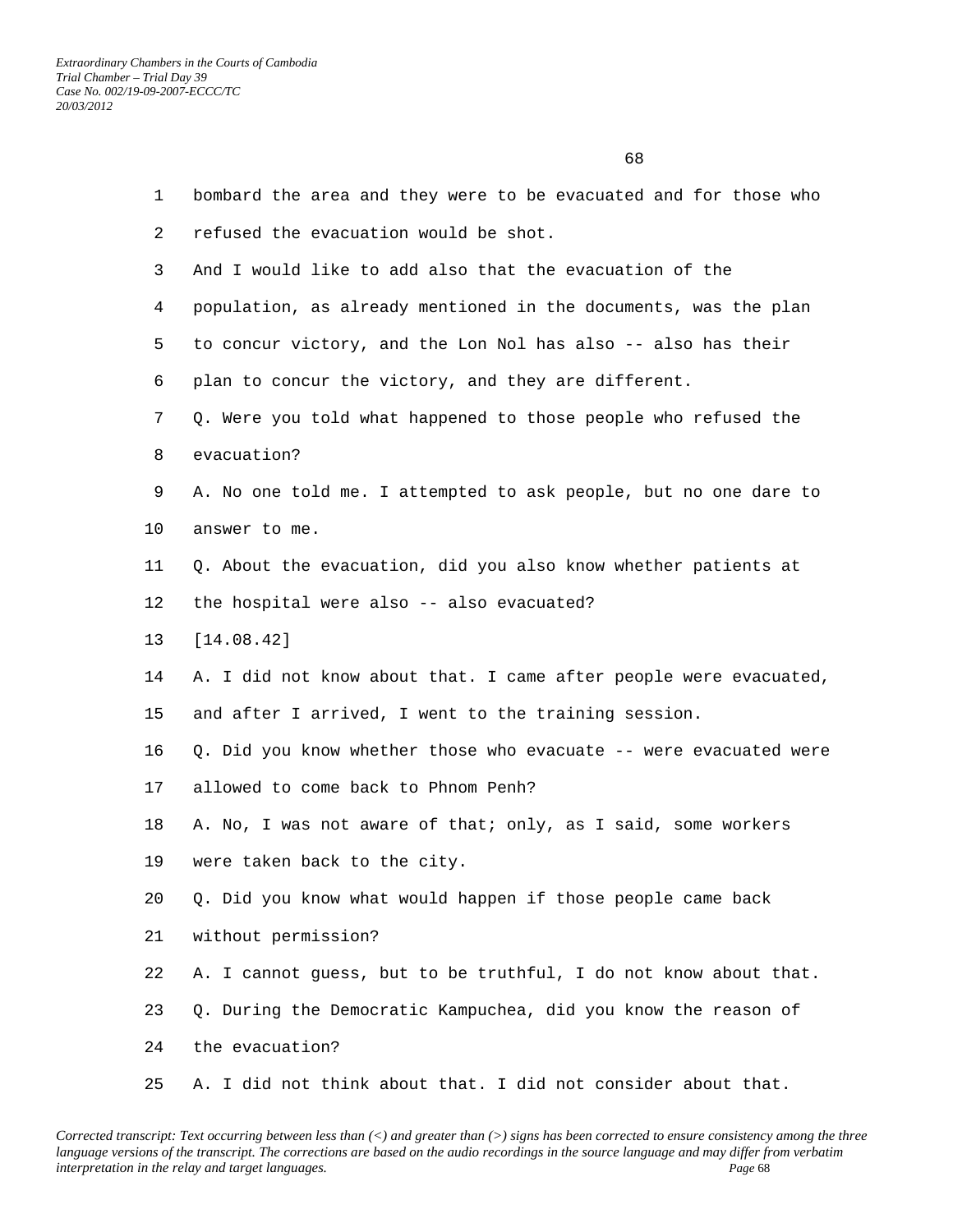bombard the area and they were to be evacuated and for those who refused the evacuation would be shot.

And I would like to add also that the evacuation of the population, as already mentioned in the documents, was the plan to concur victory, and the Lon Nol has also -- also has their plan to concur the victory, and they are different.

Q. Were you told what happened to those people who refused the evacuation?

A. No one told me. I attempted to ask people, but no one dare to answer to me.

Q. About the evacuation, did you also know whether patients at the hospital were also -- also evacuated?

[14.08.42]

A. I did not know about that. I came after people were evacuated, and after I arrived, I went to the training session.

Q. Did you know whether those who evacuate -- were evacuated were allowed to come back to Phnom Penh?

A. No, I was not aware of that; only, as I said, some workers were taken back to the city.

Q. Did you know what would happen if those people came back without permission?

A. I cannot guess, but to be truthful, I do not know about that.

Q. During the Democratic Kampuchea, did you know the reason of the evacuation?

A. I did not think about that. I did not consider about that.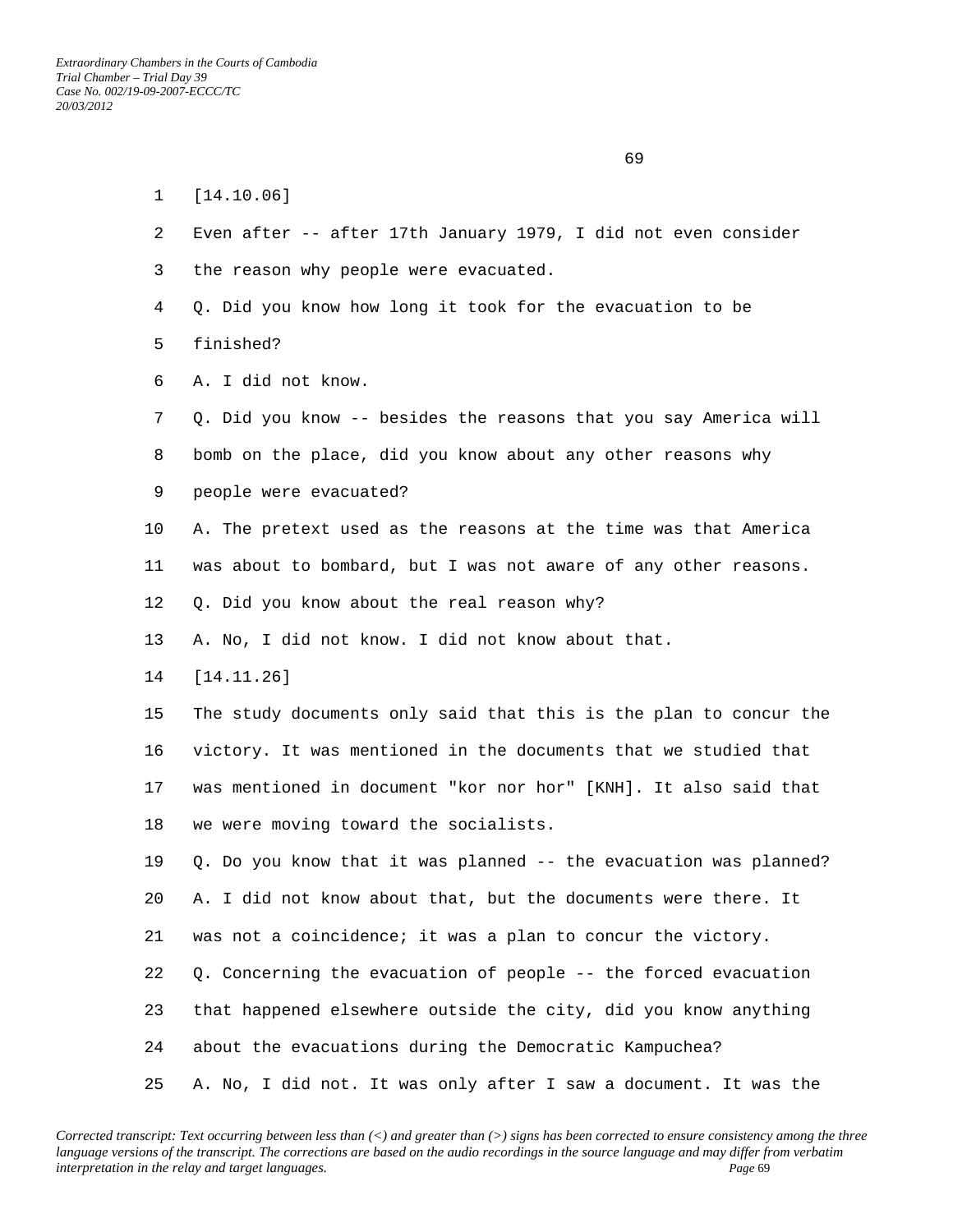[14.10.06]

Even after -- after 17th January 1979, I did not even consider the reason why people were evacuated.

Q. Did you know how long it took for the evacuation to be finished?

A. I did not know.

Q. Did you know -- besides the reasons that you say America will bomb on the place, did you know about any other reasons why people were evacuated?

A. The pretext used as the reasons at the time was that America was about to bombard, but I was not aware of any other reasons.

Q. Did you know about the real reason why?

A. No, I did not know. I did not know about that.

[14.11.26]

The study documents only said that this is the plan to concur the victory. It was mentioned in the documents that we studied that was mentioned in document "kor nor hor" [KNH]. It also said that we were moving toward the socialists.

Q. Do you know that it was planned -- the evacuation was planned?

A. I did not know about that, but the documents were there. It was not a coincidence; it was a plan to concur the victory.

Q. Concerning the evacuation of people -- the forced evacuation that happened elsewhere outside the city, did you know anything about the evacuations during the Democratic Kampuchea?

A. No, I did not. It was only after I saw a document. It was the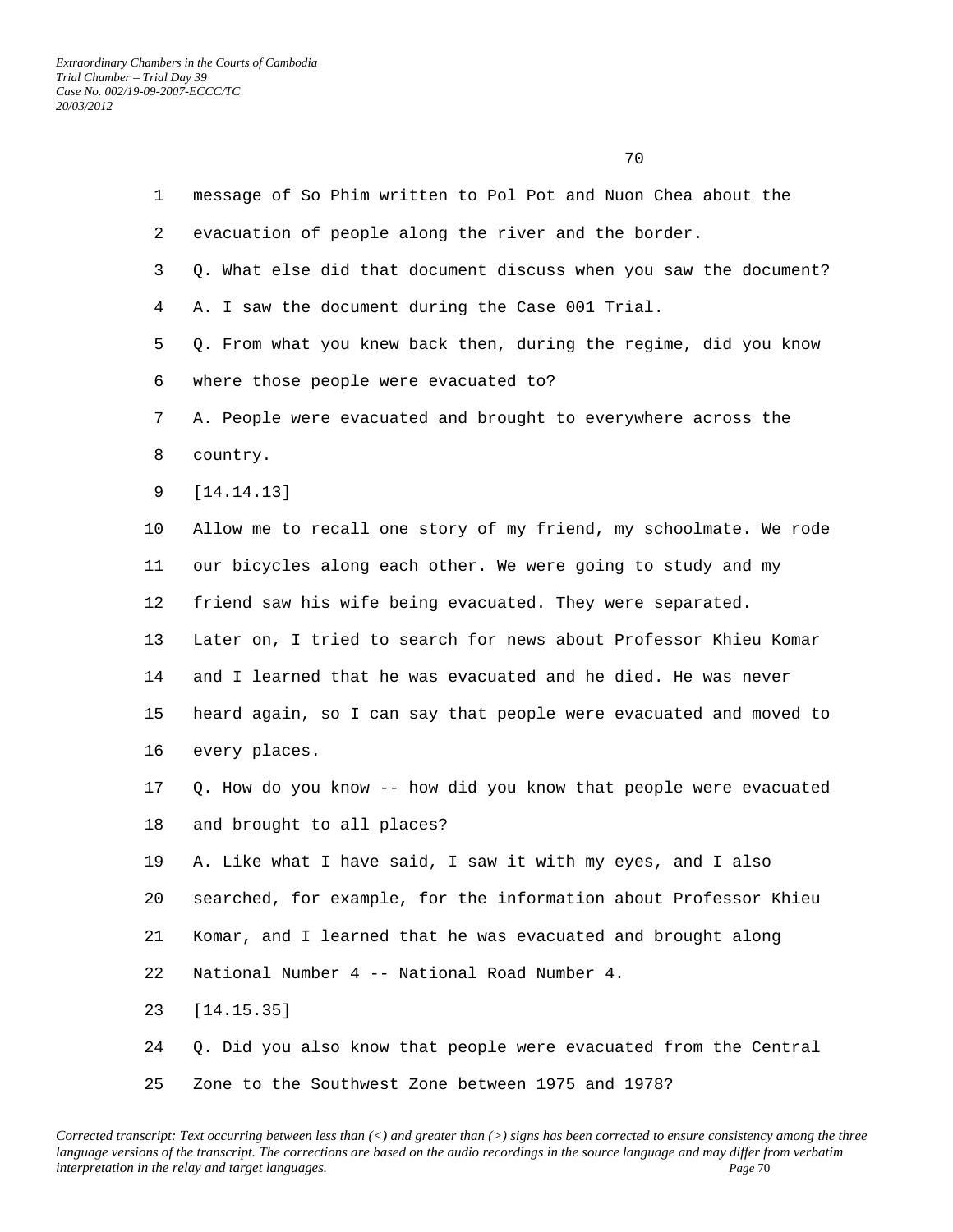message of So Phim written to Pol Pot and Nuon Chea about the evacuation of people along the river and the border.

Q. What else did that document discuss when you saw the document?

A. I saw the document during the Case 001 Trial.

Q. From what you knew back then, during the regime, did you know where those people were evacuated to?

A. People were evacuated and brought to everywhere across the country.

[14.14.13]

Allow me to recall one story of my friend, my schoolmate. We rode our bicycles along each other. We were going to study and my friend saw his wife being evacuated. They were separated. Later on, I tried to search for news about Professor Khieu Komar and I learned that he was evacuated and he died. He was never heard again, so I can say that people were evacuated and moved to every places.

Q. How do you know -- how did you know that people were evacuated and brought to all places?

A. Like what I have said, I saw it with my eyes, and I also searched, for example, for the information about Professor Khieu Komar, and I learned that he was evacuated and brought along National Number 4 -- National Road Number 4.

[14.15.35]

Q. Did you also know that people were evacuated from the Central Zone to the Southwest Zone between 1975 and 1978?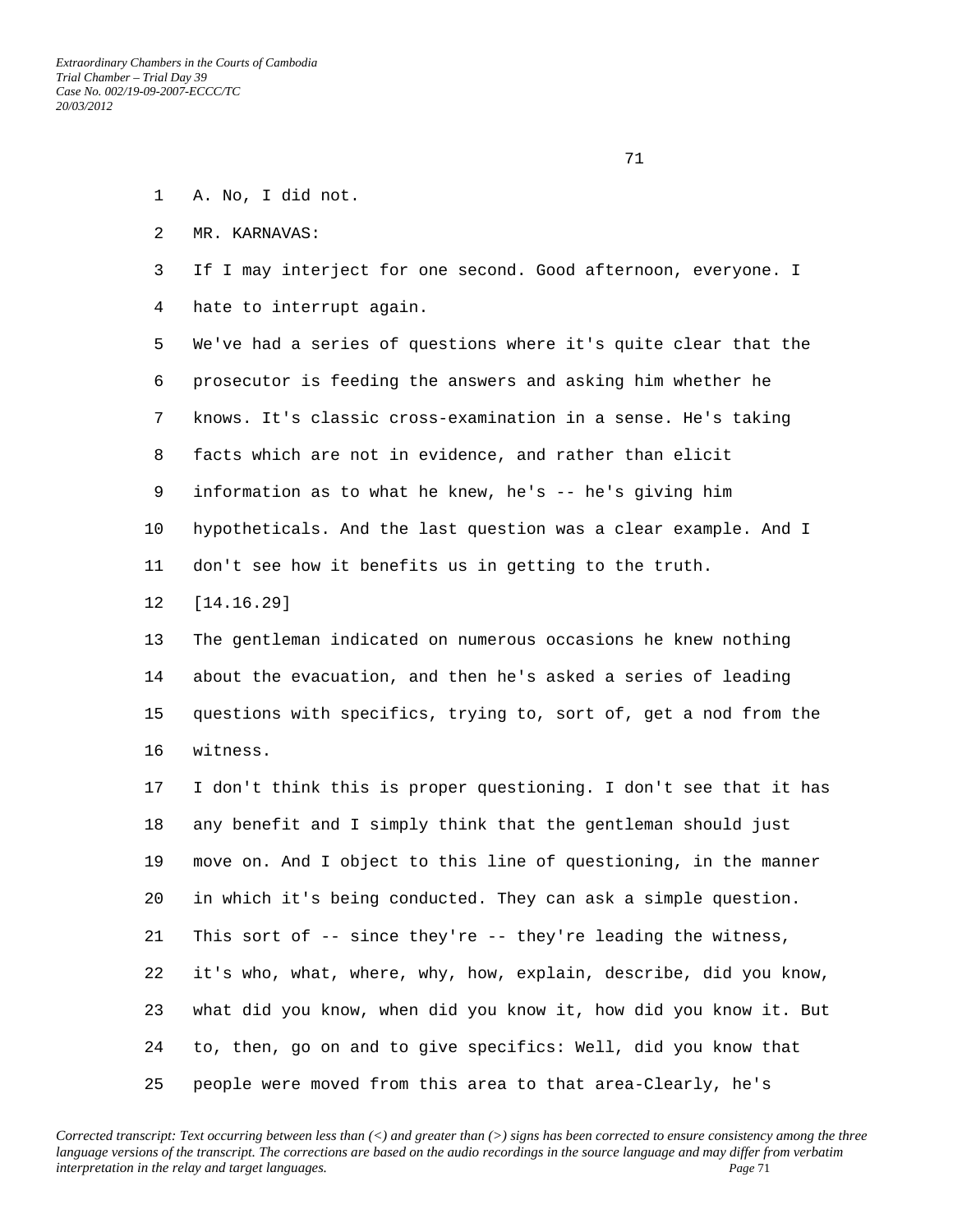A. No, I did not.

MR. KARNAVAS:

If I may interject for one second. Good afternoon, everyone. I hate to interrupt again.

We've had a series of questions where it's quite clear that the prosecutor is feeding the answers and asking him whether he knows. It's classic cross-examination in a sense. He's taking facts which are not in evidence, and rather than elicit information as to what he knew, he's -- he's giving him hypotheticals. And the last question was a clear example. And I don't see how it benefits us in getting to the truth.

[14.16.29]

The gentleman indicated on numerous occasions he knew nothing about the evacuation, and then he's asked a series of leading questions with specifics, trying to, sort of, get a nod from the witness.

I don't think this is proper questioning. I don't see that it has any benefit and I simply think that the gentleman should just move on. And I object to this line of questioning, in the manner in which it's being conducted. They can ask a simple question. This sort of -- since they're -- they're leading the witness, it's who, what, where, why, how, explain, describe, did you know, what did you know, when did you know it, how did you know it. But to, then, go on and to give specifics: Well, did you know that people were moved from this area to that area-Clearly, he's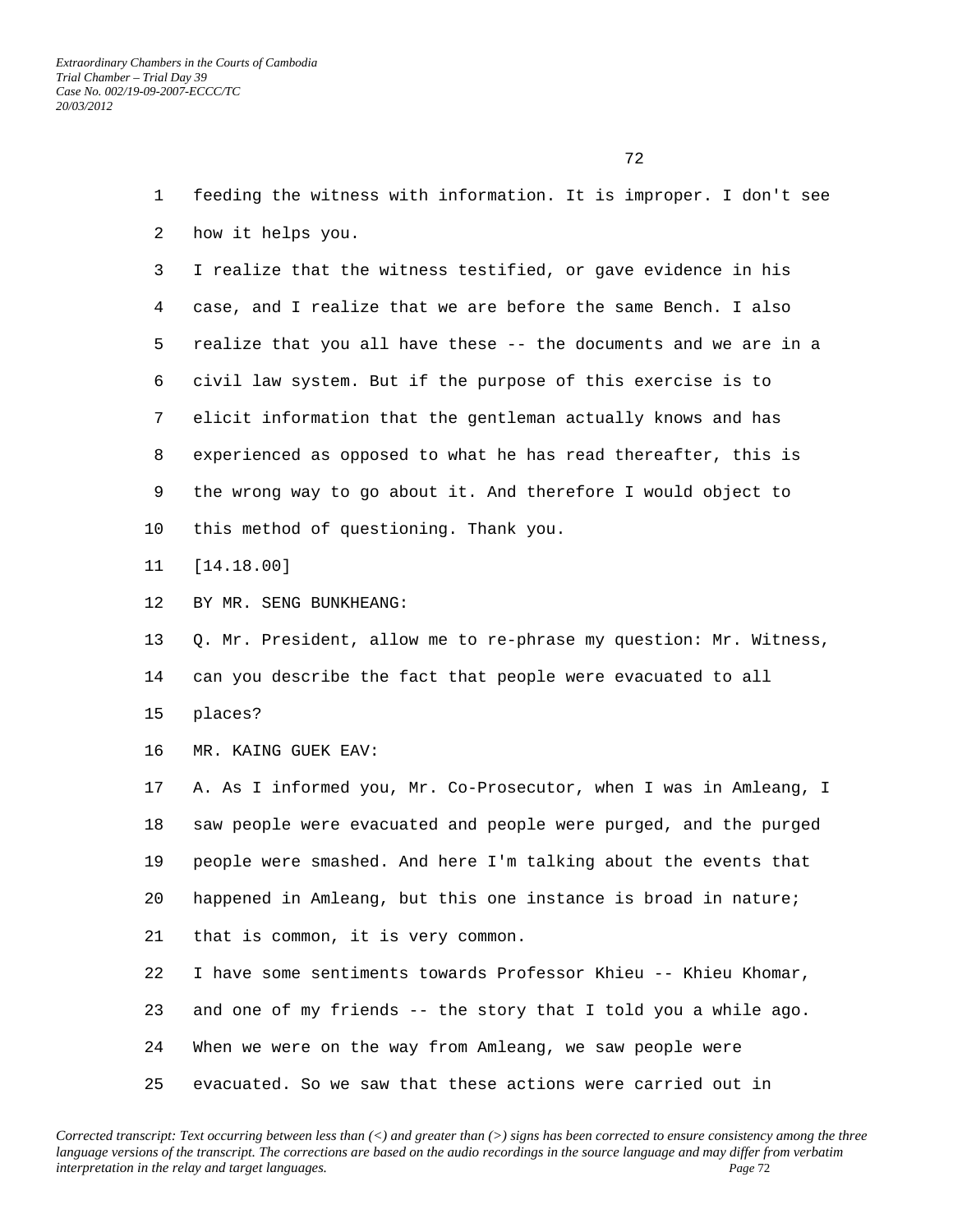feeding the witness with information. It is improper. I don't see how it helps you.

I realize that the witness testified, or gave evidence in his case, and I realize that we are before the same Bench. I also realize that you all have these -- the documents and we are in a civil law system. But if the purpose of this exercise is to elicit information that the gentleman actually knows and has experienced as opposed to what he has read thereafter, this is the wrong way to go about it. And therefore I would object to this method of questioning. Thank you.

[14.18.00]

BY MR. SENG BUNKHEANG:

Q. Mr. President, allow me to re-phrase my question: Mr. Witness, can you describe the fact that people were evacuated to all places?

MR. KAING GUEK EAV:

A. As I informed you, Mr. Co-Prosecutor, when I was in Amleang, I saw people were evacuated and people were purged, and the purged people were smashed. And here I'm talking about the events that happened in Amleang, but this one instance is broad in nature; that is common, it is very common.

I have some sentiments towards Professor Khieu -- Khieu Khomar, and one of my friends -- the story that I told you a while ago. When we were on the way from Amleang, we saw people were evacuated. So we saw that these actions were carried out in

*Corrected transcript: Text occurring between less than (<) and greater than (>) signs has been corrected to ensure consistency among the three language versions of the transcript. The corrections are based on the audio recordings in the source language and may differ from verbatim interpretation in the relay and target languages.*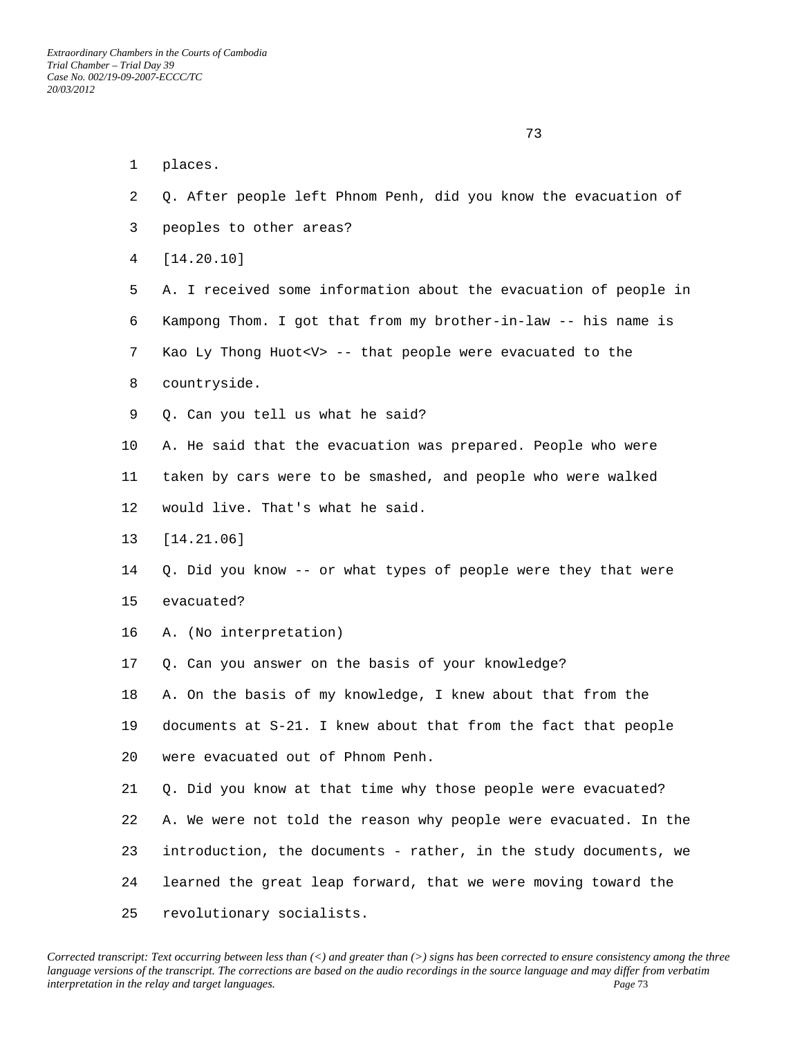places.

Q. After people left Phnom Penh, did you know the evacuation of peoples to other areas?

[14.20.10]

A. I received some information about the evacuation of people in Kampong Thom. I got that from my brother-in-law -- his name is Kao Ly Thong Huot<V> -- that people were evacuated to the countryside.

Q. Can you tell us what he said?

A. He said that the evacuation was prepared. People who were taken by cars were to be smashed, and people who were walked would live. That's what he said.

[14.21.06]

Q. Did you know -- or what types of people were they that were evacuated?

A. (No interpretation)

Q. Can you answer on the basis of your knowledge?

A. On the basis of my knowledge, I knew about that from the documents at S-21. I knew about that from the fact that people were evacuated out of Phnom Penh.

Q. Did you know at that time why those people were evacuated?

A. We were not told the reason why people were evacuated. In the introduction, the documents - rather, in the study documents, we learned the great leap forward, that we were moving toward the revolutionary socialists.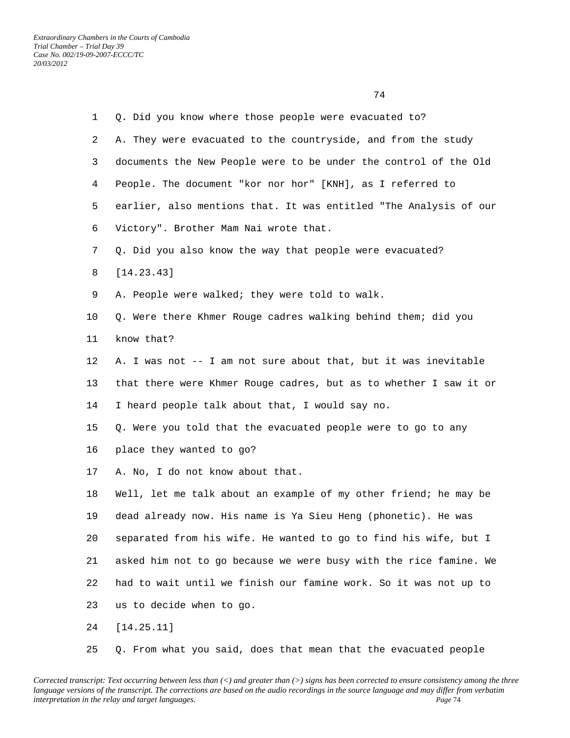Q. Did you know where those people were evacuated to?

A. They were evacuated to the countryside, and from the study documents the New People were to be under the control of the Old People. The document "kor nor hor" [KNH], as I referred to earlier, also mentions that. It was entitled "The Analysis of our Victory". Brother Mam Nai wrote that.

Q. Did you also know the way that people were evacuated?

[14.23.43]

A. People were walked; they were told to walk.

Q. Were there Khmer Rouge cadres walking behind them; did you know that?

A. I was not -- I am not sure about that, but it was inevitable that there were Khmer Rouge cadres, but as to whether I saw it or I heard people talk about that, I would say no.

Q. Were you told that the evacuated people were to go to any place they wanted to go?

A. No, I do not know about that.

Well, let me talk about an example of my other friend; he may be dead already now. His name is Ya Sieu Heng (phonetic). He was separated from his wife. He wanted to go to find his wife, but I asked him not to go because we were busy with the rice famine. We had to wait until we finish our famine work. So it was not up to us to decide when to go.

[14.25.11]

Q. From what you said, does that mean that the evacuated people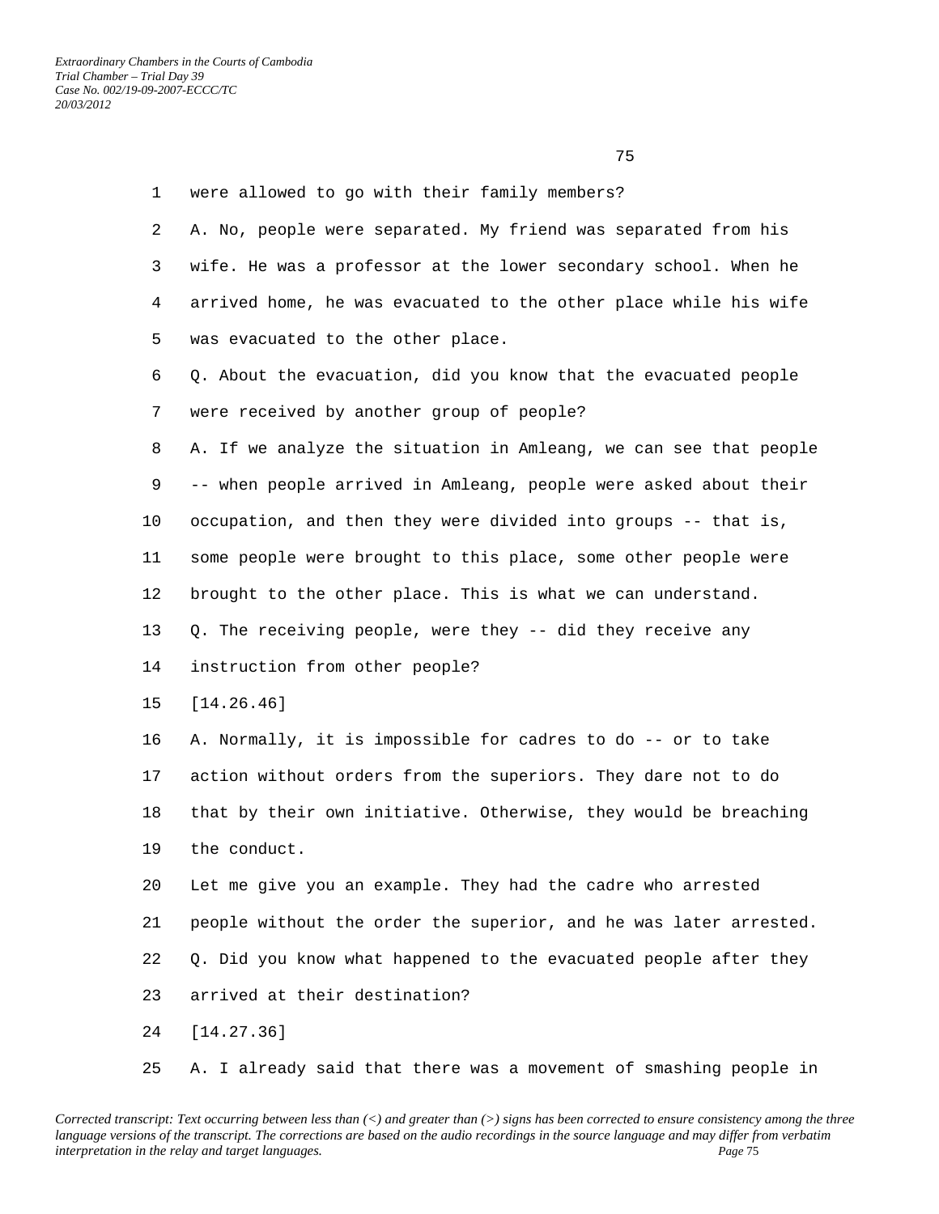were allowed to go with their family members?

A. No, people were separated. My friend was separated from his wife. He was a professor at the lower secondary school. When he arrived home, he was evacuated to the other place while his wife was evacuated to the other place.

Q. About the evacuation, did you know that the evacuated people were received by another group of people?

A. If we analyze the situation in Amleang, we can see that people -- when people arrived in Amleang, people were asked about their occupation, and then they were divided into groups -- that is, some people were brought to this place, some other people were brought to the other place. This is what we can understand.

Q. The receiving people, were they -- did they receive any instruction from other people?

[14.26.46]

A. Normally, it is impossible for cadres to do -- or to take action without orders from the superiors. They dare not to do that by their own initiative. Otherwise, they would be breaching the conduct.

Let me give you an example. They had the cadre who arrested people without the order the superior, and he was later arrested.

Q. Did you know what happened to the evacuated people after they arrived at their destination?

[14.27.36]

A. I already said that there was a movement of smashing people in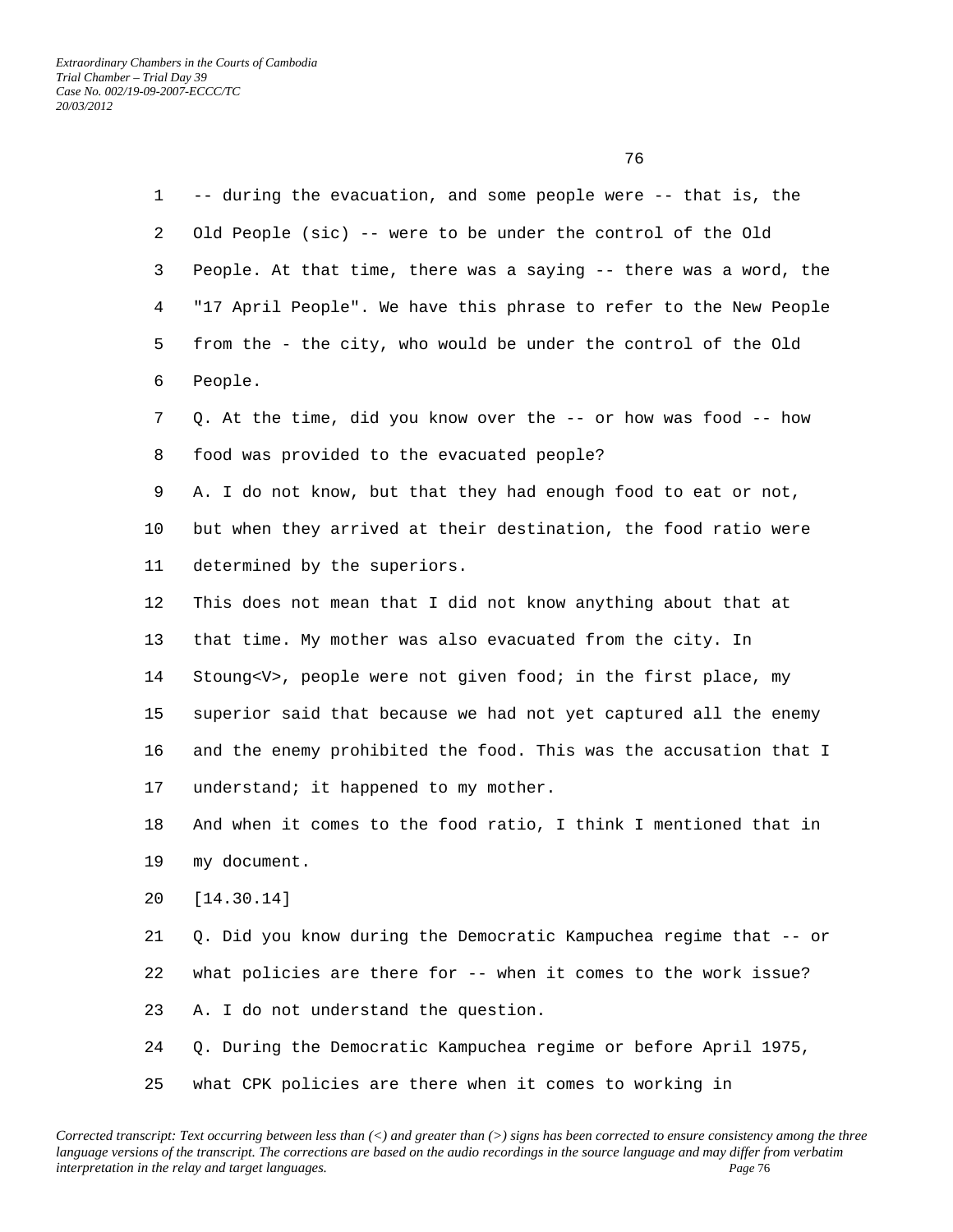-- during the evacuation, and some people were -- that is, the Old People (sic) -- were to be under the control of the Old People. At that time, there was a saying -- there was a word, the "17 April People". We have this phrase to refer to the New People from the - the city, who would be under the control of the Old People.

Q. At the time, did you know over the -- or how was food -- how food was provided to the evacuated people?

A. I do not know, but that they had enough food to eat or not, but when they arrived at their destination, the food ratio were determined by the superiors.

This does not mean that I did not know anything about that at that time. My mother was also evacuated from the city. In Stoung<V>, people were not given food; in the first place, my superior said that because we had not yet captured all the enemy and the enemy prohibited the food. This was the accusation that I understand; it happened to my mother.

And when it comes to the food ratio, I think I mentioned that in my document.

[14.30.14]

Q. Did you know during the Democratic Kampuchea regime that -- or what policies are there for -- when it comes to the work issue?

A. I do not understand the question.

Q. During the Democratic Kampuchea regime or before April 1975, what CPK policies are there when it comes to working in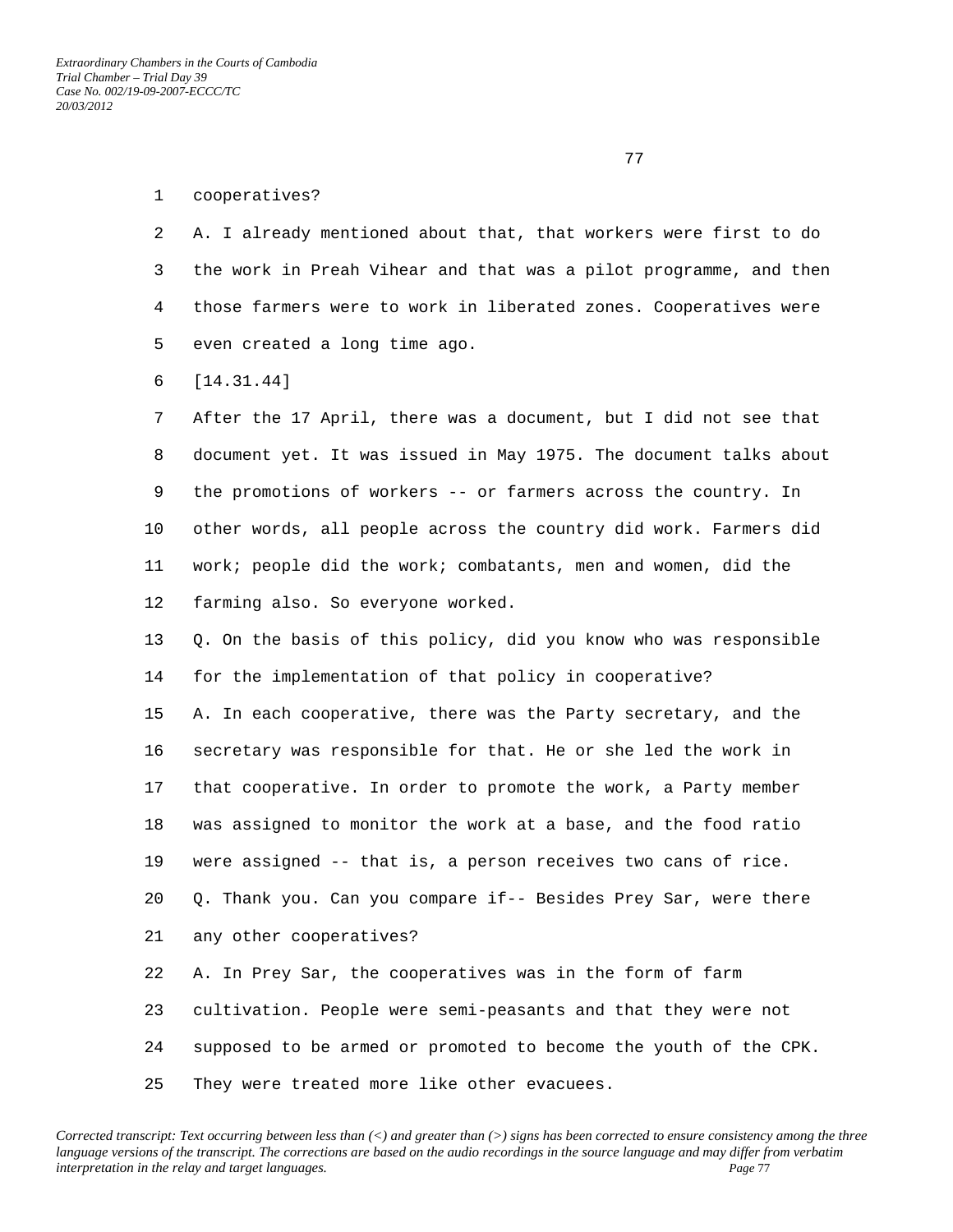cooperatives?

A. I already mentioned about that, that workers were first to do the work in Preah Vihear and that was a pilot programme, and then those farmers were to work in liberated zones. Cooperatives were even created a long time ago.

[14.31.44]

After the 17 April, there was a document, but I did not see that document yet. It was issued in May 1975. The document talks about the promotions of workers -- or farmers across the country. In other words, all people across the country did work. Farmers did work; people did the work; combatants, men and women, did the farming also. So everyone worked.

Q. On the basis of this policy, did you know who was responsible for the implementation of that policy in cooperative?

A. In each cooperative, there was the Party secretary, and the secretary was responsible for that. He or she led the work in that cooperative. In order to promote the work, a Party member was assigned to monitor the work at a base, and the food ratio were assigned -- that is, a person receives two cans of rice.

Q. Thank you. Can you compare if-- Besides Prey Sar, were there any other cooperatives?

A. In Prey Sar, the cooperatives was in the form of farm cultivation. People were semi-peasants and that they were not supposed to be armed or promoted to become the youth of the CPK. They were treated more like other evacuees.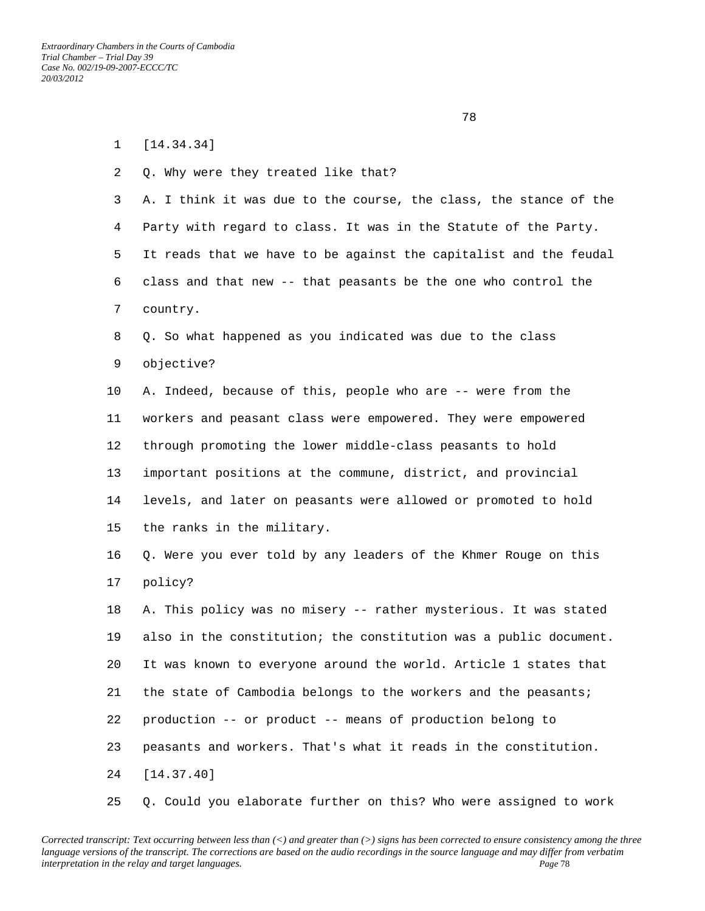[14.34.34]

Q. Why were they treated like that?

A. I think it was due to the course, the class, the stance of the Party with regard to class. It was in the Statute of the Party. It reads that we have to be against the capitalist and the feudal class and that new -- that peasants be the one who control the country.

Q. So what happened as you indicated was due to the class objective?

A. Indeed, because of this, people who are -- were from the workers and peasant class were empowered. They were empowered through promoting the lower middle-class peasants to hold important positions at the commune, district, and provincial levels, and later on peasants were allowed or promoted to hold the ranks in the military.

Q. Were you ever told by any leaders of the Khmer Rouge on this policy?

A. This policy was no misery -- rather mysterious. It was stated also in the constitution; the constitution was a public document. It was known to everyone around the world. Article 1 states that the state of Cambodia belongs to the workers and the peasants; production -- or product -- means of production belong to peasants and workers. That's what it reads in the constitution.

[14.37.40]

Q. Could you elaborate further on this? Who were assigned to work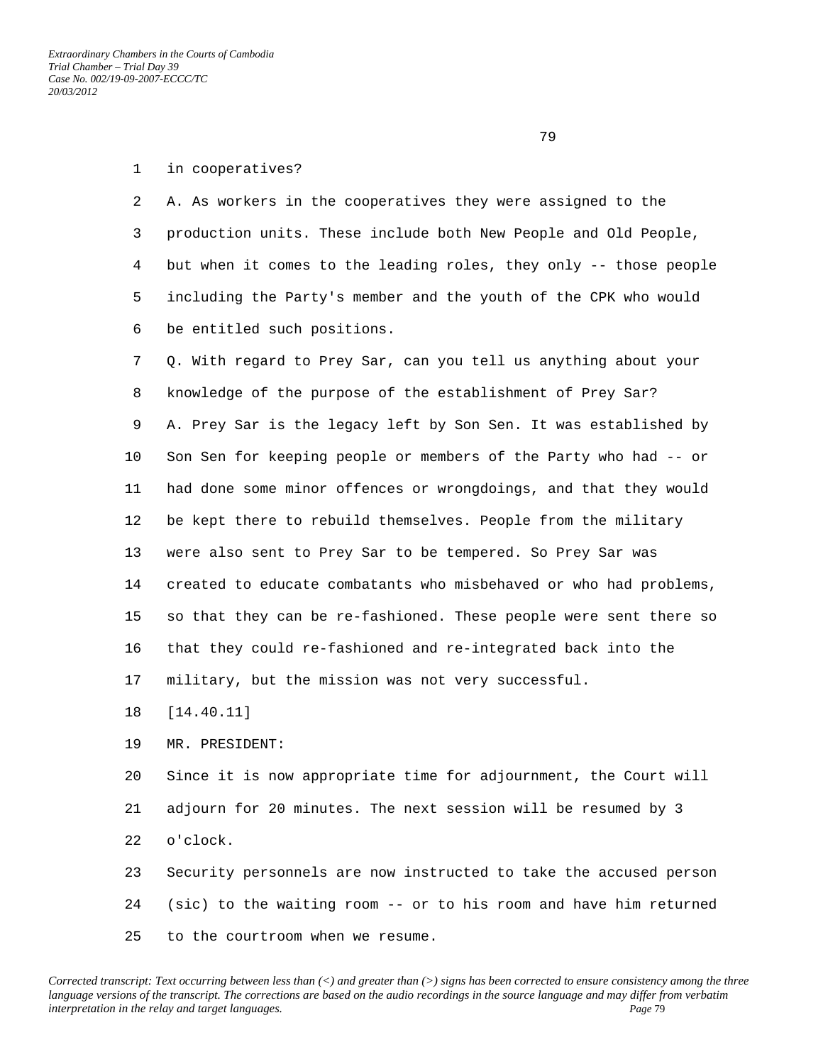in cooperatives?

A. As workers in the cooperatives they were assigned to the production units. These include both New People and Old People, but when it comes to the leading roles, they only -- those people including the Party's member and the youth of the CPK who would be entitled such positions.

Q. With regard to Prey Sar, can you tell us anything about your knowledge of the purpose of the establishment of Prey Sar?

A. Prey Sar is the legacy left by Son Sen. It was established by Son Sen for keeping people or members of the Party who had -- or had done some minor offences or wrongdoings, and that they would be kept there to rebuild themselves. People from the military were also sent to Prey Sar to be tempered. So Prey Sar was created to educate combatants who misbehaved or who had problems, so that they can be re-fashioned. These people were sent there so that they could re-fashioned and re-integrated back into the military, but the mission was not very successful.

[14.40.11]

MR. PRESIDENT:

Since it is now appropriate time for adjournment, the Court will adjourn for 20 minutes. The next session will be resumed by 3 o'clock.

Security personnels are now instructed to take the accused person (sic) to the waiting room -- or to his room and have him returned to the courtroom when we resume.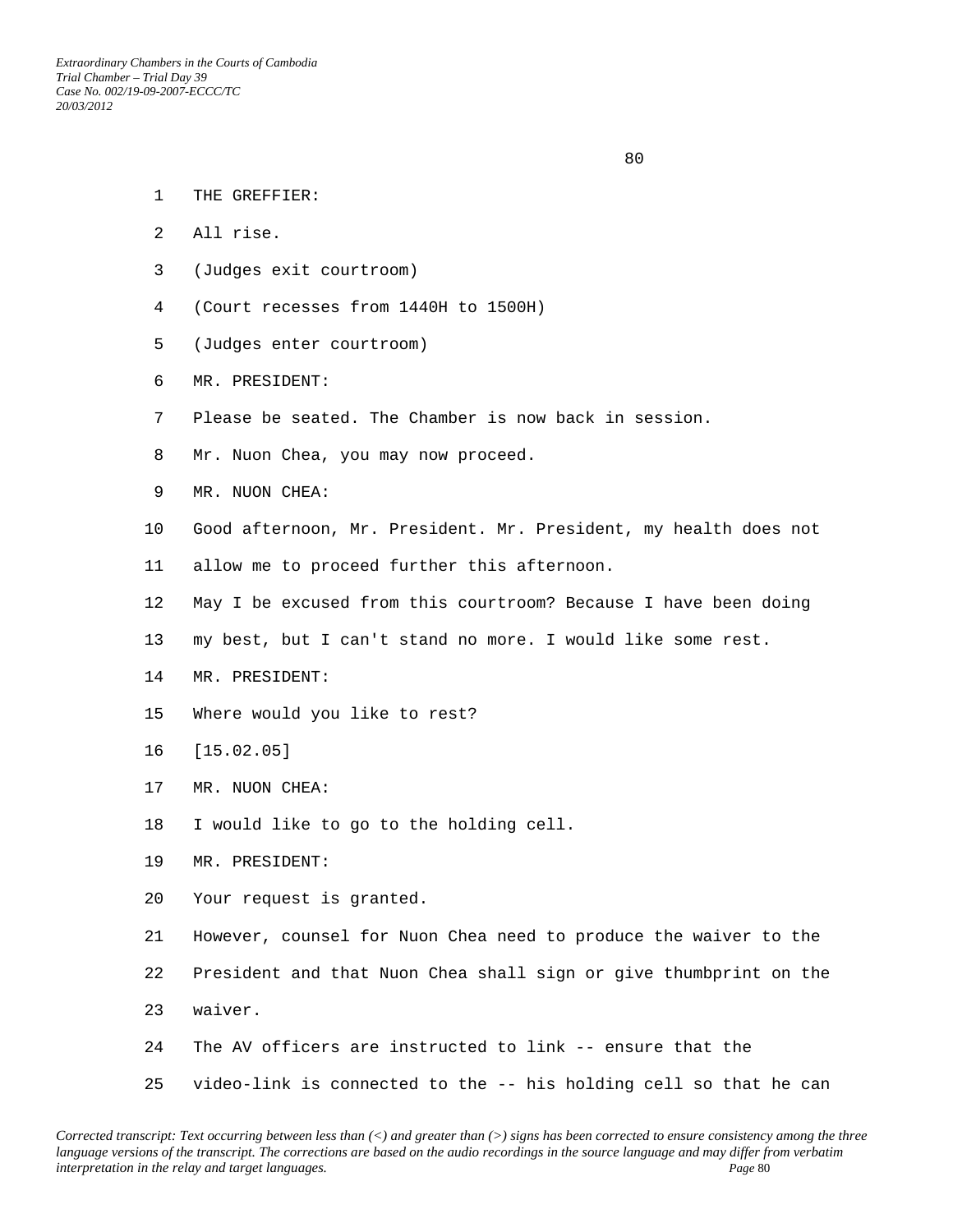THE GREFFIER:

All rise.

(Judges exit courtroom)

(Court recesses from 1440H to 1500H)

(Judges enter courtroom)

MR. PRESIDENT:

Please be seated. The Chamber is now back in session.

Mr. Nuon Chea, you may now proceed.

MR. NUON CHEA:

Good afternoon, Mr. President. Mr. President, my health does not allow me to proceed further this afternoon.

May I be excused from this courtroom? Because I have been doing my best, but I can't stand no more. I would like some rest.

MR. PRESIDENT:

Where would you like to rest?

[15.02.05]

MR. NUON CHEA:

I would like to go to the holding cell.

MR. PRESIDENT:

Your request is granted.

However, counsel for Nuon Chea need to produce the waiver to the President and that Nuon Chea shall sign or give thumbprint on the waiver.

The AV officers are instructed to link -- ensure that the video-link is connected to the -- his holding cell so that he can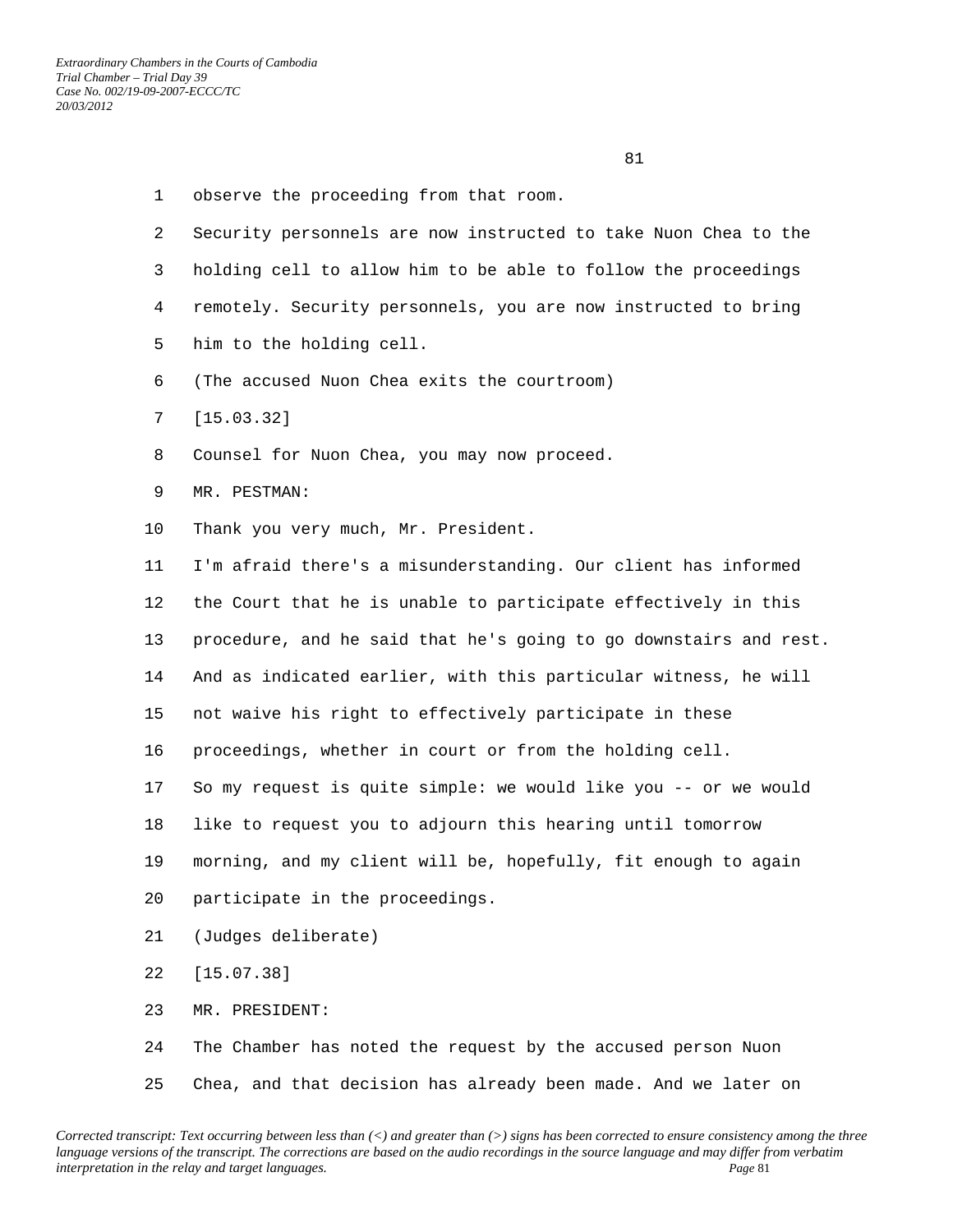observe the proceeding from that room.

Security personnels are now instructed to take Nuon Chea to the holding cell to allow him to be able to follow the proceedings remotely. Security personnels, you are now instructed to bring him to the holding cell.

(The accused Nuon Chea exits the courtroom)

[15.03.32]

Counsel for Nuon Chea, you may now proceed.

MR. PESTMAN:

Thank you very much, Mr. President.

I'm afraid there's a misunderstanding. Our client has informed the Court that he is unable to participate effectively in this procedure, and he said that he's going to go downstairs and rest. And as indicated earlier, with this particular witness, he will not waive his right to effectively participate in these proceedings, whether in court or from the holding cell.

So my request is quite simple: we would like you -- or we would like to request you to adjourn this hearing until tomorrow morning, and my client will be, hopefully, fit enough to again participate in the proceedings.

(Judges deliberate)

[15.07.38]

MR. PRESIDENT:

The Chamber has noted the request by the accused person Nuon Chea, and that decision has already been made. And we later on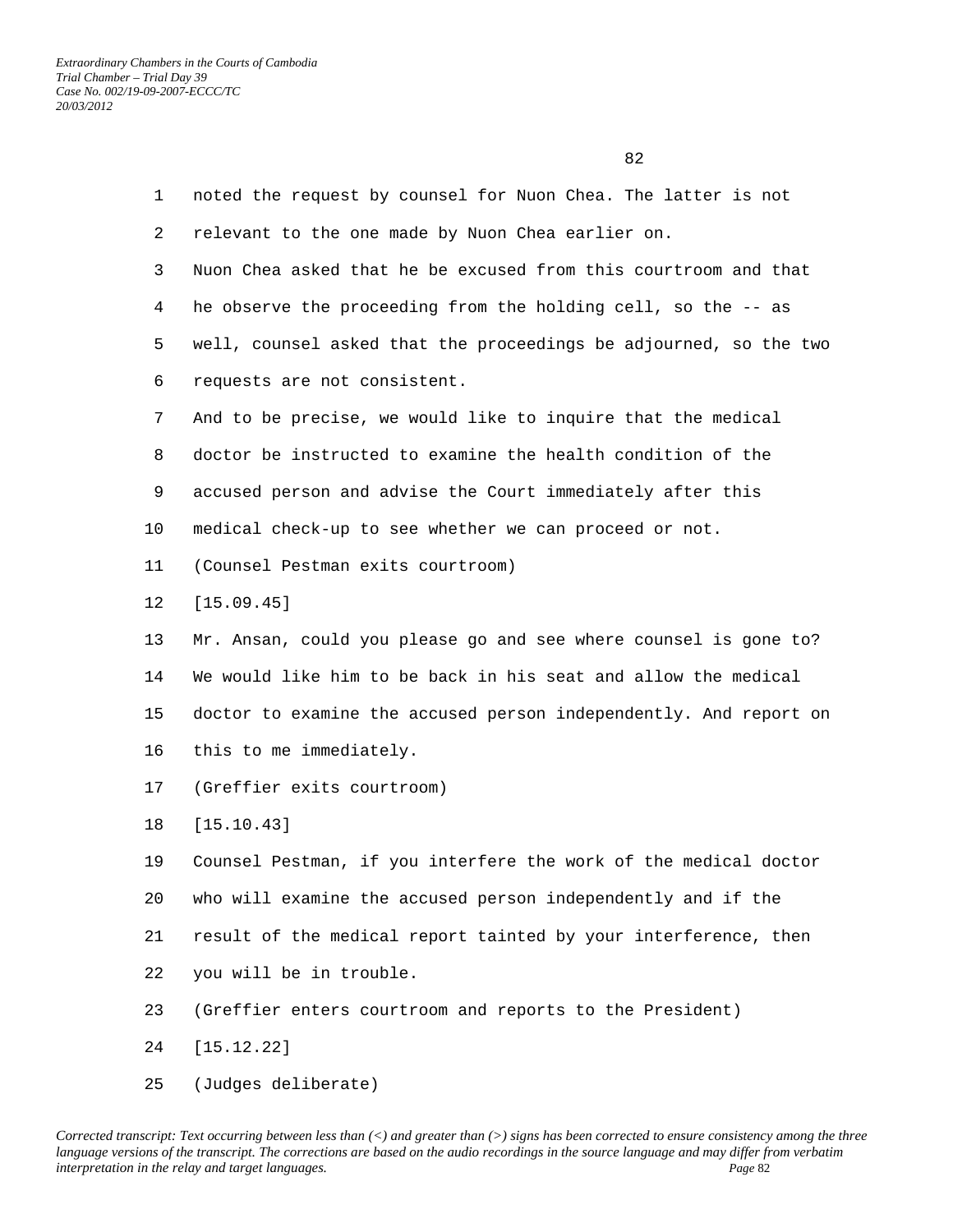noted the request by counsel for Nuon Chea. The latter is not relevant to the one made by Nuon Chea earlier on.

Nuon Chea asked that he be excused from this courtroom and that he observe the proceeding from the holding cell, so the -- as well, counsel asked that the proceedings be adjourned, so the two requests are not consistent.

And to be precise, we would like to inquire that the medical doctor be instructed to examine the health condition of the accused person and advise the Court immediately after this medical check-up to see whether we can proceed or not.

(Counsel Pestman exits courtroom)

[15.09.45]

Mr. Ansan, could you please go and see where counsel is gone to? We would like him to be back in his seat and allow the medical doctor to examine the accused person independently. And report on this to me immediately.

(Greffier exits courtroom)

[15.10.43]

Counsel Pestman, if you interfere the work of the medical doctor who will examine the accused person independently and if the result of the medical report tainted by your interference, then you will be in trouble.

(Greffier enters courtroom and reports to the President)

[15.12.22]

(Judges deliberate)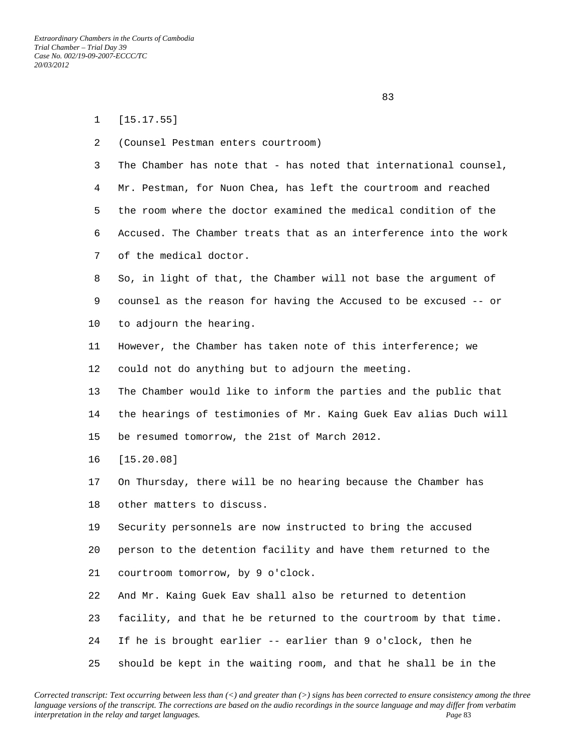[15.17.55]

(Counsel Pestman enters courtroom)

The Chamber has note that - has noted that international counsel, Mr. Pestman, for Nuon Chea, has left the courtroom and reached the room where the doctor examined the medical condition of the Accused. The Chamber treats that as an interference into the work of the medical doctor.

So, in light of that, the Chamber will not base the argument of counsel as the reason for having the Accused to be excused -- or to adjourn the hearing.

However, the Chamber has taken note of this interference; we could not do anything but to adjourn the meeting.

The Chamber would like to inform the parties and the public that the hearings of testimonies of Mr. Kaing Guek Eav alias Duch will be resumed tomorrow, the 21st of March 2012.

[15.20.08]

On Thursday, there will be no hearing because the Chamber has other matters to discuss.

Security personnels are now instructed to bring the accused person to the detention facility and have them returned to the courtroom tomorrow, by 9 o'clock.

And Mr. Kaing Guek Eav shall also be returned to detention facility, and that he be returned to the courtroom by that time. If he is brought earlier -- earlier than 9 o'clock, then he should be kept in the waiting room, and that he shall be in the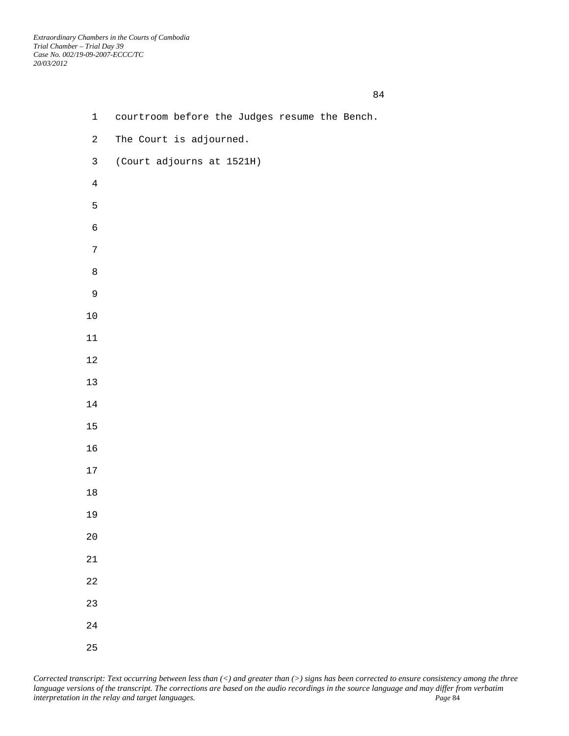courtroom before the Judges resume the Bench.

The Court is adjourned.

(Court adjourns at 1521H)